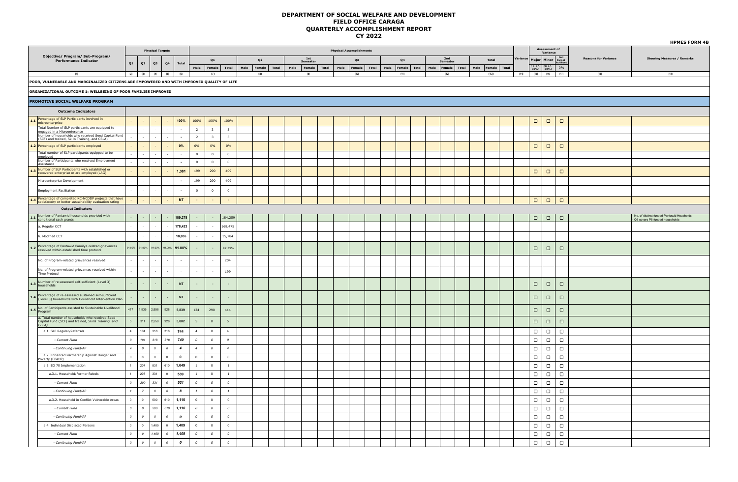# DEPARTMENT OF SOCIAL WELFARE AND DEVELOPMENT
## FIELD OFFICE CARAGA
## QUARTERLY ACCOMPLISHMENT REPORT
## CY 2022

**HPMES FORM 4B**

| Objective/ Program/ Sub-Program/ Performance Indicator | Physical Targets | | | | | Physical Accomplishments | | | | | | | | | | | | | | | | | | | | | Variance | Assessment of Variance | | | Reasons for Variance | Steering Measures / Remarks |
|---|---|---|---|---|---|---|---|---|---|---|---|---|---|---|---|---|---|---|---|---|---|---|---|---|---|---|---|---|---|---|---|---|
| | Q1 | Q2 | Q3 | Q4 | Total | Q1 | | | Q2 | | | 1st Semester | | | Q3 | | | Q4 | | | 2nd Semester | | | Total | | | | Major | Minor | Full Target Achieved | | |
| | | | | | | Male | Female | Total | Male | Female | Total | Male | Female | Total | Male | Female | Total | Male | Female | Total | Male | Female | Total | Male | Female | Total | | ( > +/- 30%) | (≤ +/- 30%) | 0% | | |
| (1) | (2) | (3) | (4) | (5) | (6) | (7) | | | (8) | | | (9) | | | (10) | | | (11) | | | (12) | | | (13) | | | (14) | (15) | (16) | (17) | (18) | (19) |
| **POOR, VULNERABLE AND MARGINALIZED CITIZENS ARE EMPOWERED AND WITH IMPROVED QUALITY OF LIFE** | | | | | | | | | | | | | | | | | | | | | | | | | | | | | | | | |
| **ORGANIZATIONAL OUTCOME 1: WELLBEING OF POOR FAMILIES IMPROVED** | | | | | | | | | | | | | | | | | | | | | | | | | | | | | | | | |
| **PROMOTIVE SOCIAL WELFARE PROGRAM** | | | | | | | | | | | | | | | | | | | | | | | | | | | | | | | | |
| **Outcome Indicators** | | | | | | | | | | | | | | | | | | | | | | | | | | | | | | | | |
| 1.1 Percentage of SLP Participants involved in microenterprise | - | - | - | - | 100% | 100% | 100% | 100% | | | | | | | | | | | | | | | | | | | | ☐ | ☐ | ☐ | | |
| Total Number of SLP participants are equipped to engaged in a Microenterprise | - | - | - | - | - | 2 | 3 | 5 | | | | | | | | | | | | | | | | | | | | | | | | |
| Number of households who received Seed Capital Fund (SCF) and trained, Skills Training, and CBLA) | - | - | - | - | - | 2 | 3 | 5 | | | | | | | | | | | | | | | | | | | | | | | | |
| 1.2 Percentage of SLP participants employed | - | - | - | - | 0% | 0% | 0% | 0% | | | | | | | | | | | | | | | | | | | | ☐ | ☐ | ☐ | | |
| Total number of SLP participants equipped to be employed | - | - | - | - | - | 0 | 0 | 0 | | | | | | | | | | | | | | | | | | | | | | | | |
| Number of Participants who received Employment Assistance | - | - | - | - | - | 0 | 0 | 0 | | | | | | | | | | | | | | | | | | | | | | | | |
| 1.3 Number of SLP Participants with established or recovered enterprise or are employed (LAG) | - | - | - | - | 1,381 | 199 | 290 | 409 | | | | | | | | | | | | | | | | | | | | ☐ | ☐ | ☐ | | |
| Microenterprise Development | - | - | - | - | - | 199 | 290 | 409 | | | | | | | | | | | | | | | | | | | | | | | | |
| Employment Facilitation | - | - | - | - | - | 0 | 0 | 0 | | | | | | | | | | | | | | | | | | | | | | | | |
| 1.4 Percentage of completed KC-NCDDP projects that have satisfactory or better sustainability evaluation rating | - | - | - | - | NT | - | - | - | | | | | | | | | | | | | | | | | | | | ☐ | ☐ | ☐ | | |
| **Output Indicators** | | | | | | | | | | | | | | | | | | | | | | | | | | | | | | | | |
| 1.1 Number of Pantawid households provided with conditional cash grants | - | - | - | - | 189,278 | - | - | 184,259 | | | | | | | | | | | | | | | | | | | | ☐ | ☐ | ☐ | | - No. of distinct funded Pantawid Households<br>- Q1 covers P6 funded households |
| a. Regular CCT | - | - | - | - | 178,423 | - | - | 168,475 | | | | | | | | | | | | | | | | | | | | | | | | |
| b. Modified CCT | - | - | - | - | 10,855 | - | - | 15,784 | | | | | | | | | | | | | | | | | | | | | | | | |
| 1.2 Percentage of Pantawid Pamilya-related grievances resolved within established time protocol | 91.00% | 91.00% | 91.00% | 91.00% | 91.00% | - | - | 97.55% | | | | | | | | | | | | | | | | | | | | ☐ | ☐ | ☐ | | |
| No. of Program-related grievances resolved | - | - | - | - | - | - | - | 204 | | | | | | | | | | | | | | | | | | | | | | | | |
| No. of Program-related grievances resolved within Time Protocol | - | - | - | - | - | - | - | 199 | | | | | | | | | | | | | | | | | | | | | | | | |
| 1.3 Number of re-assessed self-sufficient (Level 3) households | - | - | - | - | NT | - | - | - | | | | | | | | | | | | | | | | | | | | ☐ | ☐ | ☐ | | |
| 1.4 Percentage of re-assessed sustained self-sufficient (Level 3) households with Household Intervention Plan | - | - | - | - | NT | - | - | - | | | | | | | | | | | | | | | | | | | | ☐ | ☐ | ☐ | | |
| 1.5 No. of Participants assisted to Sustainable Livelihood Program | 417 | 1,936 | 2,558 | 928 | 5,839 | 124 | 290 | 414 | | | | | | | | | | | | | | | | | | | | ☐ | ☐ | ☐ | | |
| a. Total number of households who received Seed Capital Fund (SCF) and trained, *Skills Training, and CBLA)* | 5 | 311 | 2,558 | 928 | 3,802 | 5 | 0 | 5 | | | | | | | | | | | | | | | | | | | | ☐ | ☐ | ☐ | | |
| a.1. SLP Regular/Referrals | 4 | 104 | 318 | 318 | 744 | 4 | 0 | 4 | | | | | | | | | | | | | | | | | | | | ☐ | ☐ | ☐ | | |
| *- Current Fund* | 0 | 104 | 318 | 318 | 740 | 0 | 0 | 0 | | | | | | | | | | | | | | | | | | | | ☐ | ☐ | ☐ | | |
| *- Continuing Fund/AP* | 4 | 0 | 0 | 0 | 4 | 4 | 0 | 4 | | | | | | | | | | | | | | | | | | | | ☐ | ☐ | ☐ | | |
| a.2. Enhanced Partnership Against Hunger and Poverty (EPAHP) | 0 | 0 | 0 | 0 | 0 | 0 | 0 | 0 | | | | | | | | | | | | | | | | | | | | ☐ | ☐ | ☐ | | |
| a.3. EO 70 Implementation | 1 | 207 | 831 | 610 | 1,649 | 1 | 0 | 1 | | | | | | | | | | | | | | | | | | | | ☐ | ☐ | ☐ | | |
| a.3.1. Household/Former Rebels | 1 | 207 | 331 | 0 | 539 | 1 | 0 | 1 | | | | | | | | | | | | | | | | | | | | ☐ | ☐ | ☐ | | |
| *- Current Fund* | 0 | 200 | 331 | 0 | 531 | 0 | 0 | 0 | | | | | | | | | | | | | | | | | | | | ☐ | ☐ | ☐ | | |
| *- Continuing Fund/AP* | 1 | 7 | 0 | 0 | 8 | 1 | 0 | 1 | | | | | | | | | | | | | | | | | | | | ☐ | ☐ | ☐ | | |
| a.3.2. Household in Conflict Vulnerable Areas | 0 | 0 | 500 | 610 | 1,110 | 0 | 0 | 0 | | | | | | | | | | | | | | | | | | | | ☐ | ☐ | ☐ | | |
| *- Current Fund* | 0 | 0 | 500 | 610 | 1,110 | 0 | 0 | 0 | | | | | | | | | | | | | | | | | | | | ☐ | ☐ | ☐ | | |
| *- Continuing Fund/AP* | 0 | 0 | 0 | 0 | 0 | 0 | 0 | 0 | | | | | | | | | | | | | | | | | | | | ☐ | ☐ | ☐ | | |
| a.4. Individual Displaced Persons | 0 | 0 | 1,409 | 0 | 1,409 | 0 | 0 | 0 | | | | | | | | | | | | | | | | | | | | ☐ | ☐ | ☐ | | |
| *- Current Fund* | 0 | 0 | 1,409 | 0 | 1,409 | 0 | 0 | 0 | | | | | | | | | | | | | | | | | | | | ☐ | ☐ | ☐ | | |
| *- Continuing Fund/AP* | 0 | 0 | 0 | 0 | 0 | 0 | 0 | 0 | | | | | | | | | | | | | | | | | | | | ☐ | ☐ | ☐ | | |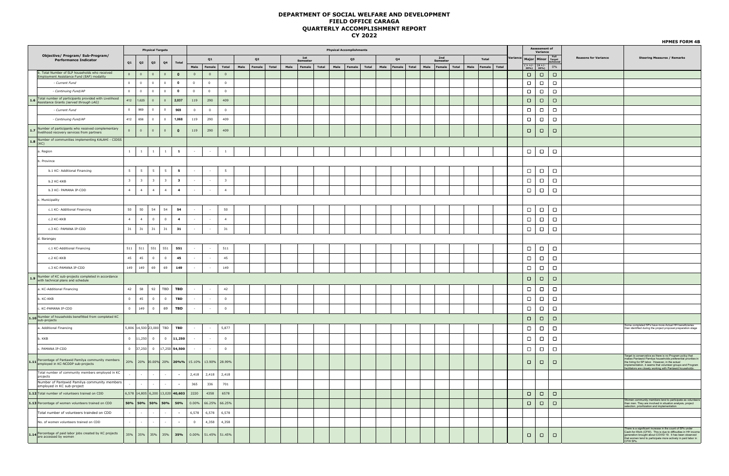# DEPARTMENT OF SOCIAL WELFARE AND DEVELOPMENT
## FIELD OFFICE CARAGA
## QUARTERLY ACCOMPLISHMENT REPORT
## CY 2022

**HPMES FORM 4B**

| | Objective/ Program/ Sub-Program/ Performance Indicator | Physical Targets | | | | | Physical Accomplishments | | | | | | | | | | | | | | | | | | | | | Variance | Assessment of Variance | | | Reasons for Variance | Steering Measures / Remarks |
|---|---|---|---|---|---|---|---|---|---|---|---|---|---|---|---|---|---|---|---|---|---|---|---|---|---|---|---|---|---|---|---|---|---|
| | | Q1 | Q2 | Q3 | Q4 | Total | Q1 | | | Q2 | | | 1st Semester | | | Q3 | | | Q4 | | | 2nd Semester | | | Total | | | | Major | Minor | Full Target Achieved | | |
| | | | | | | | Male | Female | Total | Male | Female | Total | Male | Female | Total | Male | Female | Total | Male | Female | Total | Male | Female | Total | Male | Female | Total | | ( > +/- 30%) | ( ≤ +/- 30%) | 0% | | |
| | b. Total Number of SLP households who received Employment Assistance Fund (EAF) modality | 0 | 0 | 0 | 0 | **0** | 0 | 0 | 0 | | | | | | | | | | | | | | | | | | | | ☐ | ☐ | ☐ | | |
| | - Current Fund | 0 | 0 | 0 | 0 | **0** | 0 | 0 | 0 | | | | | | | | | | | | | | | | | | | | ☐ | ☐ | ☐ | | |
| | - Continuing Fund/AP | 0 | 0 | 0 | 0 | **0** | 0 | 0 | 0 | | | | | | | | | | | | | | | | | | | | ☐ | ☐ | ☐ | | |
| 1.6 | Total number of participants provided with Livelihood Assistance Grants (served through LAG) | 412 | 1,625 | 0 | 0 | **2,037** | 119 | 290 | 409 | | | | | | | | | | | | | | | | | | | | ☐ | ☐ | ☐ | | |
| | - Current Fund | 0 | 969 | 0 | 0 | **969** | 0 | 0 | 0 | | | | | | | | | | | | | | | | | | | | ☐ | ☐ | ☐ | | |
| | - Continuing Fund/AP | 412 | 656 | 0 | 0 | **1,068** | 119 | 290 | 409 | | | | | | | | | | | | | | | | | | | | ☐ | ☐ | ☐ | | |
| 1.7 | Number of participants who received complementary livelihood recovery services from partners | 0 | 0 | 0 | 0 | **0** | 119 | 290 | 409 | | | | | | | | | | | | | | | | | | | | ☐ | ☐ | ☐ | | |
| 1.8 | Number of communities implementing KALAHI - CIDSS (KC) | | | | | | | | | | | | | | | | | | | | | | | | | | | | | | | | |
| | a. Region | 1 | 1 | 1 | 1 | **1** | - | - | 1 | | | | | | | | | | | | | | | | | | | | ☐ | ☐ | ☐ | | |
| | b. Province | | | | | | | | | | | | | | | | | | | | | | | | | | | | | | | | |
| | b.1 KC- Additional Financing | 5 | 5 | 5 | 5 | **5** | - | - | 5 | | | | | | | | | | | | | | | | | | | | ☐ | ☐ | ☐ | | |
| | b.2 KC-KKB | 3 | 3 | 3 | 3 | **3** | - | - | 3 | | | | | | | | | | | | | | | | | | | | ☐ | ☐ | ☐ | | |
| | b.3 KC- PAMANA IP-CDD | 4 | 4 | 4 | 4 | **4** | - | - | 4 | | | | | | | | | | | | | | | | | | | | ☐ | ☐ | ☐ | | |
| | c. Municipality | | | | | | | | | | | | | | | | | | | | | | | | | | | | | | | | |
| | c.1 KC- Additional Financing | 50 | 50 | 54 | 54 | **54** | - | - | 50 | | | | | | | | | | | | | | | | | | | | ☐ | ☐ | ☐ | | |
| | c.2 KC-KKB | 4 | 4 | 0 | 0 | **4** | - | - | 4 | | | | | | | | | | | | | | | | | | | | ☐ | ☐ | ☐ | | |
| | c.3 KC- PAMANA IP-CDD | 31 | 31 | 31 | 31 | **31** | - | - | 31 | | | | | | | | | | | | | | | | | | | | ☐ | ☐ | ☐ | | |
| | d. Barangay | | | | | | | | | | | | | | | | | | | | | | | | | | | | | | | | |
| | c.1 KC-Additional Financing | 511 | 511 | 551 | 551 | **551** | - | - | 511 | | | | | | | | | | | | | | | | | | | | ☐ | ☐ | ☐ | | |
| | c.2 KC-KKB | 45 | 45 | 0 | 0 | **45** | - | - | 45 | | | | | | | | | | | | | | | | | | | | ☐ | ☐ | ☐ | | |
| | c.3 KC-PAMANA IP-CDD | 149 | 149 | 69 | 69 | **149** | - | - | 149 | | | | | | | | | | | | | | | | | | | | ☐ | ☐ | ☐ | | |
| 1.9 | Number of KC sub-projects completed in accordance with technical plans and schedule | | | | | | | | | | | | | | | | | | | | | | | | | | | | ☐ | ☐ | ☐ | | |
| | a. KC-Additional Financing | 42 | 58 | 92 | TBD | **TBD** | - | - | 42 | | | | | | | | | | | | | | | | | | | | ☐ | ☐ | ☐ | | |
| | b. KC-KKB | 0 | 45 | 0 | 0 | **TBD** | - | - | 0 | | | | | | | | | | | | | | | | | | | | ☐ | ☐ | ☐ | | |
| | c. KC-PAMANA IP-CDD | 0 | 149 | 0 | 69 | **TBD** | - | - | 0 | | | | | | | | | | | | | | | | | | | | ☐ | ☐ | ☐ | | |
| 1.10 | Number of households benefitted from completed KC sub-projects | | | | | | | | | | | | | | | | | | | | | | | | | | | | ☐ | ☐ | ☐ | | |
| | a. Additional Financing | 5,806 | 14,500 | 23,000 | TBD | **TBD** | - | - | 5,877 | | | | | | | | | | | | | | | | | | | | ☐ | ☐ | ☐ | | Some completed SPs have more Actual HH beneficiaries than identified during the project proposal preparation stage |
| | b. KKB | 0 | 11,250 | 0 | 0 | **11,250** | - | - | 0 | | | | | | | | | | | | | | | | | | | | ☐ | ☐ | ☐ | | |
| | c. PAMANA IP-CDD | 0 | 37,250 | 0 | 17,250 | **54,500** | - | - | 0 | | | | | | | | | | | | | | | | | | | | ☐ | ☐ | ☐ | | |
| 1.11 | Percentage of Pantawid Pamilya community members employed in KC-NCDDP sub-projects | 20% | 20% | 20.00% | 20% | **20%%** | 15.10% | 13.90% | 28.99% | | | | | | | | | | | | | | | | | | | | ☐ | ☐ | ☐ | | Target is conservative as there is no Program policy that makes Pantawid Pamilya households preferential priorities in the hiring for SP labor. However, in the actual implementation, it seems that volunteer groups and Program facilitators are closely working with Pantawid households . |
| | Total number of community members employed in KC projects | - | - | - | - | **=** | 2,418 | 2,418 | 2,418 | | | | | | | | | | | | | | | | | | | | | | | | |
| | Number of Pantawid Pamilya community members employed in KC sub-project | - | - | - | - | **=** | 365 | 336 | 701 | | | | | | | | | | | | | | | | | | | | | | | | |
| 1.12 | Total number of volunteers trained on CDD | 6,578 | 14,805 | 6,200 | 13,020 | **40,603** | 2220 | 4358 | 6578 | | | | | | | | | | | | | | | | | | | | ☐ | ☐ | ☐ | | |
| 1.13 | Percentage of women volunteers trained on CDD | **50%** | **50%** | **50%** | **50%** | **50%** | 0.00% | 66.25% | 66.25% | | | | | | | | | | | | | | | | | | | | ☐ | ☐ | ☐ | | Women community members tend to participate as volunteers than men. They are involved in situation analysis, project selection, prioritization and implementation |
| | Total number of volunteers trainded on CDD | - | - | - | - | **=** | 6,578 | 6,578 | 6,578 | | | | | | | | | | | | | | | | | | | | | | | | |
| | No. of women volunteers trained on CDD | - | - | - | - | **=** | 0 | 4,358 | 4,358 | | | | | | | | | | | | | | | | | | | | | | | | |
| 1.14 | Percentage of paid labor jobs created by KC projects are accessed by women | 35% | 35% | 35% | 35% | **35%** | 0.00% | 51.45% | 51.45% | | | | | | | | | | | | | | | | | | | | ☐ | ☐ | ☐ | | There is a significant increase in the count of SPs under Cash-for-Work (CFW). This is due to difficulties in HH income generation brought about COVID 19. It has been observed that women tend to participate more actively in paid labor in CFW SPs. |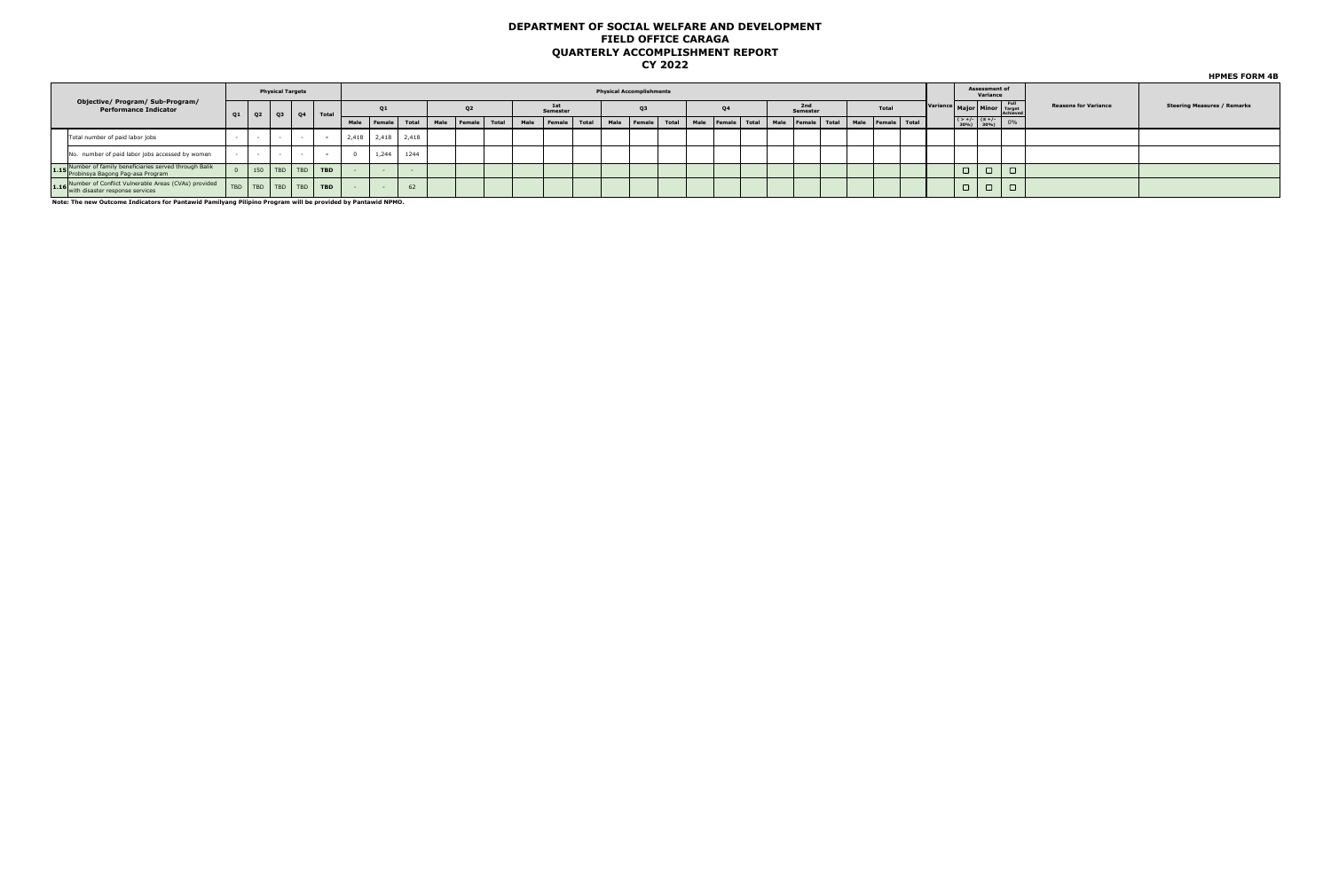# DEPARTMENT OF SOCIAL WELFARE AND DEVELOPMENT
## FIELD OFFICE CARAGA
## QUARTERLY ACCOMPLISHMENT REPORT
## CY 2022

**HPMES FORM 4B**

| | Objective/ Program/ Sub-Program/ Performance Indicator | Physical Targets | | | | | Physical Accomplishments | | | | | | | | | | | | | | | | | | | | | | | | | Variance | Assessment of Variance | | | Reasons for Variance | Steering Measures / Remarks |
|---|---|---|---|---|---|---|---|---|---|---|---|---|---|---|---|---|---|---|---|---|---|---|---|---|---|---|---|---|---|---|---|---|---|---|---|---|---|
| | | Q1 | Q2 | Q3 | Q4 | Total | Q1 | | | Q2 | | | 1st Semester | | | Q3 | | | Q4 | | | 2nd Semester | | | Total | | | | Major | Minor | Full Target Achieved | | |
| | | | | | | | Male | Female | Total | Male | Female | Total | Male | Female | Total | Male | Female | Total | Male | Female | Total | Male | Female | Total | Male | Female | Total | | ( > +/- 30%) | (≤ +/- 30%) | 0% | | |
| | Total number of paid labor jobs | - | - | - | - | = | 2,418 | 2,418 | 2,418 | | | | | | | | | | | | | | | | | | | | | | | | |
| | No. number of paid labor jobs accessed by women | - | - | - | - | = | 0 | 1,244 | 1244 | | | | | | | | | | | | | | | | | | | | | | | | |
| 1.15 | Number of family beneficiaries served through Balik Probinsya Bagong Pag-asa Program | 0 | 150 | TBD | TBD | TBD | - | - | - | | | | | | | | | | | | | | | | | | | | ☐ | ☐ | ☐ | | |
| 1.16 | Number of Conflict Vulnerable Areas (CVAs) provided with disaster response services | TBD | TBD | TBD | TBD | TBD | - | - | 62 | | | | | | | | | | | | | | | | | | | | ☐ | ☐ | ☐ | | |

**Note: The new Outcome Indicators for Pantawid Pamilyang Pilipino Program will be provided by Pantawid NPMO.**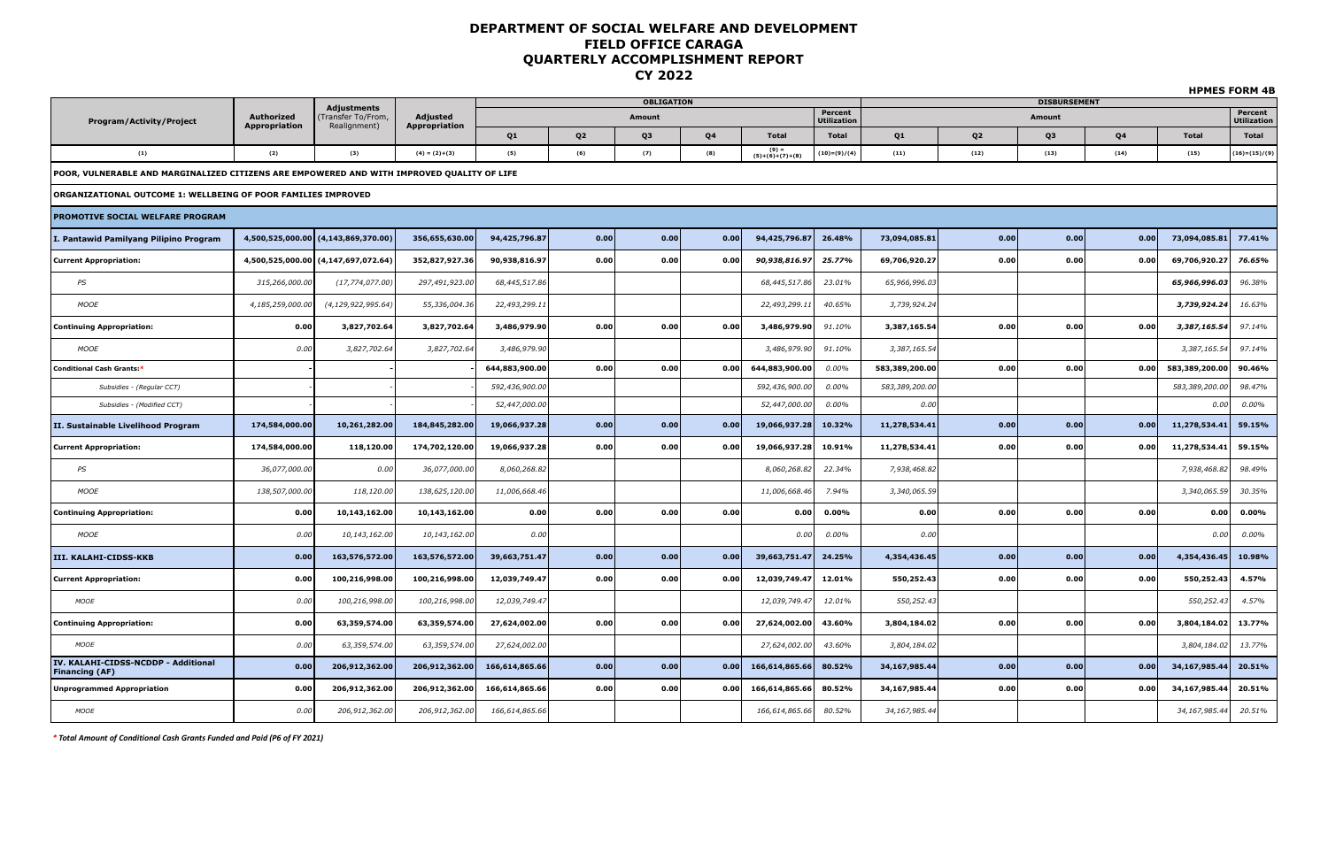# DEPARTMENT OF SOCIAL WELFARE AND DEVELOPMENT
# FIELD OFFICE CARAGA
# QUARTERLY ACCOMPLISHMENT REPORT
# CY 2022

**HPMES FORM 4B**

| Program/Activity/Project | Authorized Appropriation | Adjustments (Transfer To/From, Realignment) | Adjusted Appropriation | OBLIGATION Amount | | | | | Percent Utilization | DISBURSEMENT Amount | | | | | Percent Utilization |
|---|---|---|---|---|---|---|---|---|---|---|---|---|---|---|---|
| | | | | Q1 | Q2 | Q3 | Q4 | Total | Total | Q1 | Q2 | Q3 | Q4 | Total | Total |
| (1) | (2) | (3) | (4) = (2)+(3) | (5) | (6) | (7) | (8) | (9) = (5)+(6)+(7)+(8) | (10)=(9)/(4) | (11) | (12) | (13) | (14) | (15) | (16)=(15)/(9) |
| **POOR, VULNERABLE AND MARGINALIZED CITIZENS ARE EMPOWERED AND WITH IMPROVED QUALITY OF LIFE** | | | | | | | | | | | | | | | |
| **ORGANIZATIONAL OUTCOME 1: WELLBEING OF POOR FAMILIES IMPROVED** | | | | | | | | | | | | | | | |
| **PROMOTIVE SOCIAL WELFARE PROGRAM** | | | | | | | | | | | | | | | |
| **I. Pantawid Pamilyang Pilipino Program** | **4,500,525,000.00** | **(4,143,869,370.00)** | **356,655,630.00** | **94,425,796.87** | **0.00** | **0.00** | **0.00** | **94,425,796.87** | **26.48%** | **73,094,085.81** | **0.00** | **0.00** | **0.00** | **73,094,085.81** | **77.41%** |
| **Current Appropriation:** | **4,500,525,000.00** | **(4,147,697,072.64)** | **352,827,927.36** | **90,938,816.97** | **0.00** | **0.00** | **0.00** | ***90,938,816.97*** | **25.77%** | **69,706,920.27** | **0.00** | **0.00** | **0.00** | **69,706,920.27** | ***76.65%*** |
| *PS* | *315,266,000.00* | *(17,774,077.00)* | *297,491,923.00* | *68,445,517.86* | | | | *68,445,517.86* | *23.01%* | *65,966,996.03* | | | | ***65,966,996.03*** | *96.38%* |
| *MOOE* | *4,185,259,000.00* | *(4,129,922,995.64)* | *55,336,004.36* | *22,493,299.11* | | | | *22,493,299.11* | *40.65%* | *3,739,924.24* | | | | ***3,739,924.24*** | *16.63%* |
| **Continuing Appropriation:** | **0.00** | **3,827,702.64** | **3,827,702.64** | **3,486,979.90** | **0.00** | **0.00** | **0.00** | **3,486,979.90** | *91.10%* | **3,387,165.54** | **0.00** | **0.00** | **0.00** | ***3,387,165.54*** | *97.14%* |
| *MOOE* | *0.00* | *3,827,702.64* | *3,827,702.64* | *3,486,979.90* | | | | *3,486,979.90* | *91.10%* | *3,387,165.54* | | | | *3,387,165.54* | *97.14%* |
| **Conditional Cash Grants:*** | **-** | **-** | **-** | **644,883,900.00** | **0.00** | **0.00** | **0.00** | **644,883,900.00** | *0.00%* | **583,389,200.00** | **0.00** | **0.00** | **0.00** | **583,389,200.00** | **90.46%** |
| *Subsidies - (Regular CCT)* | - | - | - | *592,436,900.00* | | | | *592,436,900.00* | *0.00%* | *583,389,200.00* | | | | *583,389,200.00* | *98.47%* |
| *Subsidies - (Modified CCT)* | - | - | - | *52,447,000.00* | | | | *52,447,000.00* | *0.00%* | *0.00* | | | | *0.00* | *0.00%* |
| **II. Sustainable Livelihood Program** | **174,584,000.00** | **10,261,282.00** | **184,845,282.00** | **19,066,937.28** | **0.00** | **0.00** | **0.00** | **19,066,937.28** | **10.32%** | **11,278,534.41** | **0.00** | **0.00** | **0.00** | **11,278,534.41** | **59.15%** |
| **Current Appropriation:** | **174,584,000.00** | **118,120.00** | **174,702,120.00** | **19,066,937.28** | **0.00** | **0.00** | **0.00** | **19,066,937.28** | **10.91%** | **11,278,534.41** | **0.00** | **0.00** | **0.00** | **11,278,534.41** | **59.15%** |
| *PS* | *36,077,000.00* | *0.00* | *36,077,000.00* | *8,060,268.82* | | | | *8,060,268.82* | *22.34%* | *7,938,468.82* | | | | *7,938,468.82* | *98.49%* |
| *MOOE* | *138,507,000.00* | *118,120.00* | *138,625,120.00* | *11,006,668.46* | | | | *11,006,668.46* | *7.94%* | *3,340,065.59* | | | | *3,340,065.59* | *30.35%* |
| **Continuing Appropriation:** | **0.00** | **10,143,162.00** | **10,143,162.00** | **0.00** | **0.00** | **0.00** | **0.00** | **0.00** | **0.00%** | **0.00** | **0.00** | **0.00** | **0.00** | **0.00** | **0.00%** |
| *MOOE* | *0.00* | *10,143,162.00* | *10,143,162.00* | *0.00* | | | | *0.00* | *0.00%* | *0.00* | | | | *0.00* | *0.00%* |
| **III. KALAHI-CIDSS-KKB** | **0.00** | **163,576,572.00** | **163,576,572.00** | **39,663,751.47** | **0.00** | **0.00** | **0.00** | **39,663,751.47** | **24.25%** | **4,354,436.45** | **0.00** | **0.00** | **0.00** | **4,354,436.45** | **10.98%** |
| **Current Appropriation:** | **0.00** | **100,216,998.00** | **100,216,998.00** | **12,039,749.47** | **0.00** | **0.00** | **0.00** | **12,039,749.47** | **12.01%** | **550,252.43** | **0.00** | **0.00** | **0.00** | **550,252.43** | **4.57%** |
| *MOOE* | *0.00* | *100,216,998.00* | *100,216,998.00* | *12,039,749.47* | | | | *12,039,749.47* | *12.01%* | *550,252.43* | | | | *550,252.43* | *4.57%* |
| **Continuing Appropriation:** | **0.00** | **63,359,574.00** | **63,359,574.00** | **27,624,002.00** | **0.00** | **0.00** | **0.00** | **27,624,002.00** | **43.60%** | **3,804,184.02** | **0.00** | **0.00** | **0.00** | **3,804,184.02** | **13.77%** |
| *MOOE* | *0.00* | *63,359,574.00* | *63,359,574.00* | *27,624,002.00* | | | | *27,624,002.00* | *43.60%* | *3,804,184.02* | | | | *3,804,184.02* | *13.77%* |
| **IV. KALAHI-CIDSS-NCDDP - Additional Financing (AF)** | **0.00** | **206,912,362.00** | **206,912,362.00** | **166,614,865.66** | **0.00** | **0.00** | **0.00** | **166,614,865.66** | **80.52%** | **34,167,985.44** | **0.00** | **0.00** | **0.00** | **34,167,985.44** | **20.51%** |
| **Unprogrammed Appropriation** | **0.00** | **206,912,362.00** | **206,912,362.00** | **166,614,865.66** | **0.00** | **0.00** | **0.00** | **166,614,865.66** | **80.52%** | **34,167,985.44** | **0.00** | **0.00** | **0.00** | **34,167,985.44** | **20.51%** |
| *MOOE* | *0.00* | *206,912,362.00* | *206,912,362.00* | *166,614,865.66* | | | | *166,614,865.66* | *80.52%* | *34,167,985.44* | | | | *34,167,985.44* | *20.51%* |

****** *Total Amount of Conditional Cash Grants Funded and Paid (P6 of FY 2021)*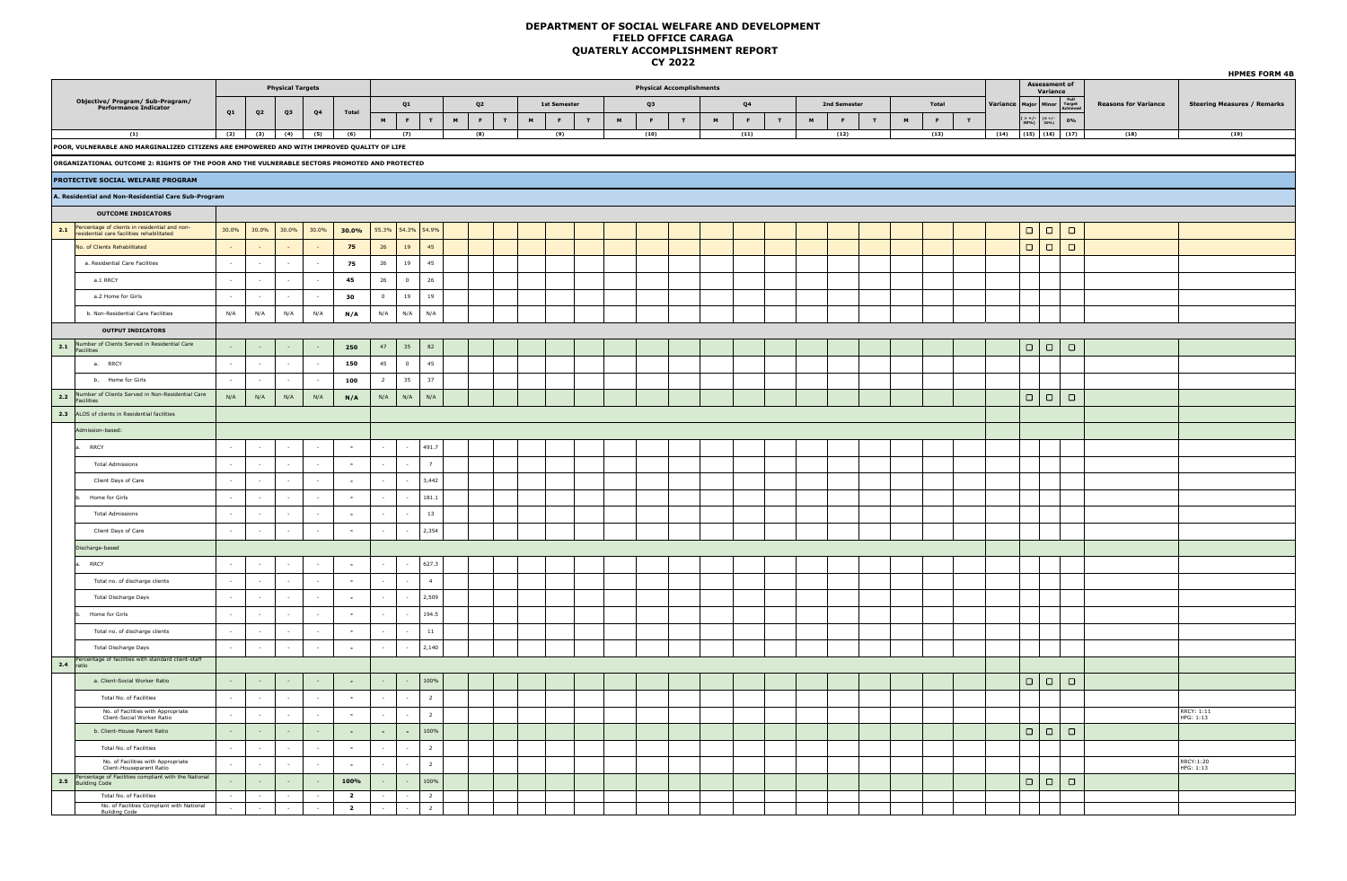# DEPARTMENT OF SOCIAL WELFARE AND DEVELOPMENT
## FIELD OFFICE CARAGA
## QUATERLY ACCOMPLISHMENT REPORT
## CY 2022

**HPMES FORM 4B**

| | Objective/ Program/ Sub-Program/ Performance Indicator | Physical Targets | | | | | Physical Accomplishments | | | | | | | | | | | | | | | | | | | | | Variance | Assessment of Variance | | | Reasons for Variance | Steering Measures / Remarks |
|---|---|---|---|---|---|---|---|---|---|---|---|---|---|---|---|---|---|---|---|---|---|---|---|---|---|---|---|---|---|---|---|---|---|
| | | Q1 | Q2 | Q3 | Q4 | Total | Q1 | | | Q2 | | | 1st Semester | | | Q3 | | | Q4 | | | 2nd Semester | | | Total | | | | Major | Minor | Full Target Achieved | | |
| | | | | | | | M | F | T | M | F | T | M | F | T | M | F | T | M | F | T | M | F | T | M | F | T | | (> +/- 30%) | (< +/- 30%) | 0% | | |
| (1) | | (2) | (3) | (4) | (5) | (6) | (7) | | | (8) | | | (9) | | | (10) | | | (11) | | | (12) | | | (13) | | | (14) | (15) | (16) | (17) | (18) | (19) |
| | **POOR, VULNERABLE AND MARGINALIZED CITIZENS ARE EMPOWERED AND WITH IMPROVED QUALITY OF LIFE** | | | | | | | | | | | | | | | | | | | | | | | | | | | | | | | | |
| | **ORGANIZATIONAL OUTCOME 2: RIGHTS OF THE POOR AND THE VULNERABLE SECTORS PROMOTED AND PROTECTED** | | | | | | | | | | | | | | | | | | | | | | | | | | | | | | | | |
| | **PROTECTIVE SOCIAL WELFARE PROGRAM** | | | | | | | | | | | | | | | | | | | | | | | | | | | | | | | | |
| | **A. Residential and Non-Residential Care Sub-Program** | | | | | | | | | | | | | | | | | | | | | | | | | | | | | | | | |
| | **OUTCOME INDICATORS** | | | | | | | | | | | | | | | | | | | | | | | | | | | | | | | | |
| 2.1 | Percentage of clients in residential and non-residential care facilities rehabilitated | 30.0% | 30.0% | 30.0% | 30.0% | 30.0% | 55.3% | 54.3% | 54.9% | | | | | | | | | | | | | | | | | | | | ☐ | ☐ | ☐ | | |
| | No. of Clients Rehabilitated | - | - | - | - | 75 | 26 | 19 | 45 | | | | | | | | | | | | | | | | | | | | ☐ | ☐ | ☐ | | |
| | a. Residential Care Facilities | - | - | - | - | 75 | 26 | 19 | 45 | | | | | | | | | | | | | | | | | | | | | | | | |
| | a.1 RRCY | - | - | - | - | 45 | 26 | 0 | 26 | | | | | | | | | | | | | | | | | | | | | | | | |
| | a.2 Home for Girls | - | - | - | - | 30 | 0 | 19 | 19 | | | | | | | | | | | | | | | | | | | | | | | | |
| | b. Non-Residential Care Facilities | N/A | N/A | N/A | N/A | N/A | N/A | N/A | N/A | | | | | | | | | | | | | | | | | | | | | | | | |
| | **OUTPUT INDICATORS** | | | | | | | | | | | | | | | | | | | | | | | | | | | | | | | | |
| 2.1 | Number of Clients Served in Residential Care Facilities | - | - | - | - | 250 | 47 | 35 | 82 | | | | | | | | | | | | | | | | | | | | ☐ | ☐ | ☐ | | |
| | a. RRCY | - | - | - | - | 150 | 45 | 0 | 45 | | | | | | | | | | | | | | | | | | | | | | | | |
| | b. Home for Girls | - | - | - | - | 100 | 2 | 35 | 37 | | | | | | | | | | | | | | | | | | | | | | | | |
| 2.2 | Number of Clients Served in Non-Residential Care Facilities | N/A | N/A | N/A | N/A | N/A | N/A | N/A | N/A | | | | | | | | | | | | | | | | | | | | ☐ | ☐ | ☐ | | |
| 2.3 | ALOS of clients in Residential facilities | | | | | | | | | | | | | | | | | | | | | | | | | | | | | | | | |
| | Admission-based: | | | | | | | | | | | | | | | | | | | | | | | | | | | | | | | | |
| | a. RRCY | - | - | - | - | = | - | - | 491.7 | | | | | | | | | | | | | | | | | | | | | | | | |
| | Total Admissions | - | - | - | - | = | - | - | 7 | | | | | | | | | | | | | | | | | | | | | | | | |
| | Client Days of Care | - | - | - | - | = | - | - | 3,442 | | | | | | | | | | | | | | | | | | | | | | | | |
| | b. Home for Girls | - | - | - | - | = | - | - | 181.1 | | | | | | | | | | | | | | | | | | | | | | | | |
| | Total Admissions | - | - | - | - | = | - | - | 13 | | | | | | | | | | | | | | | | | | | | | | | | |
| | Client Days of Care | - | - | - | - | = | - | - | 2,354 | | | | | | | | | | | | | | | | | | | | | | | | |
| | Discharge-based | | | | | | | | | | | | | | | | | | | | | | | | | | | | | | | | |
| | a. RRCY | - | - | - | - | = | - | - | 627.3 | | | | | | | | | | | | | | | | | | | | | | | | |
| | Total no. of discharge clients | - | - | - | - | = | - | - | 4 | | | | | | | | | | | | | | | | | | | | | | | | |
| | Total Discharge Days | - | - | - | - | = | - | - | 2,509 | | | | | | | | | | | | | | | | | | | | | | | | |
| | b. Home for Girls | - | - | - | - | = | - | - | 194.5 | | | | | | | | | | | | | | | | | | | | | | | | |
| | Total no. of discharge clients | - | - | - | - | = | - | - | 11 | | | | | | | | | | | | | | | | | | | | | | | | |
| | Total Discharge Days | - | - | - | - | = | - | - | 2,140 | | | | | | | | | | | | | | | | | | | | | | | | |
| 2.4 | Percentage of facilities with standard client-staff ratio | | | | | | | | | | | | | | | | | | | | | | | | | | | | | | | | |
| | a. Client-Social Worker Ratio | - | - | - | - | = | - | - | 100% | | | | | | | | | | | | | | | | | | | | ☐ | ☐ | ☐ | | |
| | Total No. of Facilities | - | - | - | - | = | - | - | 2 | | | | | | | | | | | | | | | | | | | | | | | | |
| | No. of Facilities with Appropriate Client-Social Worker Ratio | - | - | - | - | = | - | - | 2 | | | | | | | | | | | | | | | | | | | | | | | | RRCY: 1:11 HPG: 1:13 |
| | b. Client-House Parent Ratio | - | - | - | - | = | = | = | 100% | | | | | | | | | | | | | | | | | | | | ☐ | ☐ | ☐ | | |
| | Total No. of Facilities | - | - | - | - | = | - | - | 2 | | | | | | | | | | | | | | | | | | | | | | | | |
| | No. of Facilities with Appropriate Client-Houseparent Ratio | - | - | - | - | = | - | - | 2 | | | | | | | | | | | | | | | | | | | | | | | | RRCY:1:20 HPG: 1:13 |
| 2.5 | Percentage of Facilities compliant with the National Building Code | - | - | - | - | 100% | - | - | 100% | | | | | | | | | | | | | | | | | | | | ☐ | ☐ | ☐ | | |
| | Total No. of Facilities | - | - | - | - | 2 | - | - | 2 | | | | | | | | | | | | | | | | | | | | | | | | |
| | No. of Facilities Compliant with National Building Code | - | - | - | - | 2 | - | - | 2 | | | | | | | | | | | | | | | | | | | | | | | | |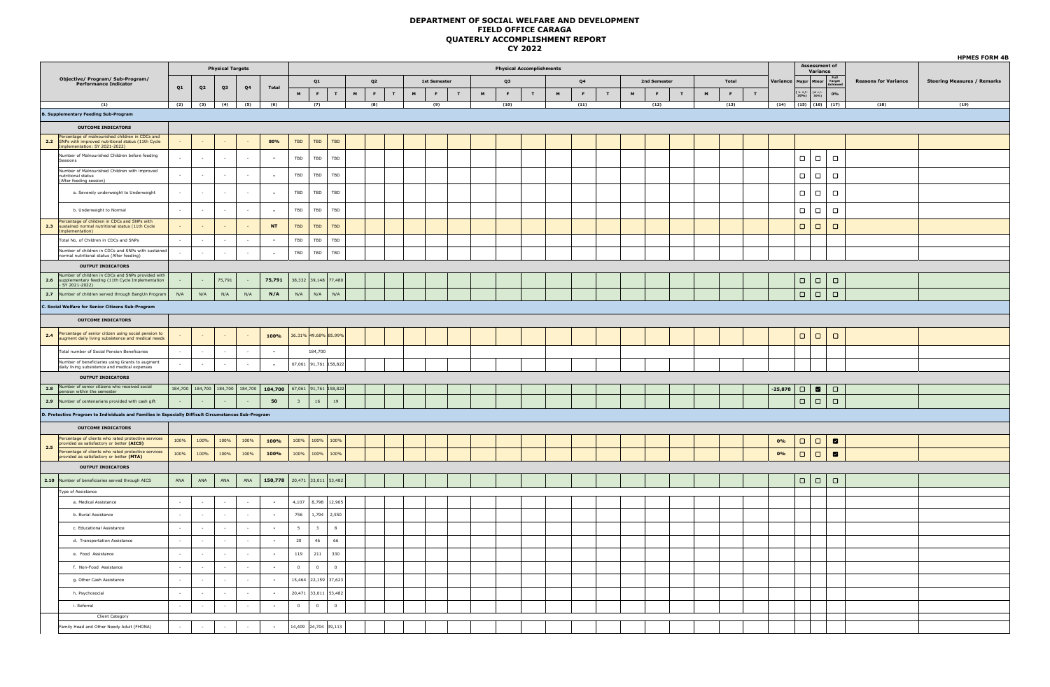# DEPARTMENT OF SOCIAL WELFARE AND DEVELOPMENT
# FIELD OFFICE CARAGA
# QUATERLY ACCOMPLISHMENT REPORT
# CY 2022

HPMES FORM 4B

| | Objective/ Program/ Sub-Program/ Performance Indicator | Physical Targets | | | | | Physical Accomplishments | | | | | | | | | | | | | | | | | | | | | | | Variance | Assessment of Variance | | | Reasons for Variance | Steering Measures / Remarks |
|---|---|---|---|---|---|---|---|---|---|---|---|---|---|---|---|---|---|---|---|---|---|---|---|---|---|---|---|---|---|---|---|---|---|---|---|
| | | Q1 | Q2 | Q3 | Q4 | Total | Q1 | | | Q2 | | | 1st Semester | | | Q3 | | | Q4 | | | 2nd Semester | | | Total | | | Variance | Major | Minor | Full Target Achieved | | |
| | | | | | | | M | F | T | M | F | T | M | F | T | M | F | T | M | F | T | M | F | T | M | F | T | | ( > +/- 30%) | (0 +/- 30%) | 0% | | |
| | (1) | (2) | (3) | (4) | (5) | (6) | (7) | | | (8) | | | (9) | | | (10) | | | (11) | | | (12) | | | (13) | | | (14) | (15) | (16) | (17) | (18) | (19) |
| **B. Supplementary Feeding Sub-Program** | | | | | | | | | | | | | | | | | | | | | | | | | | | | | | | | | |
| | **OUTCOME INDICATORS** | | | | | | | | | | | | | | | | | | | | | | | | | | | | | | | | |
| 2.2 | Percentage of malnourished children in CDCs and SNPs with improved nutritional status (11th Cycle Implementation: SY 2021-2022) | - | - | - | - | 80% | TBD | TBD | TBD | | | | | | | | | | | | | | | | | | | | | | | | |
| | Number of Malnourished Children before feeding Sessions | - | - | - | - | - | TBD | TBD | TBD | | | | | | | | | | | | | | | | | | | | ☐ | ☐ | ☐ | | |
| | Number of Malnourished Children with improved nutritional status (After feeding session) | - | - | - | - | - | TBD | TBD | TBD | | | | | | | | | | | | | | | | | | | | ☐ | ☐ | ☐ | | |
| | a. Severely underweight to Underweight | - | - | - | - | - | TBD | TBD | TBD | | | | | | | | | | | | | | | | | | | | ☐ | ☐ | ☐ | | |
| | b. Underweight to Normal | - | - | - | - | - | TBD | TBD | TBD | | | | | | | | | | | | | | | | | | | | ☐ | ☐ | ☐ | | |
| 2.3 | Percentage of children in CDCs and SNPs with sustained normal nutritional status (11th Cycle Implementation) | - | - | - | - | NT | TBD | TBD | TBD | | | | | | | | | | | | | | | | | | | | ☐ | ☐ | ☐ | | |
| | Total No. of Children in CDCs and SNPs | - | - | - | - | - | TBD | TBD | TBD | | | | | | | | | | | | | | | | | | | | | | | | |
| | Number of children in CDCs and SNPs with sustained normal nutritional status (After feeding) | - | - | - | - | - | TBD | TBD | TBD | | | | | | | | | | | | | | | | | | | | | | | | |
| | **OUTPUT INDICATORS** | | | | | | | | | | | | | | | | | | | | | | | | | | | | | | | | |
| 2.6 | Number of children in CDCs and SNPs provided with supplementary feeding (11th Cycle Implementation - SY 2021-2022) | - | - | 75,791 | - | 75,791 | 38,332 | 39,148 | 77,480 | | | | | | | | | | | | | | | | | | | | ☐ | ☐ | ☐ | | |
| 2.7 | Number of children served through BangUn Program | N/A | N/A | N/A | N/A | N/A | N/A | N/A | N/A | | | | | | | | | | | | | | | | | | | | ☐ | ☐ | ☐ | | |
| **C. Social Welfare for Senior Citizens Sub-Program** | | | | | | | | | | | | | | | | | | | | | | | | | | | | | | | | | |
| | **OUTCOME INDICATORS** | | | | | | | | | | | | | | | | | | | | | | | | | | | | | | | | |
| 2.4 | Percentage of senior citizen using social pension to augment daily living subsistence and medical needs | - | - | - | - | 100% | 36.31% | 49.68% | 85.99% | | | | | | | | | | | | | | | | | | | | ☐ | ☐ | ☐ | | |
| | Total number of Social Pension Beneficaries | - | - | - | - | - | | 184,700 | | | | | | | | | | | | | | | | | | | | | | | | | |
| | Number of beneficiaries using Grants to augment daily living subsistence and medical expenses | - | - | - | - | - | 67,061 | 91,761 | 158,822 | | | | | | | | | | | | | | | | | | | | | | | | |
| | **OUTPUT INDICATORS** | | | | | | | | | | | | | | | | | | | | | | | | | | | | | | | | |
| 2.8 | Number of senior citizens who received social pension within the semester | 184,700 | 184,700 | 184,700 | 184,700 | 184,700 | 67,061 | 91,761 | 158,822 | | | | | | | | | | | | | | | | | | | -25,878 | ☐ | ☑ | ☐ | | |
| 2.9 | Number of centenarians provided with cash gift | - | - | - | - | 50 | 3 | 16 | 19 | | | | | | | | | | | | | | | | | | | | ☐ | ☐ | ☐ | | |
| **D. Protective Program to Individuals and Families in Especially Difficult Circumstances Sub-Program** | | | | | | | | | | | | | | | | | | | | | | | | | | | | | | | | | |
| | **OUTCOME INDICATORS** | | | | | | | | | | | | | | | | | | | | | | | | | | | | | | | | |
| 2.5 | Percentage of clients who rated protective services provided as satisfactory or better **(AICS)** | 100% | 100% | 100% | 100% | 100% | 100% | 100% | 100% | | | | | | | | | | | | | | | | | | | 0% | ☐ | ☐ | ☑ | | |
| | Percentage of clients who rated protective services provided as satisfactory or better **(MTA)** | 100% | 100% | 100% | 100% | 100% | 100% | 100% | 100% | | | | | | | | | | | | | | | | | | | 0% | ☐ | ☐ | ☑ | | |
| | **OUTPUT INDICATORS** | | | | | | | | | | | | | | | | | | | | | | | | | | | | | | | | |
| 2.10 | Number of beneficiaries served through AICS | ANA | ANA | ANA | ANA | 150,778 | 20,471 | 33,011 | 53,482 | | | | | | | | | | | | | | | | | | | | ☐ | ☐ | ☐ | | |
| | Type of Assistance | | | | | | | | | | | | | | | | | | | | | | | | | | | | | | | | |
| | a. Medical Assistance | - | - | - | - | - | 4,107 | 8,798 | 12,905 | | | | | | | | | | | | | | | | | | | | | | | | |
| | b. Burial Assistance | - | - | - | - | - | 756 | 1,794 | 2,550 | | | | | | | | | | | | | | | | | | | | | | | | |
| | c. Educational Assistance | - | - | - | - | - | 5 | 3 | 8 | | | | | | | | | | | | | | | | | | | | | | | | |
| | d. Transportation Assistance | - | - | - | - | - | 20 | 46 | 66 | | | | | | | | | | | | | | | | | | | | | | | | |
| | e. Food Assistance | - | - | - | - | - | 119 | 211 | 330 | | | | | | | | | | | | | | | | | | | | | | | | |
| | f. Non-Food Assistance | - | - | - | - | - | 0 | 0 | 0 | | | | | | | | | | | | | | | | | | | | | | | | |
| | g. Other Cash Assistance | - | - | - | - | - | 15,464 | 22,159 | 37,623 | | | | | | | | | | | | | | | | | | | | | | | | |
| | h. Psychosocial | - | - | - | - | - | 20,471 | 33,011 | 53,482 | | | | | | | | | | | | | | | | | | | | | | | | |
| | i. Referral | - | - | - | - | - | 0 | 0 | 0 | | | | | | | | | | | | | | | | | | | | | | | | |
| | Client Category | | | | | | | | | | | | | | | | | | | | | | | | | | | | | | | | |
| | Family Head and Other Needy Adult (FHONA) | - | - | - | - | - | 14,409 | 24,704 | 39,113 | | | | | | | | | | | | | | | | | | | | | | | | |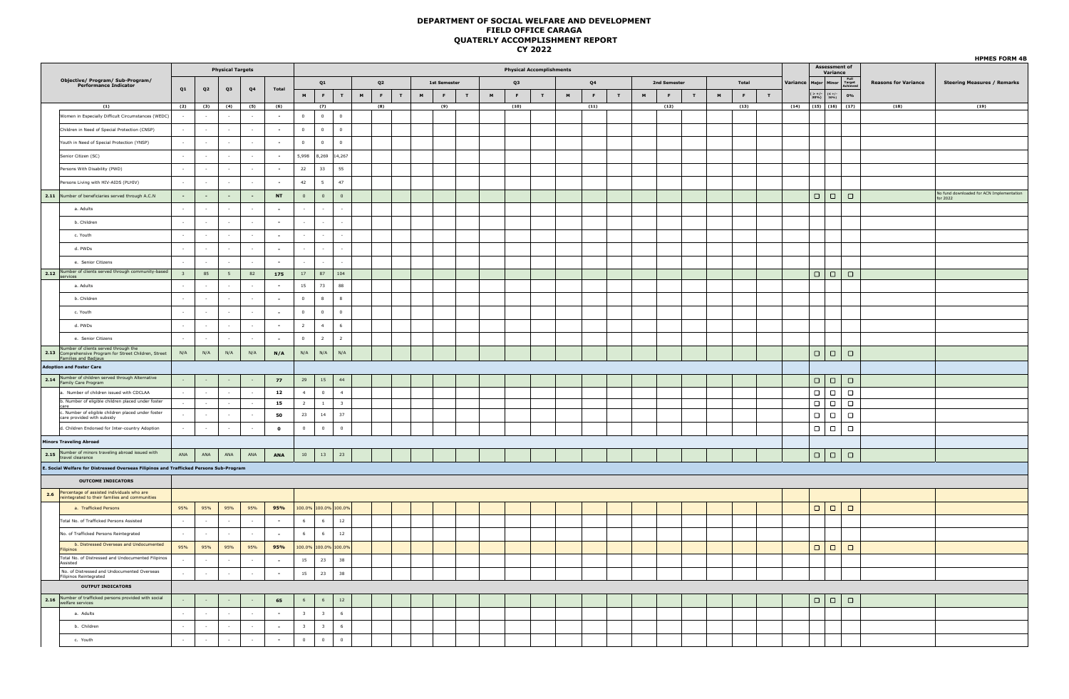# DEPARTMENT OF SOCIAL WELFARE AND DEVELOPMENT
## FIELD OFFICE CARAGA
## QUATERLY ACCOMPLISHMENT REPORT
## CY 2022

**HPMES FORM 4B**

| | Objective/ Program/ Sub-Program/ Performance Indicator | Physical Targets | | | | | Physical Accomplishments | | | | | | | | | | | | | | | | | | | | | | | | Variance | Assessment of Variance | | | Reasons for Variance | Steering Measures / Remarks |
|---|---|---|---|---|---|---|---|---|---|---|---|---|---|---|---|---|---|---|---|---|---|---|---|---|---|---|---|---|---|---|---|---|---|---|---|---|
| | | Q1 | Q2 | Q3 | Q4 | Total | Q1 | | | Q2 | | | 1st Semester | | | Q3 | | | Q4 | | | 2nd Semester | | | Total | | | | | Major | Minor | Full Target Achieved | | |
| | | | | | | | M | F | T | M | F | T | M | F | T | M | F | T | M | F | T | M | F | T | M | F | T | | | ( > +/- 30%) | (< +/- 30%) | 0% | | |
| | (1) | (2) | (3) | (4) | (5) | (6) | | (7) | | | (8) | | | (9) | | | (10) | | | (11) | | | (12) | | | (13) | | (14) | | (15) | (16) | (17) | (18) | (19) |
| | Women in Especially Difficult Circumstances (WEDC) | - | - | - | - | - | 0 | 0 | 0 | | | | | | | | | | | | | | | | | | | | | | | | | |
| | Children in Need of Special Protection (CNSP) | - | - | - | - | - | 0 | 0 | 0 | | | | | | | | | | | | | | | | | | | | | | | | | |
| | Youth in Need of Special Protection (YNSP) | - | - | - | - | - | 0 | 0 | 0 | | | | | | | | | | | | | | | | | | | | | | | | | |
| | Senior Citizen (SC) | - | - | - | - | - | 5,998 | 8,269 | 14,267 | | | | | | | | | | | | | | | | | | | | | | | | | |
| | Persons With Disability (PWD) | - | - | - | - | - | 22 | 33 | 55 | | | | | | | | | | | | | | | | | | | | | | | | | |
| | Persons Living with HIV-AIDS (PLHIV) | - | - | - | - | - | 42 | 5 | 47 | | | | | | | | | | | | | | | | | | | | | | | | | |
| 2.11 | Number of beneficiaries served through A.C.N | - | - | - | - | NT | 0 | 0 | 0 | | | | | | | | | | | | | | | | | | | | | ☐ | ☐ | ☐ | | No fund downloaded for ACN Implementation for 2022 |
| | a. Adults | - | - | - | - | - | - | - | - | | | | | | | | | | | | | | | | | | | | | | | | | |
| | b. Children | - | - | - | - | - | - | - | - | | | | | | | | | | | | | | | | | | | | | | | | | |
| | c. Youth | - | - | - | - | - | - | - | - | | | | | | | | | | | | | | | | | | | | | | | | | |
| | d. PWDs | - | - | - | - | - | - | - | - | | | | | | | | | | | | | | | | | | | | | | | | | |
| | e. Senior Citizens | - | - | - | - | - | - | - | - | | | | | | | | | | | | | | | | | | | | | | | | | |
| 2.12 | Number of clients served through community-based services | 3 | 85 | 5 | 82 | 175 | 17 | 87 | 104 | | | | | | | | | | | | | | | | | | | | | ☐ | ☐ | ☐ | | |
| | a. Adults | - | - | - | - | - | 15 | 73 | 88 | | | | | | | | | | | | | | | | | | | | | | | | | |
| | b. Children | - | - | - | - | - | 0 | 8 | 8 | | | | | | | | | | | | | | | | | | | | | | | | | |
| | c. Youth | - | - | - | - | - | 0 | 0 | 0 | | | | | | | | | | | | | | | | | | | | | | | | | |
| | d. PWDs | - | - | - | - | - | 2 | 4 | 6 | | | | | | | | | | | | | | | | | | | | | | | | | |
| | e. Senior Citizens | - | - | - | - | - | 0 | 2 | 2 | | | | | | | | | | | | | | | | | | | | | | | | | |
| 2.13 | Number of clients served through the Comprehensive Program for Street Children, Street Families and Badjaus | N/A | N/A | N/A | N/A | N/A | N/A | N/A | N/A | | | | | | | | | | | | | | | | | | | | | ☐ | ☐ | ☐ | | |
| **Adoption and Foster Care** | | | | | | | | | | | | | | | | | | | | | | | | | | | | | | | | | | |
| 2.14 | Number of children served through Alternative Family Care Program | - | - | - | - | 77 | 29 | 15 | 44 | | | | | | | | | | | | | | | | | | | | | ☐ | ☐ | ☐ | | |
| | a. Number of children issued with CDCLAA | - | - | - | - | 12 | 4 | 0 | 4 | | | | | | | | | | | | | | | | | | | | | ☐ | ☐ | ☐ | | |
| | b. Number of eligible children placed under foster care | - | - | - | - | 15 | 2 | 1 | 3 | | | | | | | | | | | | | | | | | | | | | ☐ | ☐ | ☐ | | |
| | c. Number of eligible children placed under foster care provided with subsidy | - | - | - | - | 50 | 23 | 14 | 37 | | | | | | | | | | | | | | | | | | | | | ☐ | ☐ | ☐ | | |
| | d. Children Endorsed for Inter-country Adoption | - | - | - | - | 0 | 0 | 0 | 0 | | | | | | | | | | | | | | | | | | | | | ☐ | ☐ | ☐ | | |
| **Minors Traveling Abroad** | | | | | | | | | | | | | | | | | | | | | | | | | | | | | | | | | | |
| 2.15 | Number of minors traveling abroad issued with travel clearance | ANA | ANA | ANA | ANA | ANA | 10 | 13 | 23 | | | | | | | | | | | | | | | | | | | | | ☐ | ☐ | ☐ | | |
| **E. Social Welfare for Distressed Overseas Filipinos and Trafficked Persons Sub-Program** | | | | | | | | | | | | | | | | | | | | | | | | | | | | | | | | | | |
| | **OUTCOME INDICATORS** | | | | | | | | | | | | | | | | | | | | | | | | | | | | | | | | | |
| 2.6 | Percentage of assisted individuals who are reintegrated to their families and communities | | | | | | | | | | | | | | | | | | | | | | | | | | | | | | | | | |
| | a. Trafficked Persons | 95% | 95% | 95% | 95% | 95% | 100.0% | 100.0% | 100.0% | | | | | | | | | | | | | | | | | | | | | ☐ | ☐ | ☐ | | |
| | Total No. of Trafficked Persons Assisted | - | - | - | - | - | 6 | 6 | 12 | | | | | | | | | | | | | | | | | | | | | | | | | |
| | No. of Trafficked Persons Reintegrated | - | - | - | - | - | 6 | 6 | 12 | | | | | | | | | | | | | | | | | | | | | | | | | |
| | b. Distressed Overseas and Undocumented Filipinos | 95% | 95% | 95% | 95% | 95% | 100.0% | 100.0% | 100.0% | | | | | | | | | | | | | | | | | | | | | ☐ | ☐ | ☐ | | |
| | Total No. of Distressed and Undocumented Filipinos Assisted | - | - | - | - | - | 15 | 23 | 38 | | | | | | | | | | | | | | | | | | | | | | | | | |
| | No. of Distressed and Undocumented Overseas Filipinos Reintegrated | - | - | - | - | - | 15 | 23 | 38 | | | | | | | | | | | | | | | | | | | | | | | | | |
| | **OUTPUT INDICATORS** | | | | | | | | | | | | | | | | | | | | | | | | | | | | | | | | | |
| 2.16 | Number of trafficked persons provided with social welfare services | - | - | - | - | 65 | 6 | 6 | 12 | | | | | | | | | | | | | | | | | | | | | ☐ | ☐ | ☐ | | |
| | a. Adults | - | - | - | - | - | 3 | 3 | 6 | | | | | | | | | | | | | | | | | | | | | | | | | |
| | b. Children | - | - | - | - | - | 3 | 3 | 6 | | | | | | | | | | | | | | | | | | | | | | | | | |
| | c. Youth | - | - | - | - | - | 0 | 0 | 0 | | | | | | | | | | | | | | | | | | | | | | | | | |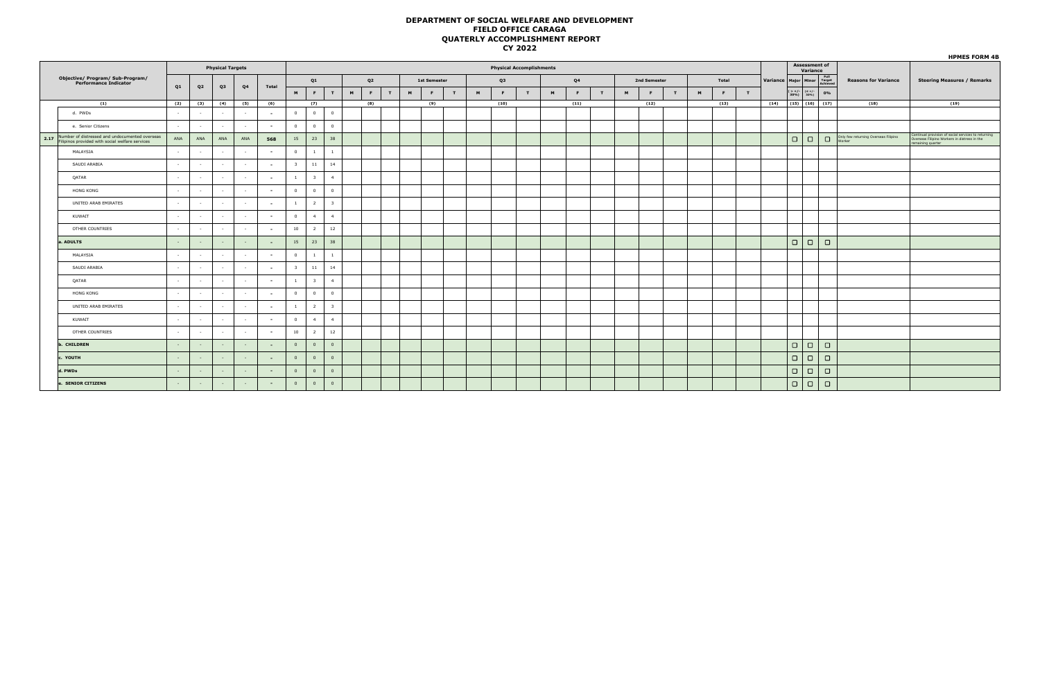# DEPARTMENT OF SOCIAL WELFARE AND DEVELOPMENT
## FIELD OFFICE CARAGA
## QUATERLY ACCOMPLISHMENT REPORT
## CY 2022

**HPMES FORM 4B**

| | Objective/ Program/ Sub-Program/ Performance Indicator | Physical Targets | | | | | Physical Accomplishments | | | | | | | | | | | | | | | | | | | | | | | | Variance | Assessment of Variance | | | Reasons for Variance | Steering Measures / Remarks |
|---|---|---|---|---|---|---|---|---|---|---|---|---|---|---|---|---|---|---|---|---|---|---|---|---|---|---|---|---|---|---|---|---|---|---|---|---|
| | | Q1 | Q2 | Q3 | Q4 | Total | Q1 | | | Q2 | | | 1st Semester | | | Q3 | | | Q4 | | | 2nd Semester | | | Total | | | | | | | Major | Minor | Full Target Achieved | | |
| | | | | | | | M | F | T | M | F | T | M | F | T | M | F | T | M | F | T | M | F | T | M | F | T | | | | | ( > +/- 30%) | (0 +/- 30%) | 0% | | |
| | (1) | (2) | (3) | (4) | (5) | (6) | (7) | | | (8) | | | (9) | | | (10) | | | (11) | | | (12) | | | (13) | | | | | | (14) | (15) | (16) | (17) | (18) | (19) |
| | d. PWDs | - | - | - | - | = | 0 | 0 | 0 | | | | | | | | | | | | | | | | | | | | | | | | | | | |
| | e. Senior Citizens | - | - | - | - | = | 0 | 0 | 0 | | | | | | | | | | | | | | | | | | | | | | | | | | | |
| 2.17 | Number of distressed and undocumented overseas Filipinos provided with social welfare services | ANA | ANA | ANA | ANA | 568 | 15 | 23 | 38 | | | | | | | | | | | | | | | | | | | | | | | ☐ | ☐ | ☐ | Only few returning Overseas Filipino Worker | Continual provision of social services to returning Overseas Filipino Workers in distress in the remaining quarter |
| | MALAYSIA | - | - | - | - | = | 0 | 1 | 1 | | | | | | | | | | | | | | | | | | | | | | | | | | | |
| | SAUDI ARABIA | - | - | - | - | = | 3 | 11 | 14 | | | | | | | | | | | | | | | | | | | | | | | | | | | |
| | QATAR | - | - | - | - | = | 1 | 3 | 4 | | | | | | | | | | | | | | | | | | | | | | | | | | | |
| | HONG KONG | - | - | - | - | = | 0 | 0 | 0 | | | | | | | | | | | | | | | | | | | | | | | | | | | |
| | UNITED ARAB EMIRATES | - | - | - | - | = | 1 | 2 | 3 | | | | | | | | | | | | | | | | | | | | | | | | | | | |
| | KUWAIT | - | - | - | - | = | 0 | 4 | 4 | | | | | | | | | | | | | | | | | | | | | | | | | | | |
| | OTHER COUNTRIES | - | - | - | - | = | 10 | 2 | 12 | | | | | | | | | | | | | | | | | | | | | | | | | | | |
| | **a. ADULTS** | - | - | - | - | = | 15 | 23 | 38 | | | | | | | | | | | | | | | | | | | | | | | ☐ | ☐ | ☐ | | |
| | MALAYSIA | - | - | - | - | = | 0 | 1 | 1 | | | | | | | | | | | | | | | | | | | | | | | | | | | |
| | SAUDI ARABIA | - | - | - | - | = | 3 | 11 | 14 | | | | | | | | | | | | | | | | | | | | | | | | | | | |
| | QATAR | - | - | - | - | = | 1 | 3 | 4 | | | | | | | | | | | | | | | | | | | | | | | | | | | |
| | HONG KONG | - | - | - | - | = | 0 | 0 | 0 | | | | | | | | | | | | | | | | | | | | | | | | | | | |
| | UNITED ARAB EMIRATES | - | - | - | - | = | 1 | 2 | 3 | | | | | | | | | | | | | | | | | | | | | | | | | | | |
| | KUWAIT | - | - | - | - | = | 0 | 4 | 4 | | | | | | | | | | | | | | | | | | | | | | | | | | | |
| | OTHER COUNTRIES | - | - | - | - | = | 10 | 2 | 12 | | | | | | | | | | | | | | | | | | | | | | | | | | | |
| | **b. CHILDREN** | - | - | - | - | = | 0 | 0 | 0 | | | | | | | | | | | | | | | | | | | | | | | ☐ | ☐ | ☐ | | |
| | **c. YOUTH** | - | - | - | - | = | 0 | 0 | 0 | | | | | | | | | | | | | | | | | | | | | | | ☐ | ☐ | ☐ | | |
| | **d. PWDs** | - | - | - | - | = | 0 | 0 | 0 | | | | | | | | | | | | | | | | | | | | | | | ☐ | ☐ | ☐ | | |
| | **e. SENIOR CITIZENS** | - | - | - | - | = | 0 | 0 | 0 | | | | | | | | | | | | | | | | | | | | | | | ☐ | ☐ | ☐ | | |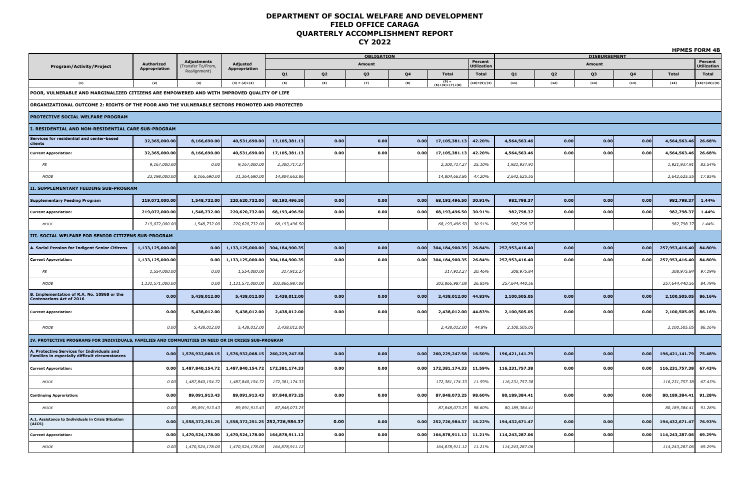# DEPARTMENT OF SOCIAL WELFARE AND DEVELOPMENT
## FIELD OFFICE CARAGA
## QUARTERLY ACCOMPLISHMENT REPORT
## CY 2022

**HPMES FORM 4B**

| Program/Activity/Project | Authorized Appropriation | Adjustments (Transfer To/From, Realignment) | Adjusted Appropriation | OBLIGATION Amount Q1 | Q2 | Q3 | Q4 | Total | Percent Utilization Total | DISBURSEMENT Amount Q1 | Q2 | Q3 | Q4 | Total | Percent Utilization Total |
|---|---|---|---|---|---|---|---|---|---|---|---|---|---|---|---|
| (1) | (2) | (3) | (4) = (2)+(3) | (5) | (6) | (7) | (8) | (9) = (5)+(6)+(7)+(8) | (10)=(9)/(4) | (11) | (12) | (13) | (14) | (15) | (16)=(15)/(9) |
| **POOR, VULNERABLE AND MARGINALIZED CITIZENS ARE EMPOWERED AND WITH IMPROVED QUALITY OF LIFE** | | | | | | | | | | | | | | | |
| **ORGANIZATIONAL OUTCOME 2: RIGHTS OF THE POOR AND THE VULNERABLE SECTORS PROMOTED AND PROTECTED** | | | | | | | | | | | | | | | |
| **PROTECTIVE SOCIAL WELFARE PROGRAM** | | | | | | | | | | | | | | | |
| **I. RESIDENTIAL AND NON-RESIDENTIAL CARE SUB-PROGRAM** | | | | | | | | | | | | | | | |
| **Services for residential and center-based clients** | **32,365,000.00** | **8,166,690.00** | **40,531,690.00** | **17,105,381.13** | **0.00** | **0.00** | **0.00** | **17,105,381.13** | **42.20%** | **4,564,563.46** | **0.00** | **0.00** | **0.00** | **4,564,563.46** | **26.68%** |
| **Current Approriation:** | **32,365,000.00** | **8,166,690.00** | **40,531,690.00** | **17,105,381.13** | **0.00** | **0.00** | **0.00** | **17,105,381.13** | **42.20%** | **4,564,563.46** | **0.00** | **0.00** | **0.00** | **4,564,563.46** | **26.68%** |
| *PS* | *9,167,000.00* | *0.00* | *9,167,000.00* | *2,300,717.27* | | | | *2,300,717.27* | *25.10%* | *1,921,937.91* | | | | *1,921,937.91* | *83.54%* |
| *MOOE* | *23,198,000.00* | *8,166,690.00* | *31,364,690.00* | *14,804,663.86* | | | | *14,804,663.86* | *47.20%* | *2,642,625.55* | | | | *2,642,625.55* | *17.85%* |
| **II. SUPPLEMENTARY FEEDING SUB-PROGRAM** | | | | | | | | | | | | | | | |
| **Supplementary Feeding Program** | **219,072,000.00** | **1,548,732.00** | **220,620,732.00** | **68,193,496.50** | **0.00** | **0.00** | **0.00** | **68,193,496.50** | **30.91%** | **982,798.37** | **0.00** | **0.00** | **0.00** | **982,798.37** | **1.44%** |
| **Current Approriation:** | **219,072,000.00** | **1,548,732.00** | **220,620,732.00** | **68,193,496.50** | **0.00** | **0.00** | **0.00** | **68,193,496.50** | **30.91%** | **982,798.37** | **0.00** | **0.00** | **0.00** | **982,798.37** | **1.44%** |
| *MOOE* | *219,072,000.00* | *1,548,732.00* | *220,620,732.00* | *68,193,496.50* | | | | *68,193,496.50* | *30.91%* | *982,798.37* | | | | *982,798.37* | *1.44%* |
| **III. SOCIAL WELFARE FOR SENIOR CITIZENS SUB-PROGRAM** | | | | | | | | | | | | | | | |
| **A. Social Pension for Indigent Senior Citizens** | **1,133,125,000.00** | **0.00** | **1,133,125,000.00** | **304,184,900.35** | **0.00** | **0.00** | **0.00** | **304,184,900.35** | **26.84%** | **257,953,416.40** | **0.00** | **0.00** | **0.00** | **257,953,416.40** | **84.80%** |
| **Current Approriation:** | **1,133,125,000.00** | **0.00** | **1,133,125,000.00** | **304,184,900.35** | **0.00** | **0.00** | **0.00** | **304,184,900.35** | **26.84%** | **257,953,416.40** | **0.00** | **0.00** | **0.00** | **257,953,416.40** | **84.80%** |
| *PS* | *1,554,000.00* | *0.00* | *1,554,000.00* | *317,913.27* | | | | *317,913.27* | *20.46%* | *308,975.84* | | | | *308,975.84* | *97.19%* |
| *MOOE* | *1,131,571,000.00* | *0.00* | *1,131,571,000.00* | *303,866,987.08* | | | | *303,866,987.08* | *26.85%* | *257,644,440.56* | | | | *257,644,440.56* | *84.79%* |
| **B. Implementation of R.A. No. 10868 or the Centenarians Act of 2016** | **0.00** | **5,438,012.00** | **5,438,012.00** | **2,438,012.00** | **0.00** | **0.00** | **0.00** | **2,438,012.00** | **44.83%** | **2,100,505.05** | **0.00** | **0.00** | **0.00** | **2,100,505.05** | **86.16%** |
| **Current Approriation:** | **0.00** | **5,438,012.00** | **5,438,012.00** | **2,438,012.00** | **0.00** | **0.00** | **0.00** | **2,438,012.00** | **44.83%** | **2,100,505.05** | **0.00** | **0.00** | **0.00** | **2,100,505.05** | **86.16%** |
| *MOOE* | *0.00* | *5,438,012.00* | *5,438,012.00* | *2,438,012.00* | | | | *2,438,012.00* | *44.8%* | *2,100,505.05* | | | | *2,100,505.05* | *86.16%* |
| **IV. PROTECTIVE PROGRAMS FOR INDIVIDUALS, FAMILIES AND COMMUNITIES IN NEED OR IN CRISIS SUB-PROGRAM** | | | | | | | | | | | | | | | |
| **A. Protective Services for Individuals and Families in especially difficult circumstances** | **0.00** | **1,576,932,068.15** | **1,576,932,068.15** | **260,229,247.58** | **0.00** | **0.00** | **0.00** | **260,229,247.58** | **16.50%** | **196,421,141.79** | **0.00** | **0.00** | **0.00** | **196,421,141.79** | **75.48%** |
| **Current Approriation:** | **0.00** | **1,487,840,154.72** | **1,487,840,154.72** | **172,381,174.33** | **0.00** | **0.00** | **0.00** | **172,381,174.33** | **11.59%** | **116,231,757.38** | **0.00** | **0.00** | **0.00** | **116,231,757.38** | **67.43%** |
| *MOOE* | *0.00* | *1,487,840,154.72* | *1,487,840,154.72* | *172,381,174.33* | | | | *172,381,174.33* | *11.59%* | *116,231,757.38* | | | | *116,231,757.38* | *67.43%* |
| **Continuing Approriation:** | **0.00** | **89,091,913.43** | **89,091,913.43** | **87,848,073.25** | **0.00** | **0.00** | **0.00** | **87,848,073.25** | **98.60%** | **80,189,384.41** | **0.00** | **0.00** | **0.00** | **80,189,384.41** | **91.28%** |
| *MOOE* | *0.00* | *89,091,913.43* | *89,091,913.43* | *87,848,073.25* | | | | *87,848,073.25* | *98.60%* | *80,189,384.41* | | | | *80,189,384.41* | *91.28%* |
| **A.1. Assistance to Individuals in Crisis Situation (AICS)** | **0.00** | **1,558,372,251.25** | **1,558,372,251.25** | **252,726,984.37** | **0.00** | **0.00** | **0.00** | **252,726,984.37** | **16.22%** | **194,432,671.47** | **0.00** | **0.00** | **0.00** | **194,432,671.47** | **76.93%** |
| **Current Approriation:** | **0.00** | **1,470,524,178.00** | **1,470,524,178.00** | **164,878,911.12** | **0.00** | **0.00** | **0.00** | **164,878,911.12** | **11.21%** | **114,243,287.06** | **0.00** | **0.00** | **0.00** | **114,243,287.06** | **69.29%** |
| *MOOE* | *0.00* | *1,470,524,178.00* | *1,470,524,178.00* | *164,878,911.12* | | | | *164,878,911.12* | *11.21%* | *114,243,287.06* | | | | *114,243,287.06* | *69.29%* |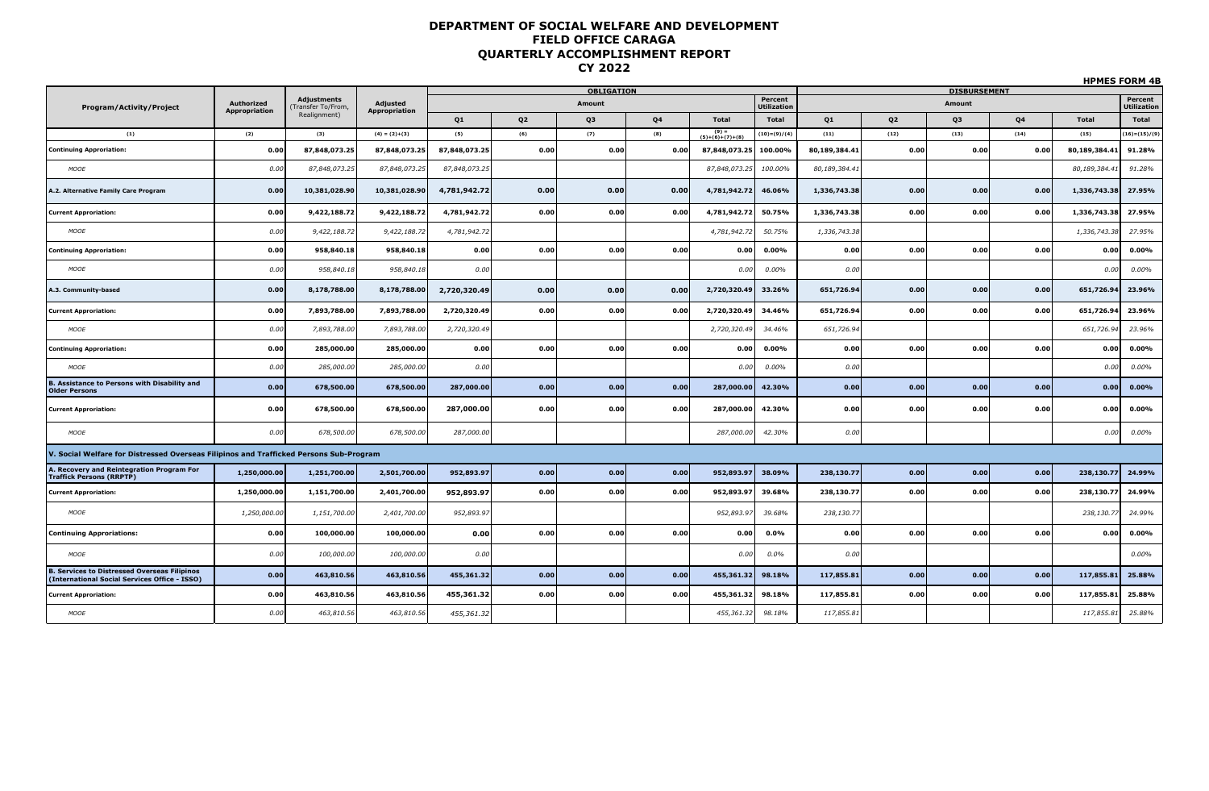# DEPARTMENT OF SOCIAL WELFARE AND DEVELOPMENT
# FIELD OFFICE CARAGA
# QUARTERLY ACCOMPLISHMENT REPORT
# CY 2022

**HPMES FORM 4B**

| Program/Activity/Project | Authorized Appropriation | Adjustments (Transfer To/From, Realignment) | Adjusted Appropriation | OBLIGATION Amount | | | | | Percent Utilization | DISBURSEMENT Amount | | | | | Percent Utilization |
|---|---|---|---|---|---|---|---|---|---|---|---|---|---|---|---|
| | | | | Q1 | Q2 | Q3 | Q4 | Total | Total | Q1 | Q2 | Q3 | Q4 | Total | Total |
| (1) | (2) | (3) | (4) = (2)+(3) | (5) | (6) | (7) | (8) | (9) = (5)+(6)+(7)+(8) | (10)=(9)/(4) | (11) | (12) | (13) | (14) | (15) | (16)=(15)/(9) |
| **Continuing Apporiation:** | **0.00** | **87,848,073.25** | **87,848,073.25** | **87,848,073.25** | **0.00** | **0.00** | **0.00** | **87,848,073.25** | **100.00%** | **80,189,384.41** | **0.00** | **0.00** | **0.00** | **80,189,384.41** | **91.28%** |
| *MOOE* | *0.00* | *87,848,073.25* | *87,848,073.25* | *87,848,073.25* | | | | *87,848,073.25* | *100.00%* | *80,189,384.41* | | | | *80,189,384.41* | *91.28%* |
| **A.2. Alternative Family Care Program** | **0.00** | **10,381,028.90** | **10,381,028.90** | **4,781,942.72** | **0.00** | **0.00** | **0.00** | **4,781,942.72** | **46.06%** | **1,336,743.38** | **0.00** | **0.00** | **0.00** | **1,336,743.38** | **27.95%** |
| **Current Apporiation:** | **0.00** | **9,422,188.72** | **9,422,188.72** | **4,781,942.72** | **0.00** | **0.00** | **0.00** | **4,781,942.72** | **50.75%** | **1,336,743.38** | **0.00** | **0.00** | **0.00** | **1,336,743.38** | **27.95%** |
| *MOOE* | *0.00* | *9,422,188.72* | *9,422,188.72* | *4,781,942.72* | | | | *4,781,942.72* | *50.75%* | *1,336,743.38* | | | | *1,336,743.38* | *27.95%* |
| **Continuing Apporiation:** | **0.00** | **958,840.18** | **958,840.18** | **0.00** | **0.00** | **0.00** | **0.00** | **0.00** | **0.00%** | **0.00** | **0.00** | **0.00** | **0.00** | **0.00** | **0.00%** |
| *MOOE* | *0.00* | *958,840.18* | *958,840.18* | *0.00* | | | | *0.00* | *0.00%* | *0.00* | | | | *0.00* | *0.00%* |
| **A.3. Community-based** | **0.00** | **8,178,788.00** | **8,178,788.00** | **2,720,320.49** | **0.00** | **0.00** | **0.00** | **2,720,320.49** | **33.26%** | **651,726.94** | **0.00** | **0.00** | **0.00** | **651,726.94** | **23.96%** |
| **Current Apporiation:** | **0.00** | **7,893,788.00** | **7,893,788.00** | **2,720,320.49** | **0.00** | **0.00** | **0.00** | **2,720,320.49** | **34.46%** | **651,726.94** | **0.00** | **0.00** | **0.00** | **651,726.94** | **23.96%** |
| *MOOE* | *0.00* | *7,893,788.00* | *7,893,788.00* | *2,720,320.49* | | | | *2,720,320.49* | *34.46%* | *651,726.94* | | | | *651,726.94* | *23.96%* |
| **Continuing Apporiation:** | **0.00** | **285,000.00** | **285,000.00** | **0.00** | **0.00** | **0.00** | **0.00** | **0.00** | **0.00%** | **0.00** | **0.00** | **0.00** | **0.00** | **0.00** | **0.00%** |
| *MOOE* | *0.00* | *285,000.00* | *285,000.00* | *0.00* | | | | *0.00* | *0.00%* | *0.00* | | | | *0.00* | *0.00%* |
| **B. Assistance to Persons with Disability and Older Persons** | **0.00** | **678,500.00** | **678,500.00** | **287,000.00** | **0.00** | **0.00** | **0.00** | **287,000.00** | **42.30%** | **0.00** | **0.00** | **0.00** | **0.00** | **0.00** | **0.00%** |
| **Current Apporiation:** | **0.00** | **678,500.00** | **678,500.00** | **287,000.00** | **0.00** | **0.00** | **0.00** | **287,000.00** | **42.30%** | **0.00** | **0.00** | **0.00** | **0.00** | **0.00** | **0.00%** |
| *MOOE* | *0.00* | *678,500.00* | *678,500.00* | *287,000.00* | | | | *287,000.00* | *42.30%* | *0.00* | | | | *0.00* | *0.00%* |
| **V. Social Welfare for Distressed Overseas Filipinos and Trafficked Persons Sub-Program** | | | | | | | | | | | | | | | |
| **A. Recovery and Reintegration Program For Traffick Persons (RRPTP)** | **1,250,000.00** | **1,251,700.00** | **2,501,700.00** | **952,893.97** | **0.00** | **0.00** | **0.00** | **952,893.97** | **38.09%** | **238,130.77** | **0.00** | **0.00** | **0.00** | **238,130.77** | **24.99%** |
| **Current Apporiation:** | **1,250,000.00** | **1,151,700.00** | **2,401,700.00** | **952,893.97** | **0.00** | **0.00** | **0.00** | **952,893.97** | **39.68%** | **238,130.77** | **0.00** | **0.00** | **0.00** | **238,130.77** | **24.99%** |
| *MOOE* | *1,250,000.00* | *1,151,700.00* | *2,401,700.00* | *952,893.97* | | | | *952,893.97* | *39.68%* | *238,130.77* | | | | *238,130.77* | *24.99%* |
| **Continuing Apporiations:** | **0.00** | **100,000.00** | **100,000.00** | **0.00** | **0.00** | **0.00** | **0.00** | **0.00** | **0.0%** | **0.00** | **0.00** | **0.00** | **0.00** | **0.00** | **0.00%** |
| *MOOE* | *0.00* | *100,000.00* | *100,000.00* | *0.00* | | | | *0.00* | *0.0%* | *0.00* | | | | | *0.00%* |
| **B. Services to Distressed Overseas Filipinos (International Social Services Office - ISSO)** | **0.00** | **463,810.56** | **463,810.56** | **455,361.32** | **0.00** | **0.00** | **0.00** | **455,361.32** | **98.18%** | **117,855.81** | **0.00** | **0.00** | **0.00** | **117,855.81** | **25.88%** |
| **Current Apporiation:** | **0.00** | **463,810.56** | **463,810.56** | **455,361.32** | **0.00** | **0.00** | **0.00** | **455,361.32** | **98.18%** | **117,855.81** | **0.00** | **0.00** | **0.00** | **117,855.81** | **25.88%** |
| *MOOE* | *0.00* | *463,810.56* | *463,810.56* | *455,361.32* | | | | *455,361.32* | *98.18%* | *117,855.81* | | | | *117,855.81* | *25.88%* |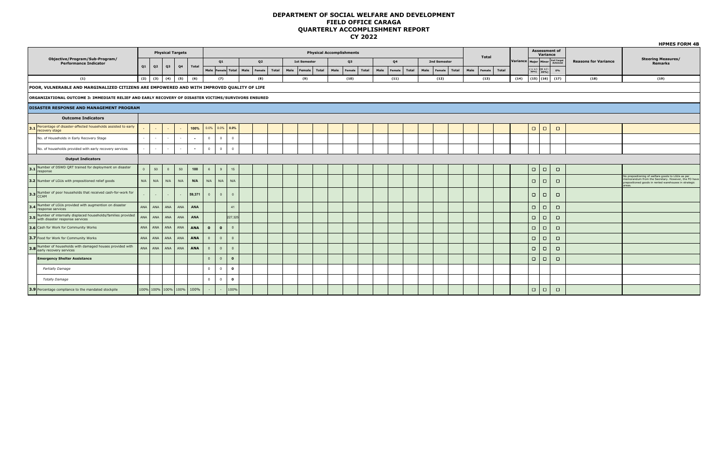# DEPARTMENT OF SOCIAL WELFARE AND DEVELOPMENT
# FIELD OFFICE CARAGA
# QUARTERLY ACCOMPLISHMENT REPORT
# CY 2022

**HPMES FORM 4B**

| Objective/Program/Sub-Program/ Performance Indicator | Physical Targets | | | | | Physical Accomplishments | | | | | | | | | | | | | | | | | | | | | Variance | Assessment of Variance | | | Reasons for Variance | Steering Measures/ Remarks |
|---|---|---|---|---|---|---|---|---|---|---|---|---|---|---|---|---|---|---|---|---|---|---|---|---|---|---|---|---|---|---|---|---|
| | Q1 | Q2 | Q3 | Q4 | Total | Q1 | | | Q2 | | | 1st Semester | | | Q3 | | | Q4 | | | 2nd Semester | | | Total | | | | Major | Minor | Full Target Achieved | | |
| | | | | | | Male | Female | Total | Male | Female | Total | Male | Female | Total | Male | Female | Total | Male | Female | Total | Male | Female | Total | Male | Female | Total | | ( > +/- 30%) | (≤ +/- 30%) | 0% | | |
| (1) | (2) | (3) | (4) | (5) | (6) | (7) | | | (8) | | | (9) | | | (10) | | | (11) | | | (12) | | | (13) | | | (14) | (15) | (16) | (17) | (18) | (19) |
| **POOR, VULNERABLE AND MARGINALIZED CITIZENS ARE EMPOWERED AND WITH IMPROVED QUALITY OF LIFE** | | | | | | | | | | | | | | | | | | | | | | | | | | | | | | | | |
| **ORGANIZATIONAL OUTCOME 3: IMMEDIATE RELIEF AND EARLY RECOVERY OF DISASTER VICTIMS/SURVIVORS ENSURED** | | | | | | | | | | | | | | | | | | | | | | | | | | | | | | | | |
| **DISASTER RESPONSE AND MANAGEMENT PROGRAM** | | | | | | | | | | | | | | | | | | | | | | | | | | | | | | | | |
| **Outcome Indicators** | | | | | | | | | | | | | | | | | | | | | | | | | | | | | | | | |
| 3.1 Percentage of disaster-affected households assisted to early recovery stage | - | - | - | - | 100% | 0.0% | 0.0% | 0.0% | | | | | | | | | | | | | | | | | | | | ☐ | ☐ | ☐ | | |
| No. of Households in Early Recovery Stage | - | - | - | - | - | 0 | 0 | 0 | | | | | | | | | | | | | | | | | | | | | | | | |
| No. of households provided with early recovery services | - | - | - | - | - | 0 | 0 | 0 | | | | | | | | | | | | | | | | | | | | | | | | |
| **Output Indicators** | | | | | | | | | | | | | | | | | | | | | | | | | | | | | | | | |
| 3.1 Number of DSWD QRT trained for deployment on disaster response | 0 | 50 | 0 | 50 | 100 | 6 | 9 | 15 | | | | | | | | | | | | | | | | | | | | ☐ | ☐ | ☐ | | |
| 3.2 Number of LGUs with prepositioned relief goods | N/A | N/A | N/A | N/A | N/A | N/A | N/A | N/A | | | | | | | | | | | | | | | | | | | | ☐ | ☐ | ☐ | | No prepositioning of welfare goods to LGUs as per memorandum from the Secretary. However, the FO have prepositioned goods in rented warehouses in strategic areas. |
| 3.3 Number of poor households that received cash-for-work for CCAM | - | - | - | - | 59,371 | 0 | 0 | 0 | | | | | | | | | | | | | | | | | | | | ☐ | ☐ | ☐ | | |
| 3.4 Number of LGUs provided with augmentation on disaster response services | ANA | ANA | ANA | ANA | ANA | | | 41 | | | | | | | | | | | | | | | | | | | | ☐ | ☐ | ☐ | | |
| 3.5 Number of internally displaced households/families provided with disaster response services | ANA | ANA | ANA | ANA | ANA | | | 227,325 | | | | | | | | | | | | | | | | | | | | ☐ | ☐ | ☐ | | |
| 3.6 Cash for Work for Community Works | ANA | ANA | ANA | ANA | ANA | 0 | 0 | 0 | | | | | | | | | | | | | | | | | | | | ☐ | ☐ | ☐ | | |
| 3.7 Food for Work for Community Works | ANA | ANA | ANA | ANA | ANA | 0 | 0 | 0 | | | | | | | | | | | | | | | | | | | | ☐ | ☐ | ☐ | | |
| 3.8 Number of households with damaged houses provided with early recovery services | ANA | ANA | ANA | ANA | ANA | 0 | 0 | 0 | | | | | | | | | | | | | | | | | | | | ☐ | ☐ | ☐ | | |
| **Emergency Shelter Assistance** | | | | | | 0 | 0 | 0 | | | | | | | | | | | | | | | | | | | | ☐ | ☐ | ☐ | | |
| *Partially Damage* | | | | | | 0 | 0 | 0 | | | | | | | | | | | | | | | | | | | | | | | | |
| *Totally Damage* | | | | | | 0 | 0 | 0 | | | | | | | | | | | | | | | | | | | | | | | | |
| 3.9 Percentage compliance to the mandated stockpile | 100% | 100% | 100% | 100% | 100% | - | - | 100% | | | | | | | | | | | | | | | | | | | | ☐ | ☐ | ☐ | | |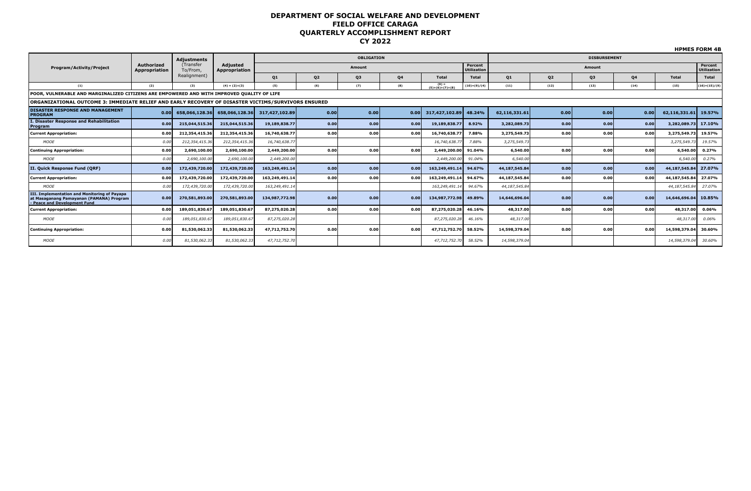# DEPARTMENT OF SOCIAL WELFARE AND DEVELOPMENT
## FIELD OFFICE CARAGA
## QUARTERLY ACCOMPLISHMENT REPORT
## CY 2022

**HPMES FORM 4B**

| Program/Activity/Project | Authorized Appropriation | Adjustments (Transfer To/From, Realignment) | Adjusted Appropriation | OBLIGATION | | | | | | DISBURSEMENT | | | | | |
|---|---|---|---|---|---|---|---|---|---|---|---|---|---|---|---|
| | | | | Amount | | | | | Percent Utilization | Amount | | | | | Percent Utilization |
| | | | | Q1 | Q2 | Q3 | Q4 | Total | Total | Q1 | Q2 | Q3 | Q4 | Total | Total |
| (1) | (2) | (3) | (4) = (2)+(3) | (5) | (6) | (7) | (8) | (9) = (5)+(6)+(7)+(8) | (10)=(9)/(4) | (11) | (12) | (13) | (14) | (15) | (16)=(15)/(9) |
| **POOR, VULNERABLE AND MARGINALIZED CITIZENS ARE EMPOWERED AND WITH IMPROVED QUALITY OF LIFE** | | | | | | | | | | | | | | | |
| **ORGANIZATIONAL OUTCOME 3: IMMEDIATE RELIEF AND EARLY RECOVERY OF DISASTER VICTIMS/SURVIVORS ENSURED** | | | | | | | | | | | | | | | |
| **DISASTER RESPONSE AND MANAGEMENT PROGRAM** | **0.00** | **658,066,128.36** | **658,066,128.36** | **317,427,102.89** | **0.00** | **0.00** | **0.00** | **317,427,102.89** | **48.24%** | **62,116,331.61** | **0.00** | **0.00** | **0.00** | **62,116,331.61** | **19.57%** |
| **I. Disaster Response and Rehabilitation Program** | **0.00** | **215,044,515.36** | **215,044,515.36** | **19,189,838.77** | **0.00** | **0.00** | **0.00** | **19,189,838.77** | **8.92%** | **3,282,089.73** | **0.00** | **0.00** | **0.00** | **3,282,089.73** | **17.10%** |
| **Current Appropriation:** | **0.00** | **212,354,415.36** | **212,354,415.36** | **16,740,638.77** | **0.00** | **0.00** | **0.00** | **16,740,638.77** | **7.88%** | **3,275,549.73** | **0.00** | **0.00** | **0.00** | **3,275,549.73** | **19.57%** |
| *MOOE* | *0.00* | *212,354,415.36* | *212,354,415.36* | *16,740,638.77* | | | | *16,740,638.77* | *7.88%* | *3,275,549.73* | | | | *3,275,549.73* | *19.57%* |
| **Continuing Appropriation:** | **0.00** | **2,690,100.00** | **2,690,100.00** | **2,449,200.00** | **0.00** | **0.00** | **0.00** | **2,449,200.00** | **91.04%** | **6,540.00** | **0.00** | **0.00** | **0.00** | **6,540.00** | **0.27%** |
| *MOOE* | *0.00* | *2,690,100.00* | *2,690,100.00* | *2,449,200.00* | | | | *2,449,200.00* | *91.04%* | *6,540.00* | | | | *6,540.00* | *0.27%* |
| **II. Quick Response Fund (QRF)** | **0.00** | **172,439,720.00** | **172,439,720.00** | **163,249,491.14** | **0.00** | **0.00** | **0.00** | **163,249,491.14** | **94.67%** | **44,187,545.84** | **0.00** | **0.00** | **0.00** | **44,187,545.84** | **27.07%** |
| **Current Appropriation:** | **0.00** | **172,439,720.00** | **172,439,720.00** | **163,249,491.14** | **0.00** | **0.00** | **0.00** | **163,249,491.14** | **94.67%** | **44,187,545.84** | **0.00** | **0.00** | **0.00** | **44,187,545.84** | **27.07%** |
| *MOOE* | *0.00* | *172,439,720.00* | *172,439,720.00* | *163,249,491.14* | | | | *163,249,491.14* | *94.67%* | *44,187,545.84* | | | | *44,187,545.84* | *27.07%* |
| **III. Implementation and Monitoring of Payapa at Masaganang Pamayanan (PAMANA) Program - Peace and Development Fund** | **0.00** | **270,581,893.00** | **270,581,893.00** | **134,987,772.98** | **0.00** | **0.00** | **0.00** | **134,987,772.98** | **49.89%** | **14,646,696.04** | **0.00** | **0.00** | **0.00** | **14,646,696.04** | **10.85%** |
| **Current Appropriation:** | **0.00** | **189,051,830.67** | **189,051,830.67** | **87,275,020.28** | **0.00** | **0.00** | **0.00** | **87,275,020.28** | **46.16%** | **48,317.00** | **0.00** | **0.00** | **0.00** | **48,317.00** | **0.06%** |
| *MOOE* | *0.00* | *189,051,830.67* | *189,051,830.67* | *87,275,020.28* | | | | *87,275,020.28* | *46.16%* | *48,317.00* | | | | *48,317.00* | *0.06%* |
| **Continuing Appropriation:** | **0.00** | **81,530,062.33** | **81,530,062.33** | **47,712,752.70** | **0.00** | **0.00** | **0.00** | **47,712,752.70** | **58.52%** | **14,598,379.04** | **0.00** | **0.00** | **0.00** | **14,598,379.04** | **30.60%** |
| *MOOE* | *0.00* | *81,530,062.33* | *81,530,062.33* | *47,712,752.70* | | | | *47,712,752.70* | *58.52%* | *14,598,379.04* | | | | *14,598,379.04* | *30.60%* |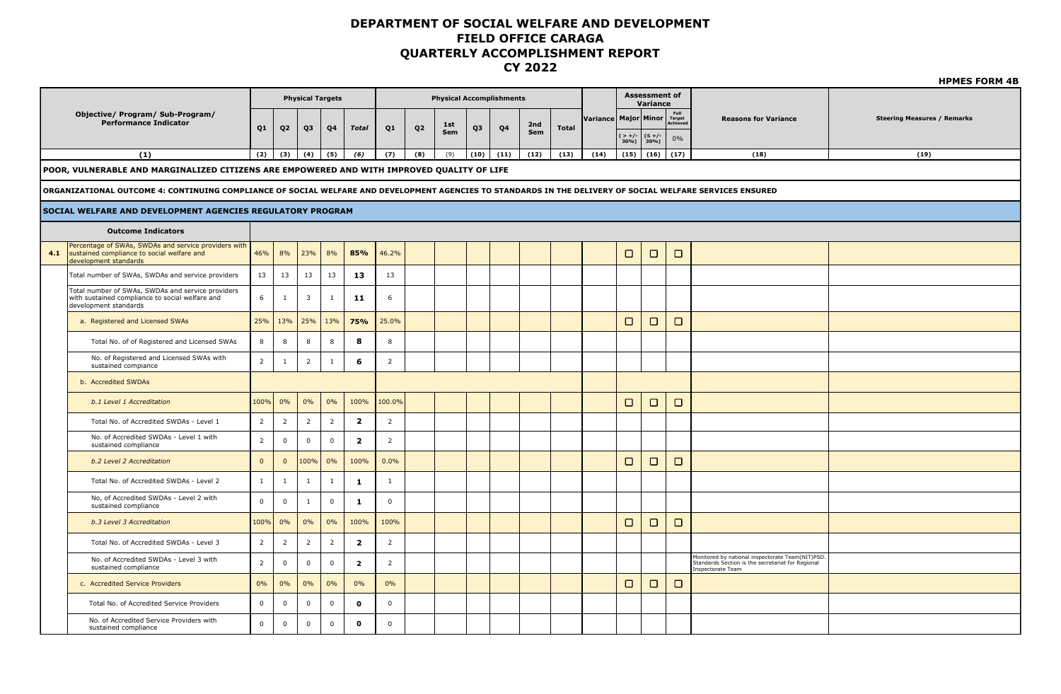# DEPARTMENT OF SOCIAL WELFARE AND DEVELOPMENT
## FIELD OFFICE CARAGA
## QUARTERLY ACCOMPLISHMENT REPORT
## CY 2022

**HPMES FORM 4B**

| | Objective/ Program/ Sub-Program/ Performance Indicator | Physical Targets | | | | | Physical Accomplishments | | | | | | | Variance | Assessment of Variance | | | Reasons for Variance | Steering Measures / Remarks |
|---|---|---|---|---|---|---|---|---|---|---|---|---|---|---|---|---|---|---|---|
| | | Q1 | Q2 | Q3 | Q4 | Total | Q1 | Q2 | 1st Sem | Q3 | Q4 | 2nd Sem | Total | | Major ( > +/- 30%) | Minor (≤ +/- 30%) | Full Target Achieved 0% | | |
| | (1) | (2) | (3) | (4) | (5) | (6) | (7) | (8) | (9) | (10) | (11) | (12) | (13) | (14) | (15) | (16) | (17) | (18) | (19) |
| | **POOR, VULNERABLE AND MARGINALIZED CITIZENS ARE EMPOWERED AND WITH IMPROVED QUALITY OF LIFE** | | | | | | | | | | | | | | | | | | |
| | **ORGANIZATIONAL OUTCOME 4: CONTINUING COMPLIANCE OF SOCIAL WELFARE AND DEVELOPMENT AGENCIES TO STANDARDS IN THE DELIVERY OF SOCIAL WELFARE SERVICES ENSURED** | | | | | | | | | | | | | | | | | | |
| | **SOCIAL WELFARE AND DEVELOPMENT AGENCIES REGULATORY PROGRAM** | | | | | | | | | | | | | | | | | | |
| | **Outcome Indicators** | | | | | | | | | | | | | | | | | | |
| **4.1** | Percentage of SWAs, SWDAs and service providers with sustained compliance to social welfare and development standards | 46% | 8% | 23% | 8% | **85%** | 46.2% | | | | | | | | ☐ | ☐ | ☐ | | |
| | Total number of SWAs, SWDAs and service providers | 13 | 13 | 13 | 13 | **13** | 13 | | | | | | | | | | | | |
| | Total number of SWAs, SWDAs and service providers with sustained compliance to social welfare and development standards | 6 | 1 | 3 | 1 | **11** | 6 | | | | | | | | | | | | |
| | a. Registered and Licensed SWAs | 25% | 13% | 25% | 13% | **75%** | 25.0% | | | | | | | | ☐ | ☐ | ☐ | | |
| | Total No. of of Registered and Licensed SWAs | 8 | 8 | 8 | 8 | **8** | 8 | | | | | | | | | | | | |
| | No. of Registered and Licensed SWAs with sustained compiance | 2 | 1 | 2 | 1 | **6** | 2 | | | | | | | | | | | | |
| | b. Accredited SWDAs | | | | | | | | | | | | | | | | | | |
| | *b.1 Level 1 Accreditation* | 100% | 0% | 0% | 0% | 100% | 100.0% | | | | | | | | ☐ | ☐ | ☐ | | |
| | Total No. of Accredited SWDAs - Level 1 | 2 | 2 | 2 | 2 | **2** | 2 | | | | | | | | | | | | |
| | No. of Accredited SWDAs - Level 1 with sustained compliance | 2 | 0 | 0 | 0 | **2** | 2 | | | | | | | | | | | | |
| | *b.2 Level 2 Accreditation* | 0 | 0 | 100% | 0% | 100% | 0.0% | | | | | | | | ☐ | ☐ | ☐ | | |
| | Total No. of Accredited SWDAs - Level 2 | 1 | 1 | 1 | 1 | **1** | 1 | | | | | | | | | | | | |
| | No, of Accredited SWDAs - Level 2 with sustained compliance | 0 | 0 | 1 | 0 | **1** | 0 | | | | | | | | | | | | |
| | *b.3 Level 3 Accreditation* | 100% | 0% | 0% | 0% | 100% | 100% | | | | | | | | ☐ | ☐ | ☐ | | |
| | Total No. of Accredited SWDAs - Level 3 | 2 | 2 | 2 | 2 | **2** | 2 | | | | | | | | | | | | |
| | No. of Accredited SWDAs - Level 3 with sustained compliance | 2 | 0 | 0 | 0 | **2** | 2 | | | | | | | | | | | Monitored by national inspectorate Team(NIT)PSD. Standards Section is the secretariat for Regional Inspectorate Team | |
| | c. Accredited Service Providers | 0% | 0% | 0% | 0% | 0% | 0% | | | | | | | | ☐ | ☐ | ☐ | | |
| | Total No. of Accredited Service Providers | 0 | 0 | 0 | 0 | **0** | 0 | | | | | | | | | | | | |
| | No. of Accredited Service Providers with sustained compliance | 0 | 0 | 0 | 0 | **0** | 0 | | | | | | | | | | | | |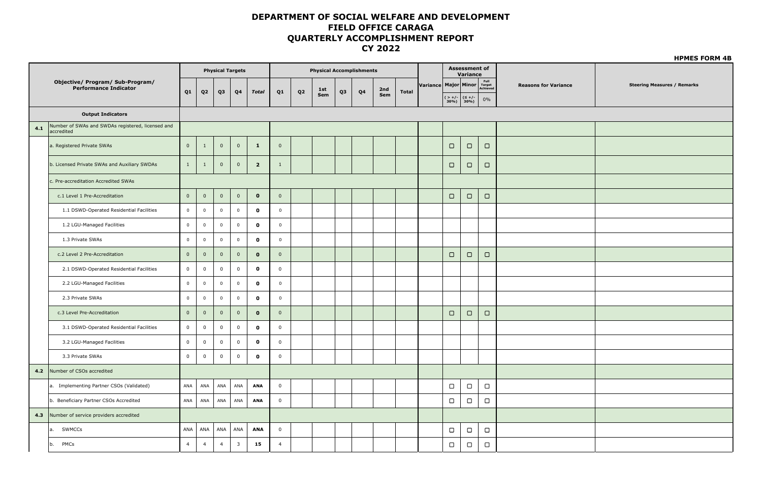# DEPARTMENT OF SOCIAL WELFARE AND DEVELOPMENT
# FIELD OFFICE CARAGA
# QUARTERLY ACCOMPLISHMENT REPORT
# CY 2022

**HPMES FORM 4B**

| | Objective/ Program/ Sub-Program/ Performance Indicator | Physical Targets | | | | | Physical Accomplishments | | | | | | | Variance | Assessment of Variance | | | Reasons for Variance | Steering Measures / Remarks |
|---|---|---|---|---|---|---|---|---|---|---|---|---|---|---|---|---|---|---|---|
| | | Q1 | Q2 | Q3 | Q4 | Total | Q1 | Q2 | 1st Sem | Q3 | Q4 | 2nd Sem | Total | | Major ( > +/- 30%) | Minor (≤ +/- 30%) | Full Target Achieved 0% | | |
| | **Output Indicators** | | | | | | | | | | | | | | | | | | |
| **4.1** | Number of SWAs and SWDAs registered, licensed and accredited | | | | | | | | | | | | | | | | | | |
| | a. Registered Private SWAs | 0 | 1 | 0 | 0 | **1** | 0 | | | | | | | | ☐ | ☐ | ☐ | | |
| | b. Licensed Private SWAs and Auxiliary SWDAs | 1 | 1 | 0 | 0 | **2** | 1 | | | | | | | | ☐ | ☐ | ☐ | | |
| | c. Pre-accreditation Accredited SWAs | | | | | | | | | | | | | | | | | | |
| | c.1 Level 1 Pre-Accreditation | 0 | 0 | 0 | 0 | **0** | 0 | | | | | | | | ☐ | ☐ | ☐ | | |
| | 1.1 DSWD-Operated Residential Facilities | 0 | 0 | 0 | 0 | **0** | 0 | | | | | | | | | | | | |
| | 1.2 LGU-Managed Facilities | 0 | 0 | 0 | 0 | **0** | 0 | | | | | | | | | | | | |
| | 1.3 Private SWAs | 0 | 0 | 0 | 0 | **0** | 0 | | | | | | | | | | | | |
| | c.2 Level 2 Pre-Accreditation | 0 | 0 | 0 | 0 | **0** | 0 | | | | | | | | ☐ | ☐ | ☐ | | |
| | 2.1 DSWD-Operated Residential Facilities | 0 | 0 | 0 | 0 | **0** | 0 | | | | | | | | | | | | |
| | 2.2 LGU-Managed Facilities | 0 | 0 | 0 | 0 | **0** | 0 | | | | | | | | | | | | |
| | 2.3 Private SWAs | 0 | 0 | 0 | 0 | **0** | 0 | | | | | | | | | | | | |
| | c.3 Level Pre-Accreditation | 0 | 0 | 0 | 0 | **0** | 0 | | | | | | | | ☐ | ☐ | ☐ | | |
| | 3.1 DSWD-Operated Residential Facilities | 0 | 0 | 0 | 0 | **0** | 0 | | | | | | | | | | | | |
| | 3.2 LGU-Managed Facilities | 0 | 0 | 0 | 0 | **0** | 0 | | | | | | | | | | | | |
| | 3.3 Private SWAs | 0 | 0 | 0 | 0 | **0** | 0 | | | | | | | | | | | | |
| **4.2** | Number of CSOs accredited | | | | | | | | | | | | | | | | | | |
| | a. Implementing Partner CSOs (Validated) | ANA | ANA | ANA | ANA | **ANA** | 0 | | | | | | | | ☐ | ☐ | ☐ | | |
| | b. Beneficiary Partner CSOs Accredited | ANA | ANA | ANA | ANA | **ANA** | 0 | | | | | | | | ☐ | ☐ | ☐ | | |
| **4.3** | Number of service providers accredited | | | | | | | | | | | | | | | | | | |
| | a. SWMCCs | ANA | ANA | ANA | ANA | **ANA** | 0 | | | | | | | | ☐ | ☐ | ☐ | | |
| | b. PMCs | 4 | 4 | 4 | 3 | **15** | 4 | | | | | | | | ☐ | ☐ | ☐ | | |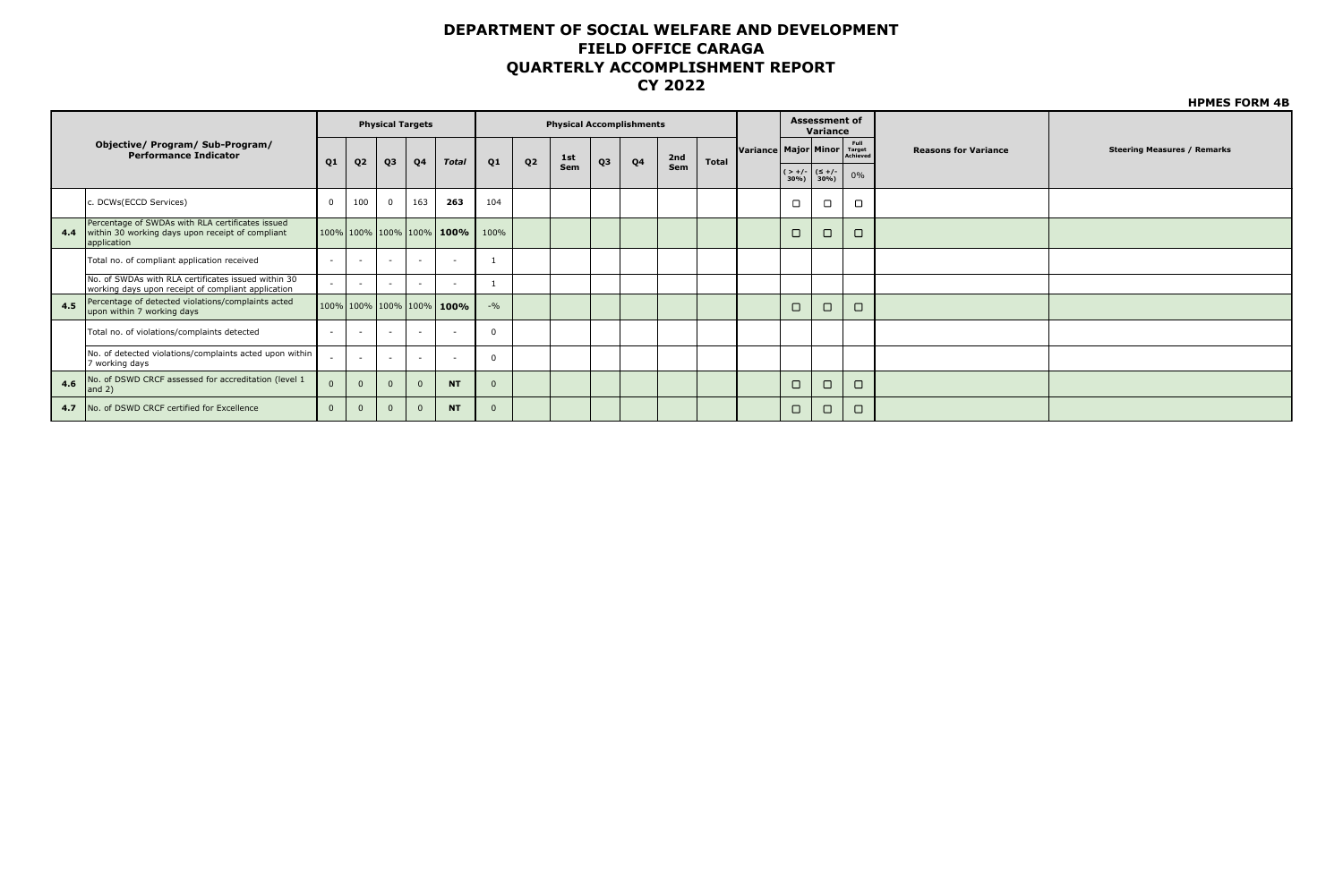# DEPARTMENT OF SOCIAL WELFARE AND DEVELOPMENT
# FIELD OFFICE CARAGA
# QUARTERLY ACCOMPLISHMENT REPORT
# CY 2022

**HPMES FORM 4B**

| | Objective/ Program/ Sub-Program/ Performance Indicator | Physical Targets | | | | | Physical Accomplishments | | | | | | | Variance | Assessment of Variance | | | Reasons for Variance | Steering Measures / Remarks |
|---|---|---|---|---|---|---|---|---|---|---|---|---|---|---|---|---|---|---|---|
| | | Q1 | Q2 | Q3 | Q4 | Total | Q1 | Q2 | 1st Sem | Q3 | Q4 | 2nd Sem | Total | | Major ( > +/- 30%) | Minor (≤ +/- 30%) | Full Target Achieved 0% | | |
| | c. DCWs(ECCD Services) | 0 | 100 | 0 | 163 | **263** | 104 | | | | | | | | ☐ | ☐ | ☐ | | |
| **4.4** | Percentage of SWDAs with RLA certificates issued within 30 working days upon receipt of compliant application | 100% | 100% | 100% | 100% | **100%** | 100% | | | | | | | | ☐ | ☐ | ☐ | | |
| | Total no. of compliant application received | - | - | - | - | - | 1 | | | | | | | | | | | | |
| | No. of SWDAs with RLA certificates issued within 30 working days upon receipt of compliant application | - | - | - | - | - | 1 | | | | | | | | | | | | |
| **4.5** | Percentage of detected violations/complaints acted upon within 7 working days | 100% | 100% | 100% | 100% | **100%** | -% | | | | | | | | ☐ | ☐ | ☐ | | |
| | Total no. of violations/complaints detected | - | - | - | - | - | 0 | | | | | | | | | | | | |
| | No. of detected violations/complaints acted upon within 7 working days | - | - | - | - | - | 0 | | | | | | | | | | | | |
| **4.6** | No. of DSWD CRCF assessed for accreditation (level 1 and 2) | 0 | 0 | 0 | 0 | **NT** | 0 | | | | | | | | ☐ | ☐ | ☐ | | |
| **4.7** | No. of DSWD CRCF certified for Excellence | 0 | 0 | 0 | 0 | **NT** | 0 | | | | | | | | ☐ | ☐ | ☐ | | |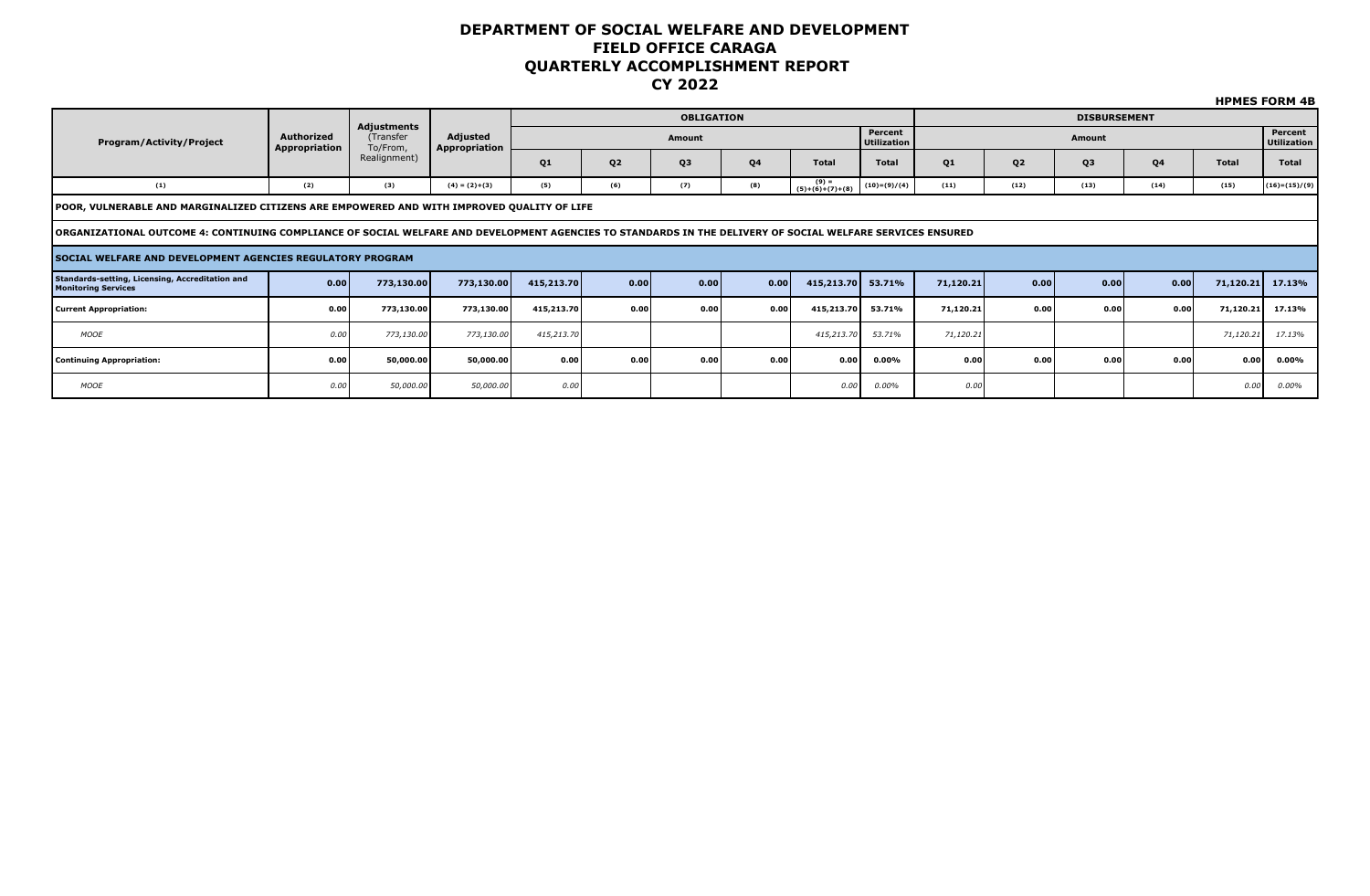# DEPARTMENT OF SOCIAL WELFARE AND DEVELOPMENT
# FIELD OFFICE CARAGA
# QUARTERLY ACCOMPLISHMENT REPORT
# CY 2022

**HPMES FORM 4B**

| Program/Activity/Project | Authorized Appropriation | Adjustments (Transfer To/From, Realignment) | Adjusted Appropriation | OBLIGATION | | | | | | DISBURSEMENT | | | | | |
|---|---|---|---|---|---|---|---|---|---|---|---|---|---|---|---|
| | | | | Amount | | | | | Percent Utilization | Amount | | | | | Percent Utilization |
| | | | | Q1 | Q2 | Q3 | Q4 | Total | Total | Q1 | Q2 | Q3 | Q4 | Total | Total |
| (1) | (2) | (3) | (4) = (2)+(3) | (5) | (6) | (7) | (8) | (9) = (5)+(6)+(7)+(8) | (10)=(9)/(4) | (11) | (12) | (13) | (14) | (15) | (16)=(15)/(9) |
| **POOR, VULNERABLE AND MARGINALIZED CITIZENS ARE EMPOWERED AND WITH IMPROVED QUALITY OF LIFE** | | | | | | | | | | | | | | | |
| **ORGANIZATIONAL OUTCOME 4: CONTINUING COMPLIANCE OF SOCIAL WELFARE AND DEVELOPMENT AGENCIES TO STANDARDS IN THE DELIVERY OF SOCIAL WELFARE SERVICES ENSURED** | | | | | | | | | | | | | | | |
| **SOCIAL WELFARE AND DEVELOPMENT AGENCIES REGULATORY PROGRAM** | | | | | | | | | | | | | | | |
| **Standards-setting, Licensing, Accreditation and Monitoring Services** | **0.00** | **773,130.00** | **773,130.00** | **415,213.70** | **0.00** | **0.00** | **0.00** | **415,213.70** | **53.71%** | **71,120.21** | **0.00** | **0.00** | **0.00** | **71,120.21** | **17.13%** |
| **Current Appropriation:** | **0.00** | **773,130.00** | **773,130.00** | **415,213.70** | **0.00** | **0.00** | **0.00** | **415,213.70** | **53.71%** | **71,120.21** | **0.00** | **0.00** | **0.00** | **71,120.21** | **17.13%** |
| *MOOE* | *0.00* | *773,130.00* | *773,130.00* | *415,213.70* | | | | *415,213.70* | *53.71%* | *71,120.21* | | | | *71,120.21* | *17.13%* |
| **Continuing Appropriation:** | **0.00** | **50,000.00** | **50,000.00** | **0.00** | **0.00** | **0.00** | **0.00** | **0.00** | **0.00%** | **0.00** | **0.00** | **0.00** | **0.00** | **0.00** | **0.00%** |
| *MOOE* | *0.00* | *50,000.00* | *50,000.00* | *0.00* | | | | *0.00* | *0.00%* | *0.00* | | | | *0.00* | *0.00%* |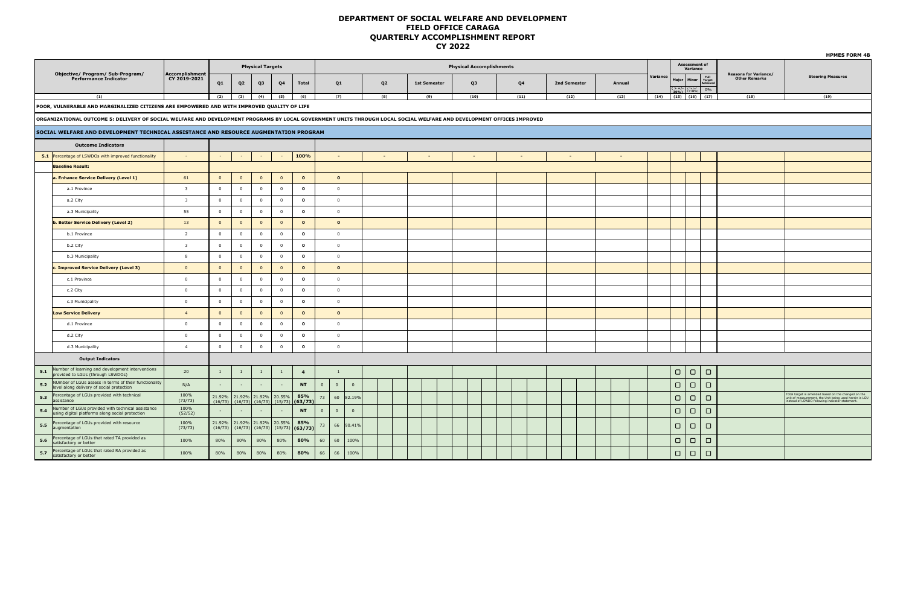# DEPARTMENT OF SOCIAL WELFARE AND DEVELOPMENT
## FIELD OFFICE CARAGA
## QUARTERLY ACCOMPLISHMENT REPORT
## CY 2022

**HPMES FORM 4B**

| | Objective/ Program/ Sub-Program/ Performance Indicator | Accomplishment CY 2019-2021 | Physical Targets | | | | | Physical Accomplishments | | | | | | | | | | | | | | | | | | | | | Variance | Assessment of Variance | | | Reasons for Variance/ Other Remarks | Steering Measures |
|---|---|---|---|---|---|---|---|---|---|---|---|---|---|---|---|---|---|---|---|---|---|---|---|---|---|---|---|---|---|---|---|---|---|---|
| | | | Q1 | Q2 | Q3 | Q4 | Total | Q1 | | | Q2 | | | 1st Semester | | | Q3 | | | Q4 | | | 2nd Semester | | | Annual | | | | Major (> +/- 30%) | Minor (-/+ 30%) | Full Target Achieved 0% | | |
| | (1) | | (2) | (3) | (4) | (5) | (6) | (7) | | | (8) | | | (9) | | | (10) | | | (11) | | | (12) | | | (13) | | | (14) | (15) | (16) | (17) | (18) | (19) |
| **POOR, VULNERABLE AND MARGINALIZED CITIZENS ARE EMPOWERED AND WITH IMPROVED QUALITY OF LIFE** | | | | | | | | | | | | | | | | | | | | | | | | | | | | | | | | | | |
| **ORGANIZATIONAL OUTCOME 5: DELIVERY OF SOCIAL WELFARE AND DEVELOPMENT PROGRAMS BY LOCAL GOVERNMENT UNITS THROUGH LOCAL SOCIAL WELFARE AND DEVELOPMENT OFFICES IMPROVED** | | | | | | | | | | | | | | | | | | | | | | | | | | | | | | | | | | |
| **SOCIAL WELFARE AND DEVELOPMENT TECHNICAL ASSISTANCE AND RESOURCE AUGMENTATION PROGRAM** | | | | | | | | | | | | | | | | | | | | | | | | | | | | | | | | | | |
| | **Outcome Indicators** | | | | | | | | | | | | | | | | | | | | | | | | | | | | | | | | | |
| **5.1** | Percentage of LSWDOs with improved functionality | - | - | - | - | - | **100%** | - | | | - | | | - | | | - | | | - | | | - | | | - | | | | | | | | |
| | **Baseline Result:** | | | | | | | | | | | | | | | | | | | | | | | | | | | | | | | | | |
| | **a. Enhance Service Delivery (Level 1)** | 61 | 0 | 0 | 0 | 0 | **0** | **0** | | | | | | | | | | | | | | | | | | | | | | | | | | |
| | a.1 Province | 3 | 0 | 0 | 0 | 0 | **0** | 0 | | | | | | | | | | | | | | | | | | | | | | | | | | |
| | a.2 City | 3 | 0 | 0 | 0 | 0 | **0** | 0 | | | | | | | | | | | | | | | | | | | | | | | | | | |
| | a.3 Municipality | 55 | 0 | 0 | 0 | 0 | **0** | 0 | | | | | | | | | | | | | | | | | | | | | | | | | | |
| | **b. Better Service Delivery (Level 2)** | 13 | 0 | 0 | 0 | 0 | **0** | **0** | | | | | | | | | | | | | | | | | | | | | | | | | | |
| | b.1 Province | 2 | 0 | 0 | 0 | 0 | **0** | 0 | | | | | | | | | | | | | | | | | | | | | | | | | | |
| | b.2 City | 3 | 0 | 0 | 0 | 0 | **0** | 0 | | | | | | | | | | | | | | | | | | | | | | | | | | |
| | b.3 Municipality | 8 | 0 | 0 | 0 | 0 | **0** | 0 | | | | | | | | | | | | | | | | | | | | | | | | | | |
| | **c. Improved Service Delivery (Level 3)** | 0 | 0 | 0 | 0 | 0 | **0** | **0** | | | | | | | | | | | | | | | | | | | | | | | | | | |
| | c.1 Province | 0 | 0 | 0 | 0 | 0 | **0** | 0 | | | | | | | | | | | | | | | | | | | | | | | | | | |
| | c.2 City | 0 | 0 | 0 | 0 | 0 | **0** | 0 | | | | | | | | | | | | | | | | | | | | | | | | | | |
| | c.3 Municipality | 0 | 0 | 0 | 0 | 0 | **0** | 0 | | | | | | | | | | | | | | | | | | | | | | | | | | |
| | **Low Service Delivery** | 4 | 0 | 0 | 0 | 0 | **0** | **0** | | | | | | | | | | | | | | | | | | | | | | | | | | |
| | d.1 Province | 0 | 0 | 0 | 0 | 0 | **0** | 0 | | | | | | | | | | | | | | | | | | | | | | | | | | |
| | d.2 City | 0 | 0 | 0 | 0 | 0 | **0** | 0 | | | | | | | | | | | | | | | | | | | | | | | | | | |
| | d.3 Municipality | 4 | 0 | 0 | 0 | 0 | **0** | 0 | | | | | | | | | | | | | | | | | | | | | | | | | | |
| | **Output Indicators** | | | | | | | | | | | | | | | | | | | | | | | | | | | | | | | | | |
| **5.1** | Number of learning and development interventions provided to LGUs (through LSWDOs) | 20 | 1 | 1 | 1 | 1 | **4** | 1 | | | | | | | | | | | | | | | | | | | | | | ☐ | ☐ | ☐ | | |
| **5.2** | NUmber of LGUs assess in terms of their functionality level along delivery of social protection | N/A | - | - | - | - | **NT** | 0 | 0 | 0 | | | | | | | | | | | | | | | | | | | | ☐ | ☐ | ☐ | | |
| **5.3** | Percentage of LGUs provided with technical assistance | 100% (73/73) | 21.92% (16/73) | 21.92% (16/73) | 21.92% (16/73) | 20.55% (15/73) | **85% (63/73)** | 73 | 60 | 82.19% | | | | | | | | | | | | | | | | | | | | ☐ | ☐ | ☐ | | Total target is amended based on the changed on the unit of measurement. the Unit being used herein is LGU instead of LSWDO following indicator statement. |
| **5.4** | Number of LGUs provided with technical assistance using digital platforms along social protection | 100% (52/52) | - | - | - | - | **NT** | 0 | 0 | 0 | | | | | | | | | | | | | | | | | | | | ☐ | ☐ | ☐ | | |
| **5.5** | Percentage of LGUs provided with resource augmentation | 100% (73/73) | 21.92% (16/73) | 21.92% (16/73) | 21.92% (16/73) | 20.55% (15/73) | **85% (63/73)** | 73 | 66 | 90.41% | | | | | | | | | | | | | | | | | | | | ☐ | ☐ | ☐ | | |
| **5.6** | Percentage of LGUs that rated TA provided as satisfactory or better | 100% | 80% | 80% | 80% | 80% | **80%** | 60 | 60 | 100% | | | | | | | | | | | | | | | | | | | | ☐ | ☐ | ☐ | | |
| **5.7** | Percentage of LGUs that rated RA provided as satisfactory or better | 100% | 80% | 80% | 80% | 80% | **80%** | 66 | 66 | 100% | | | | | | | | | | | | | | | | | | | | ☐ | ☐ | ☐ | | |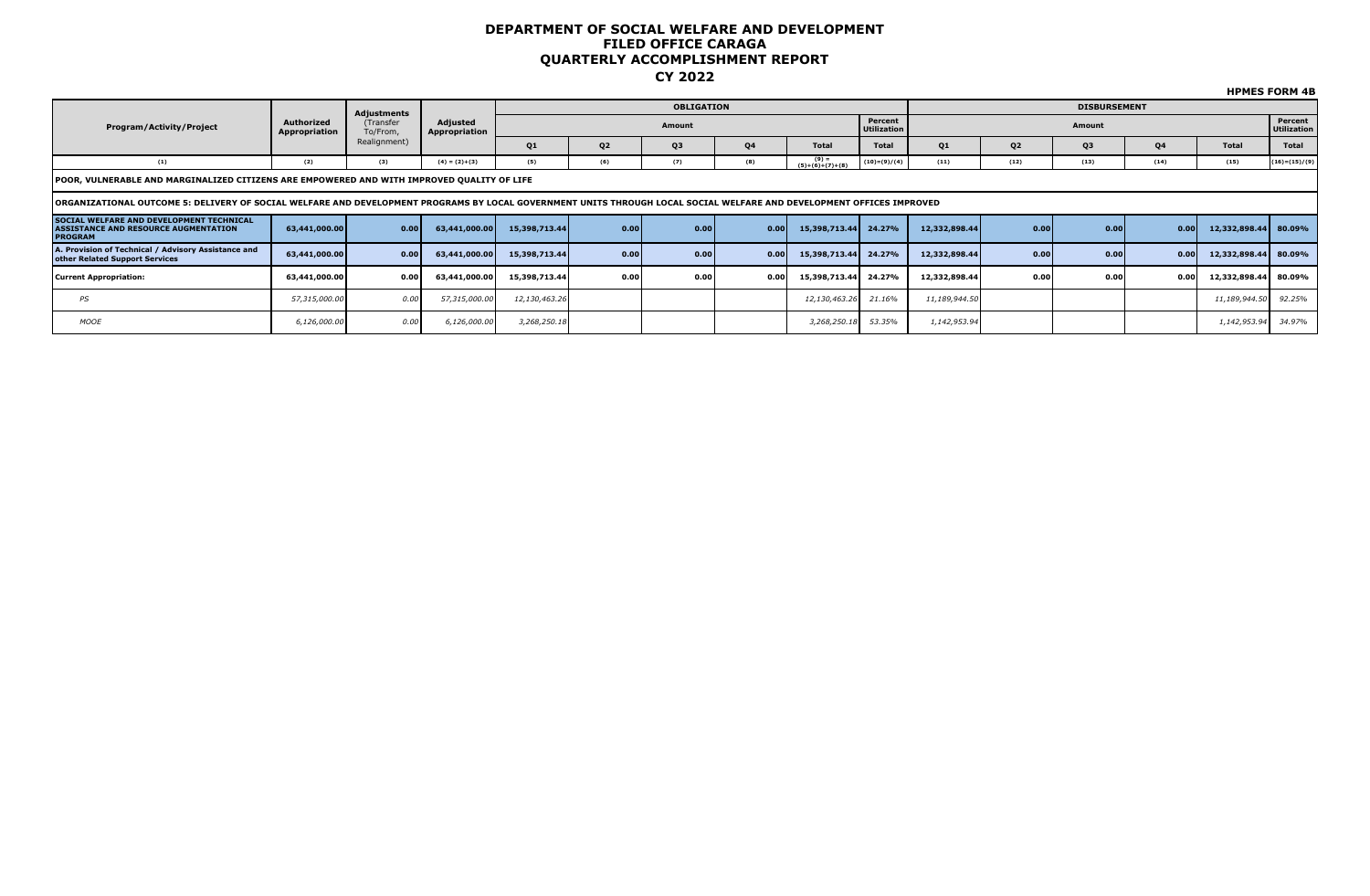# DEPARTMENT OF SOCIAL WELFARE AND DEVELOPMENT
# FILED OFFICE CARAGA
# QUARTERLY ACCOMPLISHMENT REPORT
# CY 2022

**HPMES FORM 4B**

| Program/Activity/Project | Authorized Appropriation | Adjustments (Transfer To/From, Realignment) | Adjusted Appropriation | OBLIGATION | | | | | | DISBURSEMENT | | | | | |
|---|---|---|---|---|---|---|---|---|---|---|---|---|---|---|---|
| | | | | Amount | | | | | Percent Utilization | Amount | | | | | Percent Utilization |
| | | | | Q1 | Q2 | Q3 | Q4 | Total | Total | Q1 | Q2 | Q3 | Q4 | Total | Total |
| (1) | (2) | (3) | (4) = (2)+(3) | (5) | (6) | (7) | (8) | (9) = (5)+(6)+(7)+(8) | (10)=(9)/(4) | (11) | (12) | (13) | (14) | (15) | (16)=(15)/(9) |
| **POOR, VULNERABLE AND MARGINALIZED CITIZENS ARE EMPOWERED AND WITH IMPROVED QUALITY OF LIFE** | | | | | | | | | | | | | | | |
| **ORGANIZATIONAL OUTCOME 5: DELIVERY OF SOCIAL WELFARE AND DEVELOPMENT PROGRAMS BY LOCAL GOVERNMENT UNITS THROUGH LOCAL SOCIAL WELFARE AND DEVELOPMENT OFFICES IMPROVED** | | | | | | | | | | | | | | | |
| **SOCIAL WELFARE AND DEVELOPMENT TECHNICAL ASSISTANCE AND RESOURCE AUGMENTATION PROGRAM** | **63,441,000.00** | **0.00** | **63,441,000.00** | **15,398,713.44** | **0.00** | **0.00** | **0.00** | **15,398,713.44** | **24.27%** | **12,332,898.44** | **0.00** | **0.00** | **0.00** | **12,332,898.44** | **80.09%** |
| **A. Provision of Technical / Advisory Assistance and other Related Support Services** | **63,441,000.00** | **0.00** | **63,441,000.00** | **15,398,713.44** | **0.00** | **0.00** | **0.00** | **15,398,713.44** | **24.27%** | **12,332,898.44** | **0.00** | **0.00** | **0.00** | **12,332,898.44** | **80.09%** |
| **Current Appropriation:** | **63,441,000.00** | **0.00** | **63,441,000.00** | **15,398,713.44** | **0.00** | **0.00** | **0.00** | **15,398,713.44** | **24.27%** | **12,332,898.44** | **0.00** | **0.00** | **0.00** | **12,332,898.44** | **80.09%** |
| *PS* | *57,315,000.00* | *0.00* | *57,315,000.00* | *12,130,463.26* | | | | *12,130,463.26* | *21.16%* | *11,189,944.50* | | | | *11,189,944.50* | *92.25%* |
| *MOOE* | *6,126,000.00* | *0.00* | *6,126,000.00* | *3,268,250.18* | | | | *3,268,250.18* | *53.35%* | *1,142,953.94* | | | | *1,142,953.94* | *34.97%* |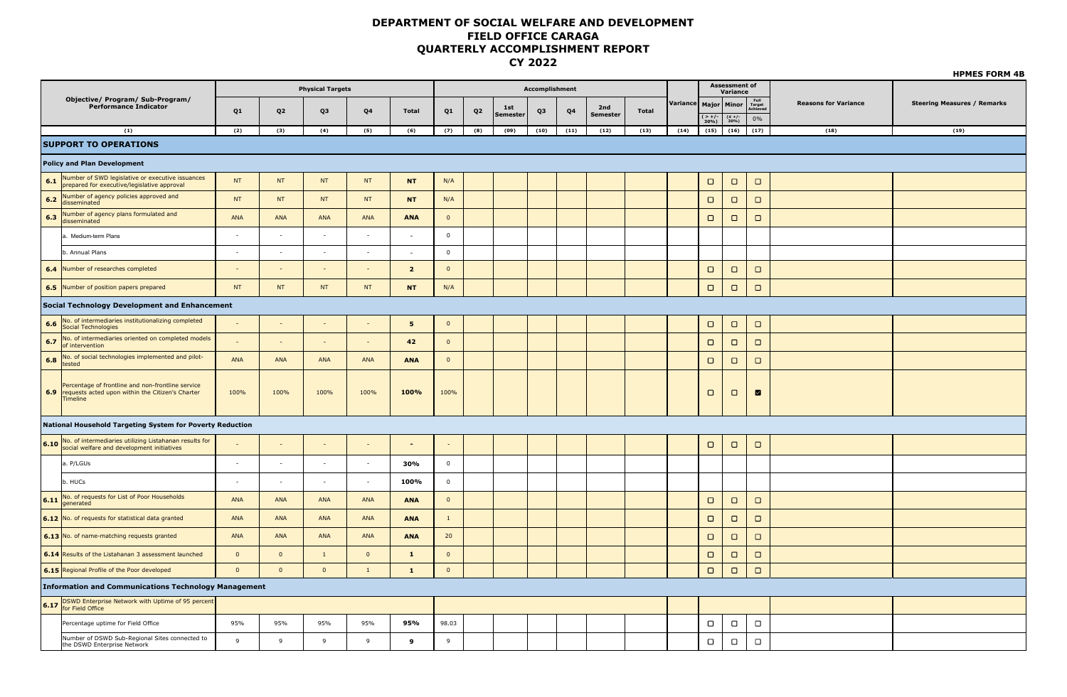# DEPARTMENT OF SOCIAL WELFARE AND DEVELOPMENT
# FIELD OFFICE CARAGA
# QUARTERLY ACCOMPLISHMENT REPORT
# CY 2022

**HPMES FORM 4B**

| | Objective/ Program/ Sub-Program/ Performance Indicator | Physical Targets | | | | | Accomplishment | | | | | | | Variance | Assessment of Variance | | | Reasons for Variance | Steering Measures / Remarks |
|---|---|---|---|---|---|---|---|---|---|---|---|---|---|---|---|---|---|---|---|
| | | Q1 | Q2 | Q3 | Q4 | Total | Q1 | Q2 | 1st Semester | Q3 | Q4 | 2nd Semester | Total | | Major ( > +/- 30%) | Minor (≤ +/- 30%) | Full Target Achieved 0% | | |
| | (1) | (2) | (3) | (4) | (5) | (6) | (7) | (8) | (09) | (10) | (11) | (12) | (13) | (14) | (15) | (16) | (17) | (18) | (19) |
| **SUPPORT TO OPERATIONS** | | | | | | | | | | | | | | | | | | | |
| **Policy and Plan Development** | | | | | | | | | | | | | | | | | | | |
| 6.1 | Number of SWD legislative or executive issuances prepared for executive/legislative approval | NT | NT | NT | NT | **NT** | N/A | | | | | | | | ☐ | ☐ | ☐ | | |
| 6.2 | Number of agency policies approved and disseminated | NT | NT | NT | NT | **NT** | N/A | | | | | | | | ☐ | ☐ | ☐ | | |
| 6.3 | Number of agency plans formulated and disseminated | ANA | ANA | ANA | ANA | **ANA** | 0 | | | | | | | | ☐ | ☐ | ☐ | | |
| | a. Medium-term Plans | - | - | - | - | - | 0 | | | | | | | | | | | | |
| | b. Annual Plans | - | - | - | - | - | 0 | | | | | | | | | | | | |
| 6.4 | Number of researches completed | - | - | - | - | **2** | 0 | | | | | | | | ☐ | ☐ | ☐ | | |
| 6.5 | Number of position papers prepared | NT | NT | NT | NT | **NT** | N/A | | | | | | | | ☐ | ☐ | ☐ | | |
| **Social Technology Development and Enhancement** | | | | | | | | | | | | | | | | | | | |
| 6.6 | No. of intermediaries institutionalizing completed Social Technologies | - | - | - | - | **5** | 0 | | | | | | | | ☐ | ☐ | ☐ | | |
| 6.7 | No. of intermediaries oriented on completed models of intervention | - | - | - | - | **42** | 0 | | | | | | | | ☐ | ☐ | ☐ | | |
| 6.8 | No. of social technologies implemented and pilot-tested | ANA | ANA | ANA | ANA | **ANA** | 0 | | | | | | | | ☐ | ☐ | ☐ | | |
| 6.9 | Percentage of frontline and non-frontline service requests acted upon within the Citizen's Charter Timeline | 100% | 100% | 100% | 100% | **100%** | 100% | | | | | | | | ☐ | ☐ | ☑ | | |
| **National Household Targeting System for Poverty Reduction** | | | | | | | | | | | | | | | | | | | |
| 6.10 | No. of intermediaries utilizing Listahanan results for social welfare and development initiatives | - | - | - | - | **-** | - | | | | | | | | ☐ | ☐ | ☐ | | |
| | a. P/LGUs | - | - | - | - | **30%** | 0 | | | | | | | | | | | | |
| | b. HUCs | - | - | - | - | **100%** | 0 | | | | | | | | | | | | |
| 6.11 | No. of requests for List of Poor Households generated | ANA | ANA | ANA | ANA | **ANA** | 0 | | | | | | | | ☐ | ☐ | ☐ | | |
| 6.12 | No. of requests for statistical data granted | ANA | ANA | ANA | ANA | **ANA** | 1 | | | | | | | | ☐ | ☐ | ☐ | | |
| 6.13 | No. of name-matching requests granted | ANA | ANA | ANA | ANA | **ANA** | 20 | | | | | | | | ☐ | ☐ | ☐ | | |
| 6.14 | Results of the Listahanan 3 assessment launched | 0 | 0 | 1 | 0 | **1** | 0 | | | | | | | | ☐ | ☐ | ☐ | | |
| 6.15 | Regional Profile of the Poor developed | 0 | 0 | 0 | 1 | **1** | 0 | | | | | | | | ☐ | ☐ | ☐ | | |
| **Information and Communications Technology Management** | | | | | | | | | | | | | | | | | | | |
| 6.17 | DSWD Enterprise Network with Uptime of 95 percent for Field Office | | | | | | | | | | | | | | | | | | |
| | Percentage uptime for Field Office | 95% | 95% | 95% | 95% | **95%** | 98.03 | | | | | | | | ☐ | ☐ | ☐ | | |
| | Number of DSWD Sub-Regional Sites connected to the DSWD Enterprise Network | 9 | 9 | 9 | 9 | **9** | 9 | | | | | | | | ☐ | ☐ | ☐ | | |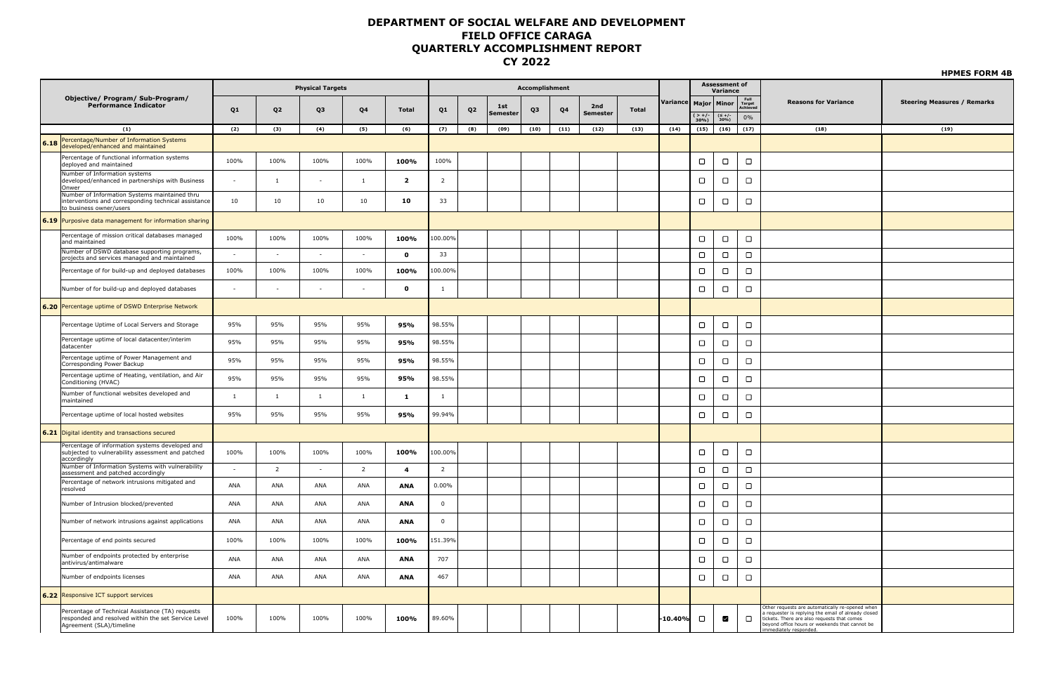# DEPARTMENT OF SOCIAL WELFARE AND DEVELOPMENT
## FIELD OFFICE CARAGA
## QUARTERLY ACCOMPLISHMENT REPORT
## CY 2022

**HPMES FORM 4B**

| | Objective/ Program/ Sub-Program/ Performance Indicator | Physical Targets | | | | | Accomplishment | | | | | | | | Variance | Assessment of Variance | | | Reasons for Variance | Steering Measures / Remarks |
|---|---|---|---|---|---|---|---|---|---|---|---|---|---|---|---|---|---|---|---|---|
| | | Q1 | Q2 | Q3 | Q4 | Total | Q1 | Q2 | 1st Semester | Q3 | Q4 | 2nd Semester | Total | | | Major (> +/- 30%) | Minor (≤ +/- 30%) | Full Target Achieved 0% | | |
| | (1) | (2) | (3) | (4) | (5) | (6) | (7) | (8) | (09) | (10) | (11) | (12) | (13) | | (14) | (15) | (16) | (17) | (18) | (19) |
| 6.18 | Percentage/Number of Information Systems developed/enhanced and maintained | | | | | | | | | | | | | | | | | | | |
| | Percentage of functional information systems deployed and maintained | 100% | 100% | 100% | 100% | **100%** | 100% | | | | | | | | | ☐ | ☐ | ☐ | | |
| | Number of Information systems developed/enhanced in partnerships with Business Onwer | - | 1 | - | 1 | **2** | 2 | | | | | | | | | ☐ | ☐ | ☐ | | |
| | Number of Information Systems maintained thru interventions and corresponding technical assistance to business owner/users | 10 | 10 | 10 | 10 | **10** | 33 | | | | | | | | | ☐ | ☐ | ☐ | | |
| 6.19 | Purposive data management for information sharing | | | | | | | | | | | | | | | | | | | |
| | Percentage of mission critical databases managed and maintained | 100% | 100% | 100% | 100% | **100%** | 100.00% | | | | | | | | | ☐ | ☐ | ☐ | | |
| | Number of DSWD database supporting programs, projects and services managed and maintained | - | - | - | - | **0** | 33 | | | | | | | | | ☐ | ☐ | ☐ | | |
| | Percentage of for build-up and deployed databases | 100% | 100% | 100% | 100% | **100%** | 100.00% | | | | | | | | | ☐ | ☐ | ☐ | | |
| | Number of for build-up and deployed databases | - | - | - | - | **0** | 1 | | | | | | | | | ☐ | ☐ | ☐ | | |
| 6.20 | Percentage uptime of DSWD Enterprise Network | | | | | | | | | | | | | | | | | | | |
| | Percentage Uptime of Local Servers and Storage | 95% | 95% | 95% | 95% | **95%** | 98.55% | | | | | | | | | ☐ | ☐ | ☐ | | |
| | Percentage uptime of local datacenter/interim datacenter | 95% | 95% | 95% | 95% | **95%** | 98.55% | | | | | | | | | ☐ | ☐ | ☐ | | |
| | Percentage uptime of Power Management and Corresponding Power Backup | 95% | 95% | 95% | 95% | **95%** | 98.55% | | | | | | | | | ☐ | ☐ | ☐ | | |
| | Percentage uptime of Heating, ventilation, and Air Conditioning (HVAC) | 95% | 95% | 95% | 95% | **95%** | 98.55% | | | | | | | | | ☐ | ☐ | ☐ | | |
| | Number of functional websites developed and maintained | 1 | 1 | 1 | 1 | **1** | 1 | | | | | | | | | ☐ | ☐ | ☐ | | |
| | Percentage uptime of local hosted websites | 95% | 95% | 95% | 95% | **95%** | 99.94% | | | | | | | | | ☐ | ☐ | ☐ | | |
| 6.21 | Digital identity and transactions secured | | | | | | | | | | | | | | | | | | | |
| | Percentage of information systems developed and subjected to vulnerability assessment and patched accordingly | 100% | 100% | 100% | 100% | **100%** | 100.00% | | | | | | | | | ☐ | ☐ | ☐ | | |
| | Number of Information Systems with vulnerability assessment and patched accordingly | - | 2 | - | 2 | **4** | 2 | | | | | | | | | ☐ | ☐ | ☐ | | |
| | Percentage of network intrusions mitigated and resolved | ANA | ANA | ANA | ANA | **ANA** | 0.00% | | | | | | | | | ☐ | ☐ | ☐ | | |
| | Number of Intrusion blocked/prevented | ANA | ANA | ANA | ANA | **ANA** | 0 | | | | | | | | | ☐ | ☐ | ☐ | | |
| | Number of network intrusions against applications | ANA | ANA | ANA | ANA | **ANA** | 0 | | | | | | | | | ☐ | ☐ | ☐ | | |
| | Percentage of end points secured | 100% | 100% | 100% | 100% | **100%** | 151.39% | | | | | | | | | ☐ | ☐ | ☐ | | |
| | Number of endpoints protected by enterprise antivirus/antimalware | ANA | ANA | ANA | ANA | **ANA** | 707 | | | | | | | | | ☐ | ☐ | ☐ | | |
| | Number of endpoints licenses | ANA | ANA | ANA | ANA | **ANA** | 467 | | | | | | | | | ☐ | ☐ | ☐ | | |
| 6.22 | Responsive ICT support services | | | | | | | | | | | | | | | | | | | |
| | Percentage of Technical Assistance (TA) requests responded and resolved within the set Service Level Agreement (SLA)/timeline | 100% | 100% | 100% | 100% | **100%** | 89.60% | | | | | | | | -10.40% | ☐ | ☑ | ☐ | Other requests are automatically re-opened when a requester is replying the email of already closed tickets. There are also requests that comes beyond office hours or weekends that cannot be immediately responded. | |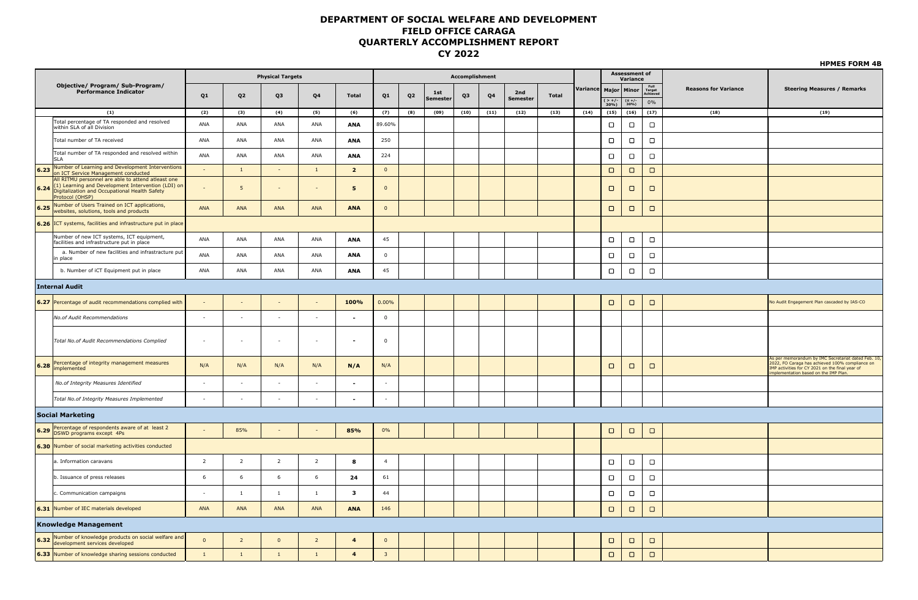# DEPARTMENT OF SOCIAL WELFARE AND DEVELOPMENT
## FIELD OFFICE CARAGA
## QUARTERLY ACCOMPLISHMENT REPORT
## CY 2022

**HPMES FORM 4B**

| | Objective/ Program/ Sub-Program/ Performance Indicator | Physical Targets | | | | | Accomplishment | | | | | | | Variance | Assessment of Variance | | | Reasons for Variance | Steering Measures / Remarks |
|---|---|---|---|---|---|---|---|---|---|---|---|---|---|---|---|---|---|---|---|
| | | Q1 | Q2 | Q3 | Q4 | Total | Q1 | Q2 | 1st Semester | Q3 | Q4 | 2nd Semester | Total | | Major | Minor | Full Target Achieved | | |
| | | | | | | | | | | | | | | | ( > +/- 30%) | (≤ +/- 30%) | 0% | | |
| | (1) | (2) | (3) | (4) | (5) | (6) | (7) | (8) | (09) | (10) | (11) | (12) | (13) | (14) | (15) | (16) | (17) | (18) | (19) |
| | Total percentage of TA responded and resolved within SLA of all Division | ANA | ANA | ANA | ANA | **ANA** | 89.60% | | | | | | | | ☐ | ☐ | ☐ | | |
| | Total number of TA received | ANA | ANA | ANA | ANA | **ANA** | 250 | | | | | | | | ☐ | ☐ | ☐ | | |
| | Total number of TA responded and resolved within SLA | ANA | ANA | ANA | ANA | **ANA** | 224 | | | | | | | | ☐ | ☐ | ☐ | | |
| **6.23** | Number of Learning and Development Interventions on ICT Service Management conducted | - | 1 | - | 1 | **2** | 0 | | | | | | | | ☐ | ☐ | ☐ | | |
| **6.24** | All RITMU personnel are able to attend atleast one (1) Learning and Development Intervention (LDI) on Digitalization and Occupational Health Safety Protocol (OHSP) | - | 5 | - | - | **5** | 0 | | | | | | | | ☐ | ☐ | ☐ | | |
| **6.25** | Number of Users Trained on ICT applications, websites, solutions, tools and products | ANA | ANA | ANA | ANA | **ANA** | 0 | | | | | | | | ☐ | ☐ | ☐ | | |
| **6.26** | ICT systems, facilities and infrastructure put in place | | | | | | | | | | | | | | | | | | |
| | Number of new ICT systems, ICT equipment, facilities and infrastructure put in place | ANA | ANA | ANA | ANA | **ANA** | 45 | | | | | | | | ☐ | ☐ | ☐ | | |
| | a. Number of new facilities and infrastructure put in place | ANA | ANA | ANA | ANA | **ANA** | 0 | | | | | | | | ☐ | ☐ | ☐ | | |
| | b. Number of iCT Equipment put in place | ANA | ANA | ANA | ANA | **ANA** | 45 | | | | | | | | ☐ | ☐ | ☐ | | |
| **Internal Audit** | | | | | | | | | | | | | | | | | | | |
| **6.27** | Percentage of audit recommendations complied with | - | - | - | - | **100%** | 0.00% | | | | | | | | ☐ | ☐ | ☐ | | No Audit Engagement Plan cascaded by IAS-CO |
| | *No.of Audit Recommendations* | - | - | - | - | **-** | 0 | | | | | | | | | | | | |
| | *Total No.of Audit Recommendations Complied* | - | - | - | - | **-** | 0 | | | | | | | | | | | | |
| **6.28** | Percentage of integrity management measures implemented | N/A | N/A | N/A | N/A | **N/A** | N/A | | | | | | | | ☐ | ☐ | ☐ | | As per memorandum by IMC Secretariat dated Feb. 10, 2022, FO Caraga has achieved 100% compliance on IMP activities for CY 2021 on the final year of implementation based on the IMP Plan. |
| | *No.of Integrity Measures Identified* | - | - | - | - | **-** | - | | | | | | | | | | | | |
| | *Total No.of Integrity Measures Implemented* | - | - | - | - | **-** | - | | | | | | | | | | | | |
| **Social Marketing** | | | | | | | | | | | | | | | | | | | |
| **6.29** | Percentage of respondents aware of at least 2 DSWD programs except 4Ps | - | 85% | - | - | **85%** | 0% | | | | | | | | ☐ | ☐ | ☐ | | |
| **6.30** | Number of social marketing activities conducted | | | | | | | | | | | | | | | | | | |
| | a. Information caravans | 2 | 2 | 2 | 2 | **8** | 4 | | | | | | | | ☐ | ☐ | ☐ | | |
| | b. Issuance of press releases | 6 | 6 | 6 | 6 | **24** | 61 | | | | | | | | ☐ | ☐ | ☐ | | |
| | c. Communication campaigns | - | 1 | 1 | 1 | **3** | 44 | | | | | | | | ☐ | ☐ | ☐ | | |
| **6.31** | Number of IEC materials developed | ANA | ANA | ANA | ANA | **ANA** | 146 | | | | | | | | ☐ | ☐ | ☐ | | |
| **Knowledge Management** | | | | | | | | | | | | | | | | | | | |
| **6.32** | Number of knowledge products on social welfare and development services developed | 0 | 2 | 0 | 2 | **4** | 0 | | | | | | | | ☐ | ☐ | ☐ | | |
| **6.33** | Number of knowledge sharing sessions conducted | 1 | 1 | 1 | 1 | **4** | 3 | | | | | | | | ☐ | ☐ | ☐ | | |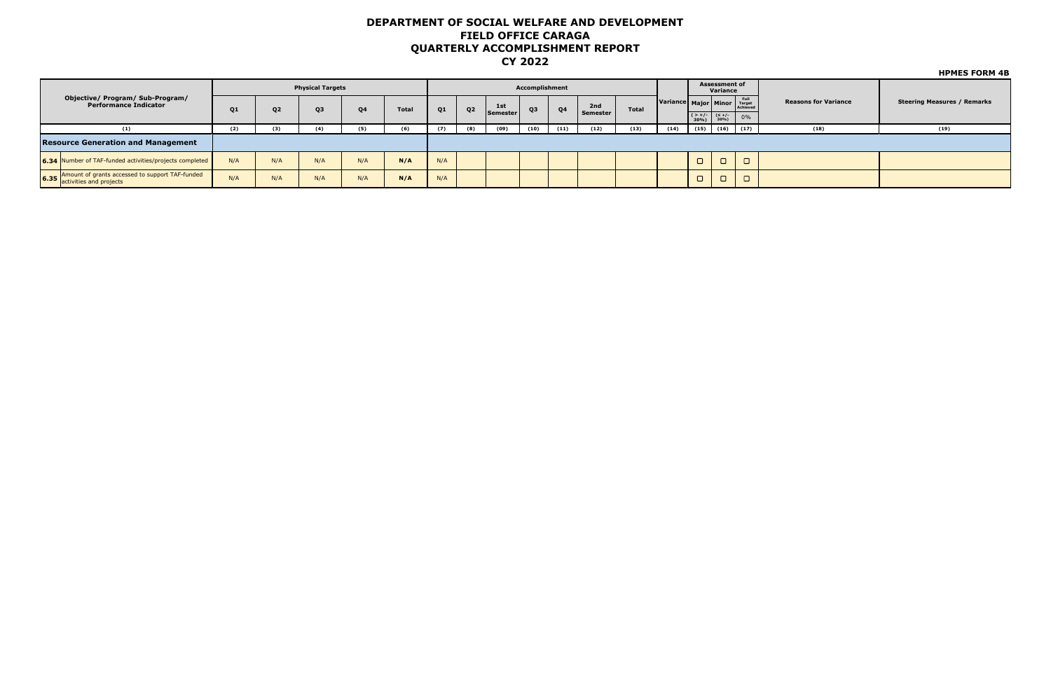# DEPARTMENT OF SOCIAL WELFARE AND DEVELOPMENT
## FIELD OFFICE CARAGA
## QUARTERLY ACCOMPLISHMENT REPORT
## CY 2022

**HPMES FORM 4B**

| Objective/ Program/ Sub-Program/ Performance Indicator | Physical Targets | | | | | Accomplishment | | | | | | | Variance | Assessment of Variance | | | Reasons for Variance | Steering Measures / Remarks |
|---|---|---|---|---|---|---|---|---|---|---|---|---|---|---|---|---|---|---|
| | Q1 | Q2 | Q3 | Q4 | Total | Q1 | Q2 | 1st Semester | Q3 | Q4 | 2nd Semester | Total | | Major ( > +/- 30%) | Minor (≤ +/- 30%) | Full Target Achieved 0% | | |
| (1) | (2) | (3) | (4) | (5) | (6) | (7) | (8) | (09) | (10) | (11) | (12) | (13) | (14) | (15) | (16) | (17) | (18) | (19) |
| **Resource Generation and Management** | | | | | | | | | | | | | | | | | | |
| **6.34** Number of TAF-funded activities/projects completed | N/A | N/A | N/A | N/A | **N/A** | N/A | | | | | | | | ☐ | ☐ | ☐ | | |
| **6.35** Amount of grants accessed to support TAF-funded activities and projects | N/A | N/A | N/A | N/A | **N/A** | N/A | | | | | | | | ☐ | ☐ | ☐ | | |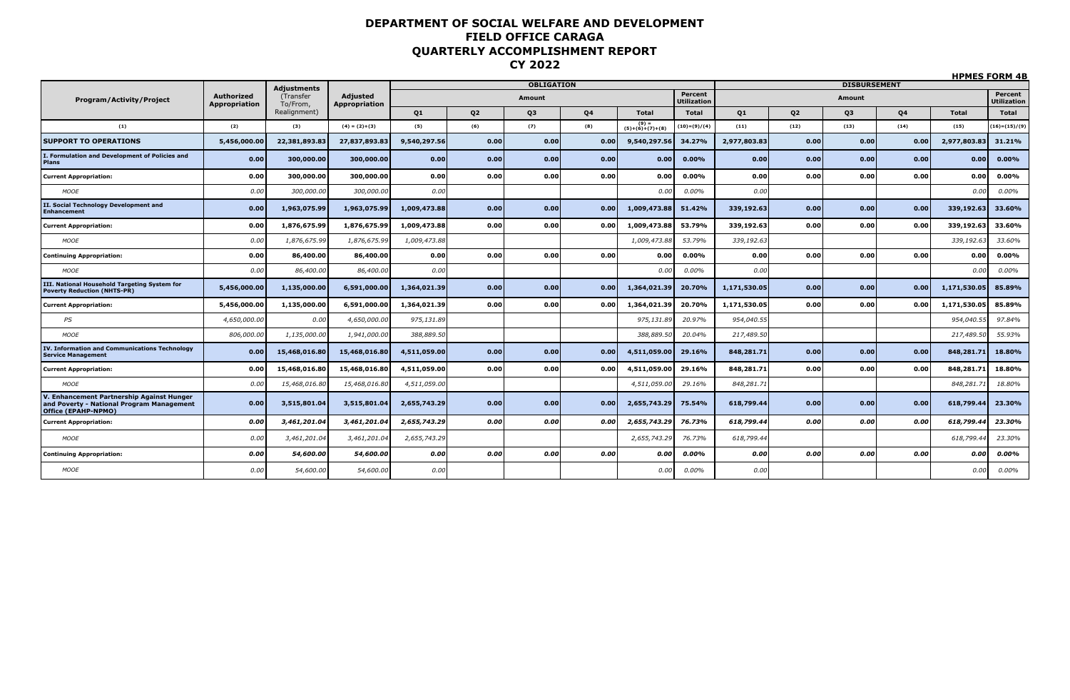# DEPARTMENT OF SOCIAL WELFARE AND DEVELOPMENT
## FIELD OFFICE CARAGA
## QUARTERLY ACCOMPLISHMENT REPORT
## CY 2022

**HPMES FORM 4B**

| Program/Activity/Project | Authorized Appropriation | Adjustments (Transfer To/From, Realignment) | Adjusted Appropriation | OBLIGATION | | | | | | DISBURSEMENT | | | | | |
|---|---|---|---|---|---|---|---|---|---|---|---|---|---|---|---|
| | | | | Amount | | | | | Percent Utilization | Amount | | | | | Percent Utilization |
| | | | | Q1 | Q2 | Q3 | Q4 | Total | Total | Q1 | Q2 | Q3 | Q4 | Total | Total |
| (1) | (2) | (3) | (4) = (2)+(3) | (5) | (6) | (7) | (8) | (9) = (5)+(6)+(7)+(8) | (10)=(9)/(4) | (11) | (12) | (13) | (14) | (15) | (16)=(15)/(9) |
| **SUPPORT TO OPERATIONS** | **5,456,000.00** | **22,381,893.83** | **27,837,893.83** | **9,540,297.56** | **0.00** | **0.00** | **0.00** | **9,540,297.56** | **34.27%** | **2,977,803.83** | **0.00** | **0.00** | **0.00** | **2,977,803.83** | **31.21%** |
| **I. Formulation and Development of Policies and Plans** | **0.00** | **300,000.00** | **300,000.00** | **0.00** | **0.00** | **0.00** | **0.00** | **0.00** | **0.00%** | **0.00** | **0.00** | **0.00** | **0.00** | **0.00** | **0.00%** |
| **Current Appropriation:** | **0.00** | **300,000.00** | **300,000.00** | **0.00** | **0.00** | **0.00** | **0.00** | **0.00** | **0.00%** | **0.00** | **0.00** | **0.00** | **0.00** | **0.00** | **0.00%** |
| *MOOE* | *0.00* | *300,000.00* | *300,000.00* | *0.00* | | | | *0.00* | *0.00%* | *0.00* | | | | *0.00* | *0.00%* |
| **II. Social Technology Development and Enhancement** | **0.00** | **1,963,075.99** | **1,963,075.99** | **1,009,473.88** | **0.00** | **0.00** | **0.00** | **1,009,473.88** | **51.42%** | **339,192.63** | **0.00** | **0.00** | **0.00** | **339,192.63** | **33.60%** |
| **Current Appropriation:** | **0.00** | **1,876,675.99** | **1,876,675.99** | **1,009,473.88** | **0.00** | **0.00** | **0.00** | **1,009,473.88** | **53.79%** | **339,192.63** | **0.00** | **0.00** | **0.00** | **339,192.63** | **33.60%** |
| *MOOE* | *0.00* | *1,876,675.99* | *1,876,675.99* | *1,009,473.88* | | | | *1,009,473.88* | *53.79%* | *339,192.63* | | | | *339,192.63* | *33.60%* |
| **Continuing Appropriation:** | **0.00** | **86,400.00** | **86,400.00** | **0.00** | **0.00** | **0.00** | **0.00** | **0.00** | **0.00%** | **0.00** | **0.00** | **0.00** | **0.00** | **0.00** | **0.00%** |
| *MOOE* | *0.00* | *86,400.00* | *86,400.00* | *0.00* | | | | *0.00* | *0.00%* | *0.00* | | | | *0.00* | *0.00%* |
| **III. National Household Targeting System for Poverty Reduction (NHTS-PR)** | **5,456,000.00** | **1,135,000.00** | **6,591,000.00** | **1,364,021.39** | **0.00** | **0.00** | **0.00** | **1,364,021.39** | **20.70%** | **1,171,530.05** | **0.00** | **0.00** | **0.00** | **1,171,530.05** | **85.89%** |
| **Current Appropriation:** | **5,456,000.00** | **1,135,000.00** | **6,591,000.00** | **1,364,021.39** | **0.00** | **0.00** | **0.00** | **1,364,021.39** | **20.70%** | **1,171,530.05** | **0.00** | **0.00** | **0.00** | **1,171,530.05** | **85.89%** |
| *PS* | *4,650,000.00* | *0.00* | *4,650,000.00* | *975,131.89* | | | | *975,131.89* | *20.97%* | *954,040.55* | | | | *954,040.55* | *97.84%* |
| *MOOE* | *806,000.00* | *1,135,000.00* | *1,941,000.00* | *388,889.50* | | | | *388,889.50* | *20.04%* | *217,489.50* | | | | *217,489.50* | *55.93%* |
| **IV. Information and Communications Technology Service Management** | **0.00** | **15,468,016.80** | **15,468,016.80** | **4,511,059.00** | **0.00** | **0.00** | **0.00** | **4,511,059.00** | **29.16%** | **848,281.71** | **0.00** | **0.00** | **0.00** | **848,281.71** | **18.80%** |
| **Current Appropriation:** | **0.00** | **15,468,016.80** | **15,468,016.80** | **4,511,059.00** | **0.00** | **0.00** | **0.00** | **4,511,059.00** | **29.16%** | **848,281.71** | **0.00** | **0.00** | **0.00** | **848,281.71** | **18.80%** |
| *MOOE* | *0.00* | *15,468,016.80* | *15,468,016.80* | *4,511,059.00* | | | | *4,511,059.00* | *29.16%* | *848,281.71* | | | | *848,281.71* | *18.80%* |
| **V. Enhancement Partnership Against Hunger and Poverty - National Program Management Office (EPAHP-NPMO)** | **0.00** | **3,515,801.04** | **3,515,801.04** | **2,655,743.29** | **0.00** | **0.00** | **0.00** | **2,655,743.29** | **75.54%** | **618,799.44** | **0.00** | **0.00** | **0.00** | **618,799.44** | **23.30%** |
| **Current Appropriation:** | ***0.00*** | ***3,461,201.04*** | ***3,461,201.04*** | ***2,655,743.29*** | ***0.00*** | ***0.00*** | ***0.00*** | ***2,655,743.29*** | ***76.73%*** | ***618,799.44*** | ***0.00*** | ***0.00*** | ***0.00*** | ***618,799.44*** | ***23.30%*** |
| *MOOE* | *0.00* | *3,461,201.04* | *3,461,201.04* | *2,655,743.29* | | | | *2,655,743.29* | *76.73%* | *618,799.44* | | | | *618,799.44* | *23.30%* |
| **Continuing Appropriation:** | ***0.00*** | ***54,600.00*** | ***54,600.00*** | ***0.00*** | ***0.00*** | ***0.00*** | ***0.00*** | ***0.00*** | ***0.00%*** | ***0.00*** | ***0.00*** | ***0.00*** | ***0.00*** | ***0.00*** | ***0.00%*** |
| *MOOE* | *0.00* | *54,600.00* | *54,600.00* | *0.00* | | | | *0.00* | *0.00%* | *0.00* | | | | *0.00* | *0.00%* |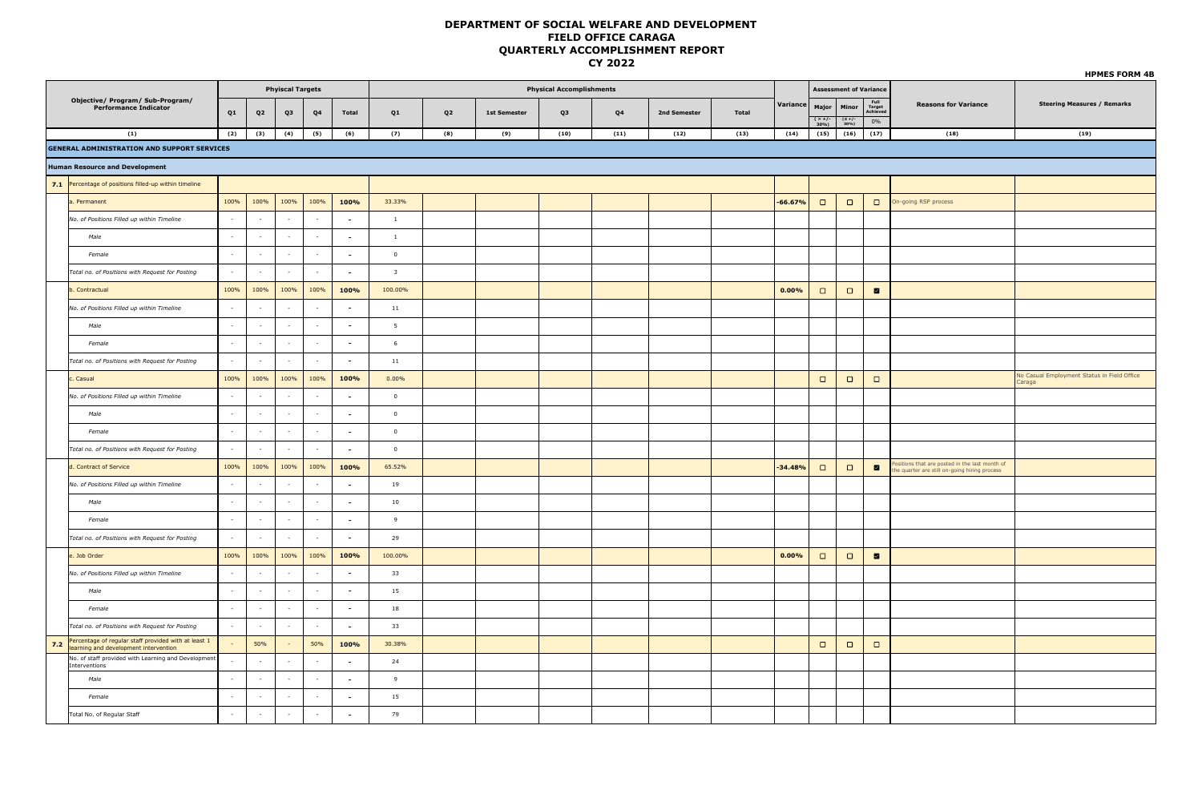# DEPARTMENT OF SOCIAL WELFARE AND DEVELOPMENT
## FIELD OFFICE CARAGA
## QUARTERLY ACCOMPLISHMENT REPORT
## CY 2022

**HPMES FORM 4B**

| | Objective/ Program/ Sub-Program/ Performance Indicator | Phyisical Targets | | | | | Physical Accomplishments | | | | | | | Variance | Assessment of Variance | | | Reasons for Variance | Steering Measures / Remarks |
|---|---|---|---|---|---|---|---|---|---|---|---|---|---|---|---|---|---|---|---|
| | | Q1 | Q2 | Q3 | Q4 | Total | Q1 | Q2 | 1st Semester | Q3 | Q4 | 2nd Semester | Total | | Major ( > +/- 30%) | Minor (≤ +/- 30%) | Full Target Achieved 0% | | |
| | (1) | (2) | (3) | (4) | (5) | (6) | (7) | (8) | (9) | (10) | (11) | (12) | (13) | (14) | (15) | (16) | (17) | (18) | (19) |
| **GENERAL ADMINISTRATION AND SUPPORT SERVICES** | | | | | | | | | | | | | | | | | | | |
| **Human Resource and Development** | | | | | | | | | | | | | | | | | | | |
| 7.1 | Percentage of positions filled-up within timeline | | | | | | | | | | | | | | | | | | |
| | a. Permanent | 100% | 100% | 100% | 100% | 100% | 33.33% | | | | | | | -66.67% | ☐ | ☐ | ☐ | On-going RSP process | |
| | *No. of Positions Filled up within Timeline* | - | - | - | - | - | 1 | | | | | | | | | | | | |
| | *Male* | - | - | - | - | - | 1 | | | | | | | | | | | | |
| | *Female* | - | - | - | - | - | 0 | | | | | | | | | | | | |
| | *Total no. of Positions with Request for Posting* | - | - | - | - | - | 3 | | | | | | | | | | | | |
| | b. Contractual | 100% | 100% | 100% | 100% | 100% | 100.00% | | | | | | | 0.00% | ☐ | ☐ | ☑ | | |
| | *No. of Positions Filled up within Timeline* | - | - | - | - | - | 11 | | | | | | | | | | | | |
| | *Male* | - | - | - | - | - | 5 | | | | | | | | | | | | |
| | *Female* | - | - | - | - | - | 6 | | | | | | | | | | | | |
| | *Total no. of Positions with Request for Posting* | - | - | - | - | - | 11 | | | | | | | | | | | | |
| | c. Casual | 100% | 100% | 100% | 100% | 100% | 0.00% | | | | | | | | ☐ | ☐ | ☐ | | No Casual Employment Status in Field Office Caraga |
| | *No. of Positions Filled up within Timeline* | - | - | - | - | - | 0 | | | | | | | | | | | | |
| | *Male* | - | - | - | - | - | 0 | | | | | | | | | | | | |
| | *Female* | - | - | - | - | - | 0 | | | | | | | | | | | | |
| | *Total no. of Positions with Request for Posting* | - | - | - | - | - | 0 | | | | | | | | | | | | |
| | d. Contract of Service | 100% | 100% | 100% | 100% | 100% | 65.52% | | | | | | | -34.48% | ☐ | ☐ | ☑ | Positions that are posted in the last month of the quarter are still on-going hiring process | |
| | *No. of Positions Filled up within Timeline* | - | - | - | - | - | 19 | | | | | | | | | | | | |
| | *Male* | - | - | - | - | - | 10 | | | | | | | | | | | | |
| | *Female* | - | - | - | - | - | 9 | | | | | | | | | | | | |
| | *Total no. of Positions with Request for Posting* | - | - | - | - | - | 29 | | | | | | | | | | | | |
| | e. Job Order | 100% | 100% | 100% | 100% | 100% | 100.00% | | | | | | | 0.00% | ☐ | ☐ | ☑ | | |
| | *No. of Positions Filled up within Timeline* | - | - | - | - | - | 33 | | | | | | | | | | | | |
| | *Male* | - | - | - | - | - | 15 | | | | | | | | | | | | |
| | *Female* | - | - | - | - | - | 18 | | | | | | | | | | | | |
| | *Total no. of Positions with Request for Posting* | - | - | - | - | - | 33 | | | | | | | | | | | | |
| 7.2 | Percentage of regular staff provided with at least 1 learning and development intervention | - | 50% | - | 50% | 100% | 30.38% | | | | | | | | ☐ | ☐ | ☐ | | |
| | No. of staff provided with Learning and Development Interventions | - | - | - | - | - | 24 | | | | | | | | | | | | |
| | *Male* | - | - | - | - | - | 9 | | | | | | | | | | | | |
| | *Female* | - | - | - | - | - | 15 | | | | | | | | | | | | |
| | Total No. of Regular Staff | - | - | - | - | - | 79 | | | | | | | | | | | | |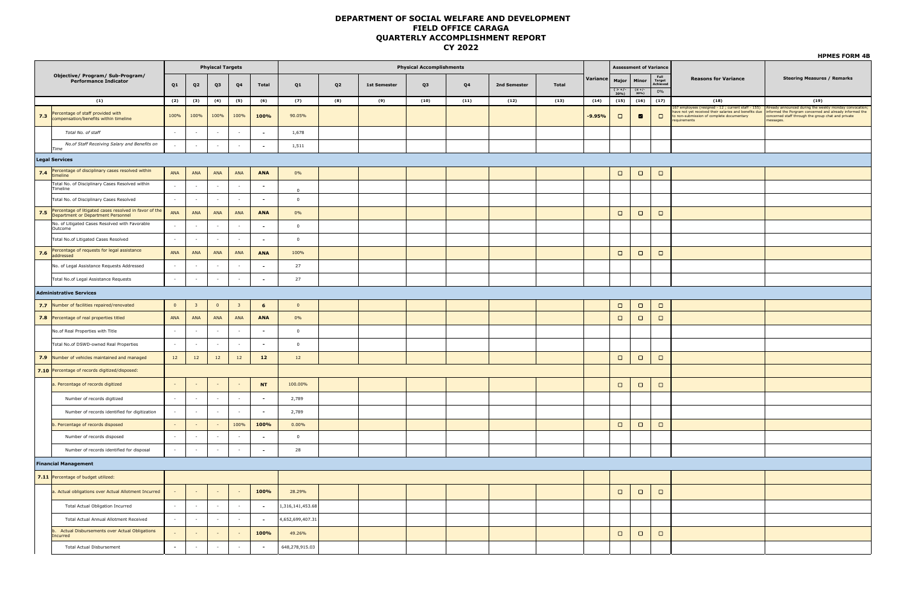# DEPARTMENT OF SOCIAL WELFARE AND DEVELOPMENT
## FIELD OFFICE CARAGA
## QUARTERLY ACCOMPLISHMENT REPORT
## CY 2022

**HPMES FORM 4B**

| | Objective/ Program/ Sub-Program/ Performance Indicator | Phyiscal Targets | | | | | Physical Accomplishments | | | | | | | Variance | Assessment of Variance | | | Reasons for Variance | Steering Measures / Remarks |
|---|---|---|---|---|---|---|---|---|---|---|---|---|---|---|---|---|---|---|---|
| | | Q1 | Q2 | Q3 | Q4 | Total | Q1 | Q2 | 1st Semester | Q3 | Q4 | 2nd Semester | Total | | Major ( > +/- 30%) | Minor (≤ +/- 30%) | Full Target Achieved 0% | | |
| | (1) | (2) | (3) | (4) | (5) | (6) | (7) | (8) | (9) | (10) | (11) | (12) | (13) | (14) | (15) | (16) | (17) | (18) | (19) |
| 7.3 | Percentage of staff provided with compensation/benefits within timeline | 100% | 100% | 100% | 100% | 100% | 90.05% | | | | | | | -9.95% | ☐ | ☑ | ☐ | 167 employees (resigned - 12 ; current staff - 155) have not yet received their salaries and benefits due to non-submission of complete documentary requirements | Already announced during the weekly monday convocation; informed the Porgram concerned and already informed the concerned staff through the group chat and private messages. |
| | *Total No. of staff* | - | - | - | - | - | 1,678 | | | | | | | | | | | | |
| | *No.of Staff Receiving Salary and Benefits on Time* | - | - | - | - | - | 1,511 | | | | | | | | | | | | |
| **Legal Services** | | | | | | | | | | | | | | | | | | | |
| 7.4 | Percentage of disciplinary cases resolved within timeline | ANA | ANA | ANA | ANA | ANA | 0% | | | | | | | | ☐ | ☐ | ☐ | | |
| | Total No. of Disciplinary Cases Resolved within Timeline | - | - | - | - | - | 0 | | | | | | | | | | | | |
| | Total No. of Disciplinary Cases Resolved | - | - | - | - | - | 0 | | | | | | | | | | | | |
| 7.5 | Percentage of litigated cases resolved in favor of the Department or Department Personnel | ANA | ANA | ANA | ANA | ANA | 0% | | | | | | | | ☐ | ☐ | ☐ | | |
| | No. of Litigated Cases Resolved with Favorable Outcome | - | - | - | - | - | 0 | | | | | | | | | | | | |
| | Total No.of Litigated Cases Resolved | - | - | - | - | - | 0 | | | | | | | | | | | | |
| 7.6 | Percentage of requests for legal assistance addressed | ANA | ANA | ANA | ANA | ANA | 100% | | | | | | | | ☐ | ☐ | ☐ | | |
| | No. of Legal Assistance Requests Addressed | - | - | - | - | - | 27 | | | | | | | | | | | | |
| | Total No.of Legal Assistance Requests | - | - | - | - | - | 27 | | | | | | | | | | | | |
| **Administrative Services** | | | | | | | | | | | | | | | | | | | |
| 7.7 | Number of facilities repaired/renovated | 0 | 3 | 0 | 3 | 6 | 0 | | | | | | | | ☐ | ☐ | ☐ | | |
| 7.8 | Percentage of real properties titled | ANA | ANA | ANA | ANA | ANA | 0% | | | | | | | | ☐ | ☐ | ☐ | | |
| | No.of Real Properties with Title | - | - | - | - | - | 0 | | | | | | | | | | | | |
| | Total No.of DSWD-owned Real Properties | - | - | - | - | - | 0 | | | | | | | | | | | | |
| 7.9 | Number of vehicles maintained and managed | 12 | 12 | 12 | 12 | 12 | 12 | | | | | | | | ☐ | ☐ | ☐ | | |
| 7.10 | Percentage of records digitized/disposed: | | | | | | | | | | | | | | | | | | |
| | a. Percentage of records digitized | - | - | - | - | NT | 100.00% | | | | | | | | ☐ | ☐ | ☐ | | |
| | Number of records digitized | - | - | - | - | - | 2,789 | | | | | | | | | | | | |
| | Number of records identified for digitization | - | - | - | - | - | 2,789 | | | | | | | | | | | | |
| | b. Percentage of records disposed | - | - | - | 100% | 100% | 0.00% | | | | | | | | ☐ | ☐ | ☐ | | |
| | Number of records disposed | - | - | - | - | - | 0 | | | | | | | | | | | | |
| | Number of records identified for disposal | - | - | - | - | - | 28 | | | | | | | | | | | | |
| **Financial Management** | | | | | | | | | | | | | | | | | | | |
| 7.11 | Percentage of budget utilized: | | | | | | | | | | | | | | | | | | |
| | a. Actual obligations over Actual Allotment Incurred | - | - | - | - | 100% | 28.29% | | | | | | | | ☐ | ☐ | ☐ | | |
| | Total Actual Obligation Incurred | - | - | - | - | - | 1,316,141,453.68 | | | | | | | | | | | | |
| | Total Actual Annual Allotment Received | - | - | - | - | - | 4,652,699,407.31 | | | | | | | | | | | | |
| | b. Actual Disbursements over Actual Obligations Incurred | - | - | - | - | 100% | 49.26% | | | | | | | | ☐ | ☐ | ☐ | | |
| | Total Actual Disbursement | - | - | - | - | - | 648,278,915.03 | | | | | | | | | | | | |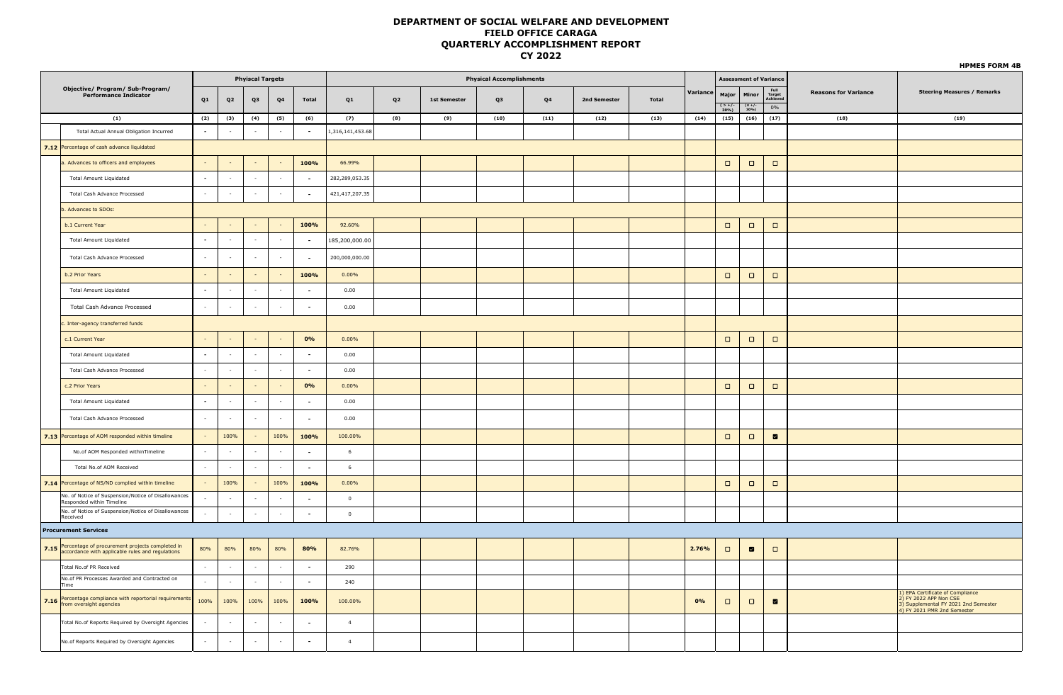# DEPARTMENT OF SOCIAL WELFARE AND DEVELOPMENT
# FIELD OFFICE CARAGA
# QUARTERLY ACCOMPLISHMENT REPORT
# CY 2022

**HPMES FORM 4B**

| Objective/ Program/ Sub-Program/ Performance Indicator | | Phyiscal Targets | | | | | Physical Accomplishments | | | | | | | | Variance | Assessment of Variance | | | Reasons for Variance | Steering Measures / Remarks |
|---|---|---|---|---|---|---|---|---|---|---|---|---|---|---|---|---|---|---|---|---|
| | | Q1 | Q2 | Q3 | Q4 | Total | Q1 | Q2 | 1st Semester | Q3 | Q4 | 2nd Semester | Total | | Major (> +/- 30%) | Minor (≤ +/- 30%) | Full Target Achieved 0% | | |
| (1) | | (2) | (3) | (4) | (5) | (6) | (7) | (8) | (9) | (10) | (11) | (12) | (13) | (14) | (15) | (16) | (17) | (18) | (19) |
| | Total Actual Annual Obligation Incurred | - | - | - | - | - | 1,316,141,453.68 | | | | | | | | | | | | |
| 7.12 | Percentage of cash advance liquidated | | | | | | | | | | | | | | | | | | |
| | a. Advances to officers and employees | - | - | - | - | 100% | 66.99% | | | | | | | | ☐ | ☐ | ☐ | | |
| | Total Amount Liquidated | - | - | - | - | - | 282,289,053.35 | | | | | | | | | | | | |
| | Total Cash Advance Processed | - | - | - | - | - | 421,417,207.35 | | | | | | | | | | | | |
| | b. Advances to SDOs: | | | | | | | | | | | | | | | | | | |
| | b.1 Current Year | - | - | - | - | 100% | 92.60% | | | | | | | | ☐ | ☐ | ☐ | | |
| | Total Amount Liquidated | - | - | - | - | - | 185,200,000.00 | | | | | | | | | | | | |
| | Total Cash Advance Processed | - | - | - | - | - | 200,000,000.00 | | | | | | | | | | | | |
| | b.2 Prior Years | - | - | - | - | 100% | 0.00% | | | | | | | | ☐ | ☐ | ☐ | | |
| | Total Amount Liquidated | - | - | - | - | - | 0.00 | | | | | | | | | | | | |
| | Total Cash Advance Processed | - | - | - | - | - | 0.00 | | | | | | | | | | | | |
| | c. Inter-agency transferred funds | | | | | | | | | | | | | | | | | | |
| | c.1 Current Year | - | - | - | - | 0% | 0.00% | | | | | | | | ☐ | ☐ | ☐ | | |
| | Total Amount Liquidated | - | - | - | - | - | 0.00 | | | | | | | | | | | | |
| | Total Cash Advance Processed | - | - | - | - | - | 0.00 | | | | | | | | | | | | |
| | c.2 Prior Years | - | - | - | - | 0% | 0.00% | | | | | | | | ☐ | ☐ | ☐ | | |
| | Total Amount Liquidated | - | - | - | - | - | 0.00 | | | | | | | | | | | | |
| | Total Cash Advance Processed | - | - | - | - | - | 0.00 | | | | | | | | | | | | |
| 7.13 | Percentage of AOM responded within timeline | - | 100% | - | 100% | 100% | 100.00% | | | | | | | | ☐ | ☐ | ☑ | | |
| | No.of AOM Responded withinTimeline | - | - | - | - | - | 6 | | | | | | | | | | | | |
| | Total No.of AOM Received | - | - | - | - | - | 6 | | | | | | | | | | | | |
| 7.14 | Percentage of NS/ND complied within timeline | - | 100% | - | 100% | 100% | 0.00% | | | | | | | | ☐ | ☐ | ☐ | | |
| | No. of Notice of Suspension/Notice of Disallowances Responded within Timeline | - | - | - | - | - | 0 | | | | | | | | | | | | |
| | No. of Notice of Suspension/Notice of Disallowances Received | - | - | - | - | - | 0 | | | | | | | | | | | | |
| **Procurement Services** | | | | | | | | | | | | | | | | | | | |
| 7.15 | Percentage of procurement projects completed in accordance with applicable rules and regulations | 80% | 80% | 80% | 80% | 80% | 82.76% | | | | | | | 2.76% | ☐ | ☑ | ☐ | | |
| | Total No.of PR Received | - | - | - | - | - | 290 | | | | | | | | | | | | |
| | No.of PR Processes Awarded and Contracted on Time | - | - | - | - | - | 240 | | | | | | | | | | | | |
| 7.16 | Percentage compliance with reportorial requirements from oversight agencies | 100% | 100% | 100% | 100% | 100% | 100.00% | | | | | | | 0% | ☐ | ☐ | ☑ | | 1) EPA Certificate of Compliance 2) FY 2022 APP Non CSE 3) Supplemental FY 2021 2nd Semester 4) FY 2021 PMR 2nd Semester |
| | Total No.of Reports Required by Oversight Agencies | - | - | - | - | - | 4 | | | | | | | | | | | | |
| | No.of Reports Required by Oversight Agencies | - | - | - | - | - | 4 | | | | | | | | | | | | |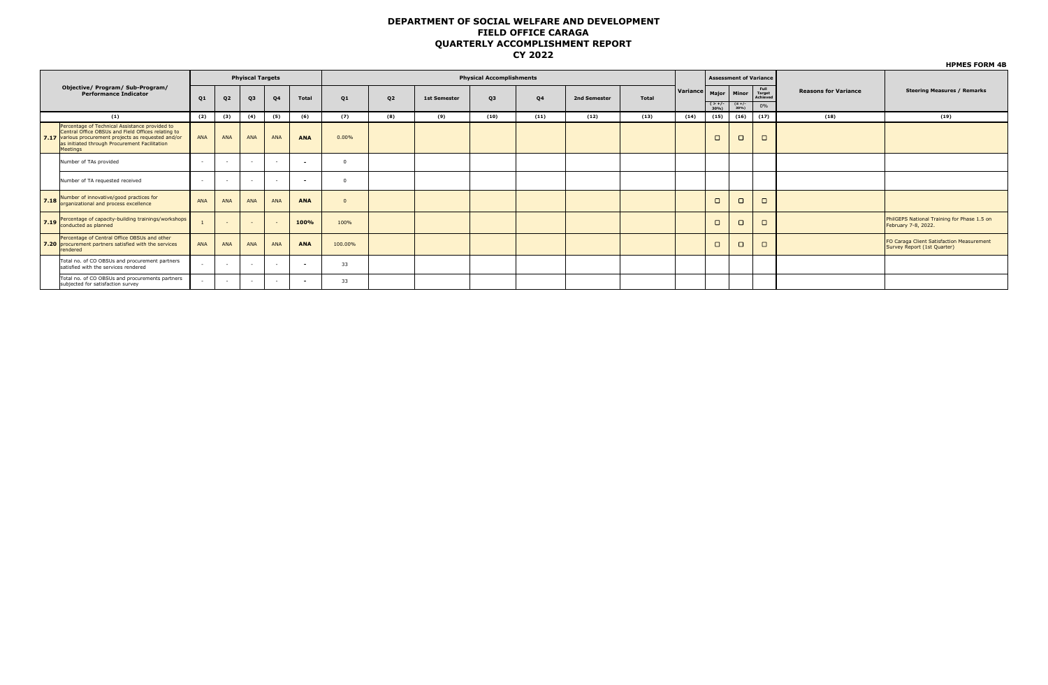# DEPARTMENT OF SOCIAL WELFARE AND DEVELOPMENT
## FIELD OFFICE CARAGA
## QUARTERLY ACCOMPLISHMENT REPORT
## CY 2022

**HPMES FORM 4B**

| | Objective/ Program/ Sub-Program/ Performance Indicator | Phyiscal Targets | | | | | Physical Accomplishments | | | | | | | Variance | Assessment of Variance | | | Reasons for Variance | Steering Measures / Remarks |
|---|---|---|---|---|---|---|---|---|---|---|---|---|---|---|---|---|---|---|---|
| | | Q1 | Q2 | Q3 | Q4 | Total | Q1 | Q2 | 1st Semester | Q3 | Q4 | 2nd Semester | Total | | Major ( > +/- 30%) | Minor (≤ +/- 30%) | Full Target Achieved 0% | | |
| | (1) | (2) | (3) | (4) | (5) | (6) | (7) | (8) | (9) | (10) | (11) | (12) | (13) | (14) | (15) | (16) | (17) | (18) | (19) |
| **7.17** | Percentage of Technical Assistance provided to Central Office OBSUs and Field Offices relating to various procurement projects as requested and/or as initiated through Procurement Facilitation Meetings | ANA | ANA | ANA | ANA | **ANA** | 0.00% | | | | | | | | ☐ | ☐ | ☐ | | |
| | Number of TAs provided | - | - | - | - | **-** | 0 | | | | | | | | | | | | |
| | Number of TA requested received | - | - | - | - | **-** | 0 | | | | | | | | | | | | |
| **7.18** | Number of innovative/good practices for organizational and process excellence | ANA | ANA | ANA | ANA | **ANA** | 0 | | | | | | | | ☐ | ☐ | ☐ | | |
| **7.19** | Percentage of capacity-building trainings/workshops conducted as planned | 1 | - | - | - | **100%** | 100% | | | | | | | | ☐ | ☐ | ☐ | | PhilGEPS National Training for Phase 1.5 on February 7-8, 2022. |
| **7.20** | Percentage of Central Office OBSUs and other procurement partners satisfied with the services rendered | ANA | ANA | ANA | ANA | **ANA** | 100.00% | | | | | | | | ☐ | ☐ | ☐ | | FO Caraga Client Satisfaction Measurement Survey Report (1st Quarter) |
| | Total no. of CO OBSUs and procurement partners satisfied with the services rendered | - | - | - | - | **-** | 33 | | | | | | | | | | | | |
| | Total no. of CO OBSUs and procurements partners subjected for satisfaction survey | - | - | - | - | **-** | 33 | | | | | | | | | | | | |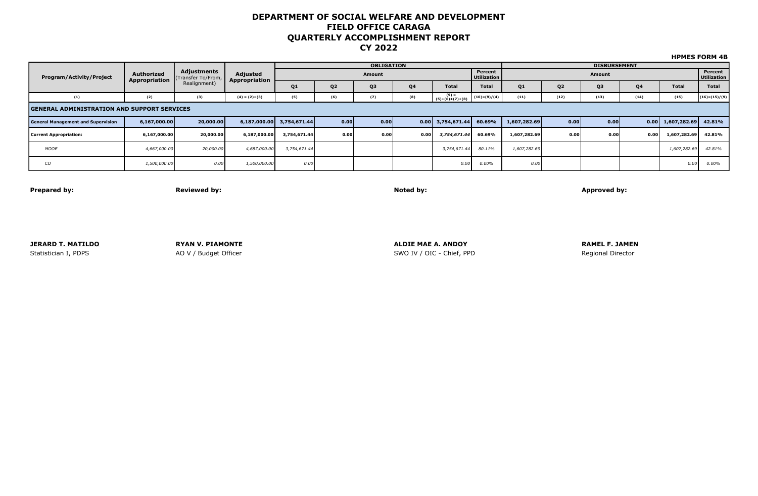# DEPARTMENT OF SOCIAL WELFARE AND DEVELOPMENT
# FIELD OFFICE CARAGA
# QUARTERLY ACCOMPLISHMENT REPORT
# CY 2022

**HPMES FORM 4B**

| Program/Activity/Project | Authorized Appropriation | Adjustments (Transfer To/From, Realignment) | Adjusted Appropriation | OBLIGATION | | | | | | DISBURSEMENT | | | | | |
|---|---|---|---|---|---|---|---|---|---|---|---|---|---|---|---|
| | | | | Amount | | | | | Percent Utilization | Amount | | | | | Percent Utilization |
| | | | | Q1 | Q2 | Q3 | Q4 | Total | Total | Q1 | Q2 | Q3 | Q4 | Total | Total |
| (1) | (2) | (3) | (4) = (2)+(3) | (5) | (6) | (7) | (8) | (9) = (5)+(6)+(7)+(8) | (10)=(9)/(4) | (11) | (12) | (13) | (14) | (15) | (16)=(15)/(9) |
| **GENERAL ADMINISTRATION AND SUPPORT SERVICES** | | | | | | | | | | | | | | | |
| **General Management and Supervision** | **6,167,000.00** | **20,000.00** | **6,187,000.00** | **3,754,671.44** | **0.00** | **0.00** | **0.00** | **3,754,671.44** | **60.69%** | **1,607,282.69** | **0.00** | **0.00** | **0.00** | **1,607,282.69** | **42.81%** |
| **Current Appropriation:** | **6,167,000.00** | **20,000.00** | **6,187,000.00** | **3,754,671.44** | **0.00** | **0.00** | **0.00** | ***3,754,671.44*** | **60.69%** | **1,607,282.69** | **0.00** | **0.00** | **0.00** | **1,607,282.69** | **42.81%** |
| *MOOE* | *4,667,000.00* | *20,000.00* | *4,687,000.00* | *3,754,671.44* | | | | *3,754,671.44* | *80.11%* | *1,607,282.69* | | | | *1,607,282.69* | *42.81%* |
| *CO* | *1,500,000.00* | *0.00* | *1,500,000.00* | *0.00* | | | | *0.00* | *0.00%* | *0.00* | | | | *0.00* | *0.00%* |

**Prepared by:**

**JERARD T. MATILDO**
Statistician I, PDPS

**Reviewed by:**

**RYAN V. PIAMONTE**
AO V / Budget Officer

**Noted by:**

**ALDIE MAE A. ANDOY**
SWO IV / OIC - Chief, PPD

**Approved by:**

**RAMEL F. JAMEN**
Regional Director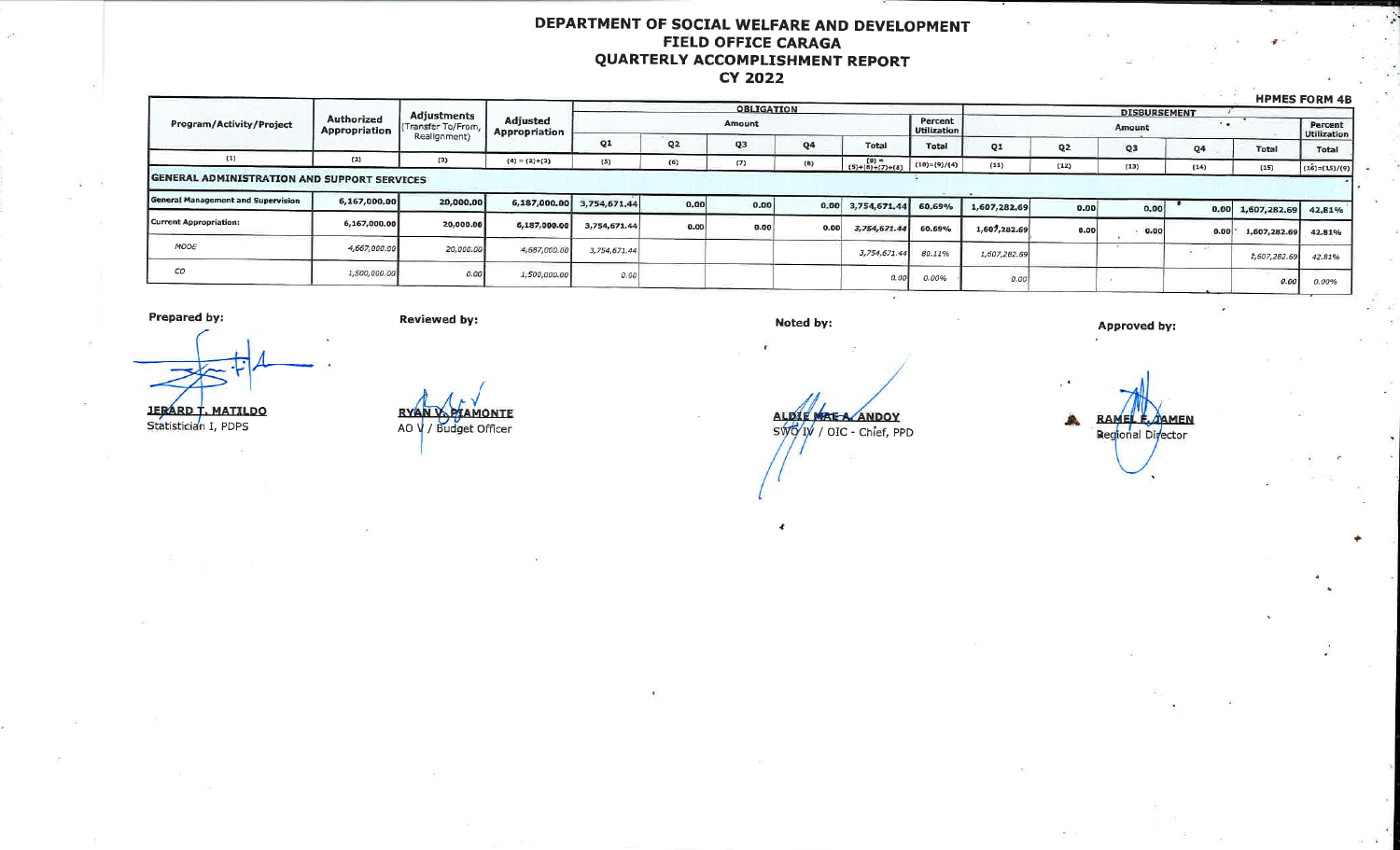# DEPARTMENT OF SOCIAL WELFARE AND DEVELOPMENT
## FIELD OFFICE CARAGA
## QUARTERLY ACCOMPLISHMENT REPORT
## CY 2022

HPMES FORM 4B

| Program/Activity/Project | Authorized Appropriation | Adjustments (Transfer To/From, Realignment) | Adjusted Appropriation | OBLIGATION | | | | | | DISBURSEMENT | | | | | |
|---|---|---|---|---|---|---|---|---|---|---|---|---|---|---|---|
| | | | | Amount | | | | | Percent Utilization | Amount | | | | | Percent Utilization |
| | | | | Q1 | Q2 | Q3 | Q4 | Total | Total | Q1 | Q2 | Q3 | Q4 | Total | Total |
| (1) | (2) | (3) | (4) = (2)+(3) | (5) | (6) | (7) | (8) | (9) = (5)+(6)+(7)+(8) | (10)=(9)/(4) | (11) | (12) | (13) | (14) | (15) | (16)=(15)/(9) |
| **GENERAL ADMINISTRATION AND SUPPORT SERVICES** | | | | | | | | | | | | | | | |
| General Management and Supervision | 6,167,000.00 | 20,000.00 | 6,187,000.00 | 3,754,671.44 | 0.00 | 0.00 | 0.00 | 3,754,671.44 | 60.69% | 1,607,282.69 | 0.00 | 0.00 | 0.00 | 1,607,282.69 | 42.81% |
| Current Appropriation: | 6,167,000.00 | 20,000.00 | 6,187,000.00 | 3,754,671.44 | 0.00 | 0.00 | 0.00 | 3,754,671.44 | 60.69% | 1,607,282.69 | 0.00 | 0.00 | 0.00 | 1,607,282.69 | 42.81% |
| MOOE | 4,667,000.00 | 20,000.00 | 4,687,000.00 | 3,754,671.44 | | | | 3,754,671.44 | 80.11% | 1,607,282.69 | | | | 1,607,282.69 | 42.81% |
| CO | 1,500,000.00 | 0.00 | 1,500,000.00 | 0.00 | | | | 0.00 | 0.00% | 0.00 | | | | 0.00 | 0.00% |

Prepared by:

JERARD T. MATILDO
Statistician I, PDPS

Reviewed by:

RYAN V. PIAMONTE
AO V / Budget Officer

Noted by:

ALDIE MAE A. ANDOY
SWO IV / OIC - Chief, PPD

Approved by:

RAMEL F. JAMEN
Regional Director